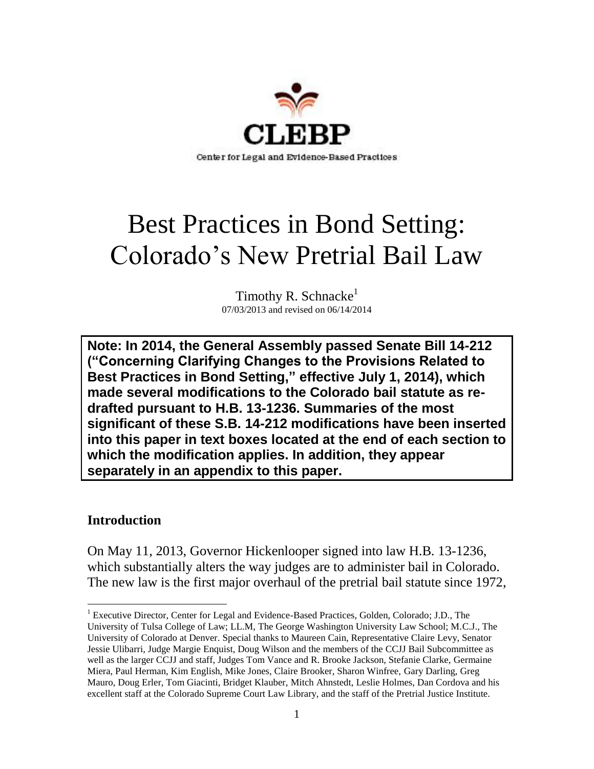CLEBP

Center for Legal and Evidence-Based Practices

# Best Practices in Bond Setting: Colorado's New Pretrial Bail Law

Timothy R. Schnacke[1]

07/03/2013 and revised on 06/14/2014

**Note: In 2014, the General Assembly passed Senate Bill 14-212 ("Concerning Clarifying Changes to the Provisions Related to Best Practices in Bond Setting," effective July 1, 2014), which made several modifications to the Colorado bail statute as re-drafted pursuant to H.B. 13-1236. Summaries of the most significant of these S.B. 14-212 modifications have been inserted into this paper in text boxes located at the end of each section to which the modification applies. In addition, they appear separately in an appendix to this paper.**

## Introduction

On May 11, 2013, Governor Hickenlooper signed into law H.B. 13-1236, which substantially alters the way judges are to administer bail in Colorado. The new law is the first major overhaul of the pretrial bail statute since 1972,

---

[1] Executive Director, Center for Legal and Evidence-Based Practices, Golden, Colorado; J.D., The University of Tulsa College of Law; LL.M, The George Washington University Law School; M.C.J., The University of Colorado at Denver. Special thanks to Maureen Cain, Representative Claire Levy, Senator Jessie Ulibarri, Judge Margie Enquist, Doug Wilson and the members of the CCJJ Bail Subcommittee as well as the larger CCJJ and staff, Judges Tom Vance and R. Brooke Jackson, Stefanie Clarke, Germaine Miera, Paul Herman, Kim English, Mike Jones, Claire Brooker, Sharon Winfree, Gary Darling, Greg Mauro, Doug Erler, Tom Giacinti, Bridget Klauber, Mitch Ahnstedt, Leslie Holmes, Dan Cordova and his excellent staff at the Colorado Supreme Court Law Library, and the staff of the Pretrial Justice Institute.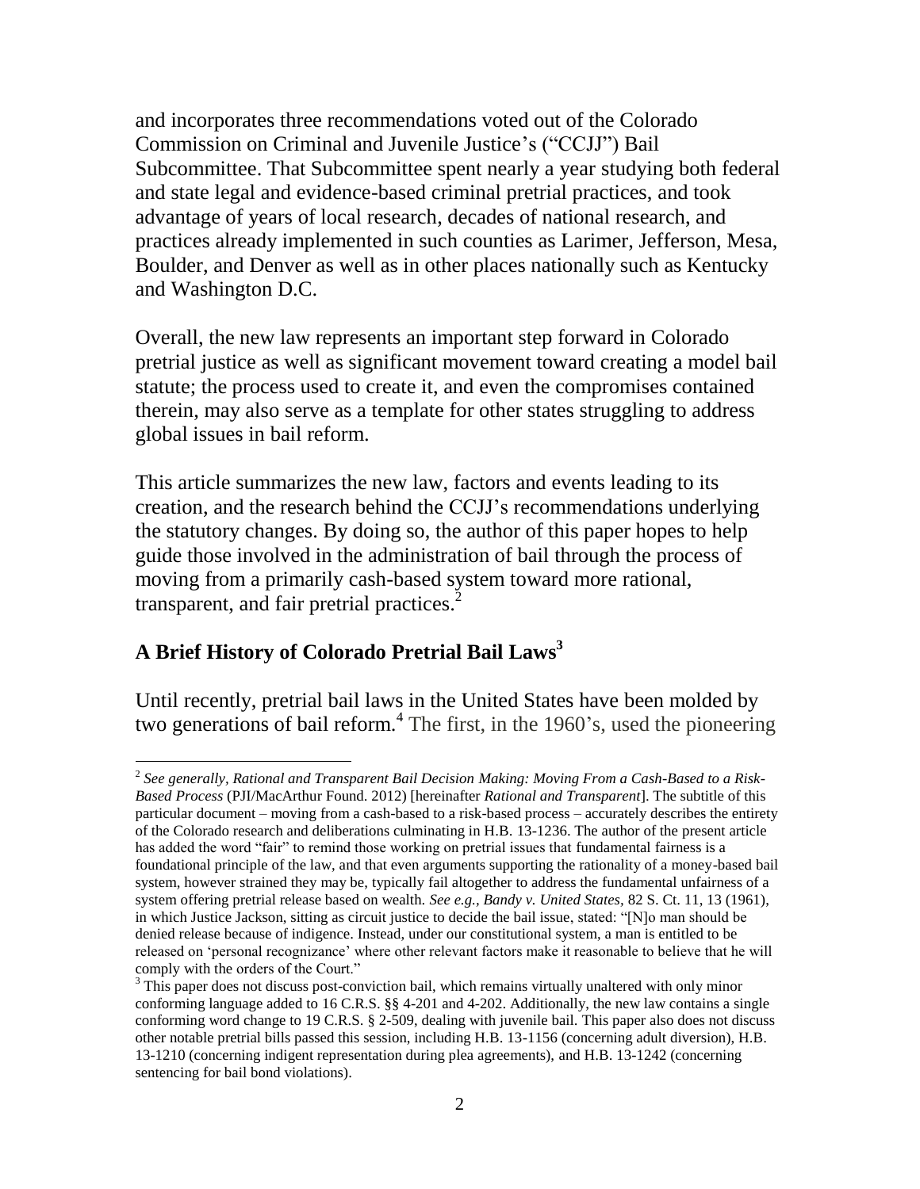and incorporates three recommendations voted out of the Colorado Commission on Criminal and Juvenile Justice's ("CCJJ") Bail Subcommittee. That Subcommittee spent nearly a year studying both federal and state legal and evidence-based criminal pretrial practices, and took advantage of years of local research, decades of national research, and practices already implemented in such counties as Larimer, Jefferson, Mesa, Boulder, and Denver as well as in other places nationally such as Kentucky and Washington D.C.

Overall, the new law represents an important step forward in Colorado pretrial justice as well as significant movement toward creating a model bail statute; the process used to create it, and even the compromises contained therein, may also serve as a template for other states struggling to address global issues in bail reform.

This article summarizes the new law, factors and events leading to its creation, and the research behind the CCJJ's recommendations underlying the statutory changes. By doing so, the author of this paper hopes to help guide those involved in the administration of bail through the process of moving from a primarily cash-based system toward more rational, transparent, and fair pretrial practices.[2]

## A Brief History of Colorado Pretrial Bail Laws[3]

Until recently, pretrial bail laws in the United States have been molded by two generations of bail reform.[4] The first, in the 1960's, used the pioneering

---

[2] *See generally*, *Rational and Transparent Bail Decision Making: Moving From a Cash-Based to a Risk-Based Process* (PJI/MacArthur Found. 2012) [hereinafter *Rational and Transparent*]. The subtitle of this particular document – moving from a cash-based to a risk-based process – accurately describes the entirety of the Colorado research and deliberations culminating in H.B. 13-1236. The author of the present article has added the word "fair" to remind those working on pretrial issues that fundamental fairness is a foundational principle of the law, and that even arguments supporting the rationality of a money-based bail system, however strained they may be, typically fail altogether to address the fundamental unfairness of a system offering pretrial release based on wealth. *See e.g., Bandy v. United States*, 82 S. Ct. 11, 13 (1961), in which Justice Jackson, sitting as circuit justice to decide the bail issue, stated: "[N]o man should be denied release because of indigence. Instead, under our constitutional system, a man is entitled to be released on 'personal recognizance' where other relevant factors make it reasonable to believe that he will comply with the orders of the Court."

[3] This paper does not discuss post-conviction bail, which remains virtually unaltered with only minor conforming language added to 16 C.R.S. §§ 4-201 and 4-202. Additionally, the new law contains a single conforming word change to 19 C.R.S. § 2-509, dealing with juvenile bail. This paper also does not discuss other notable pretrial bills passed this session, including H.B. 13-1156 (concerning adult diversion), H.B. 13-1210 (concerning indigent representation during plea agreements), and H.B. 13-1242 (concerning sentencing for bail bond violations).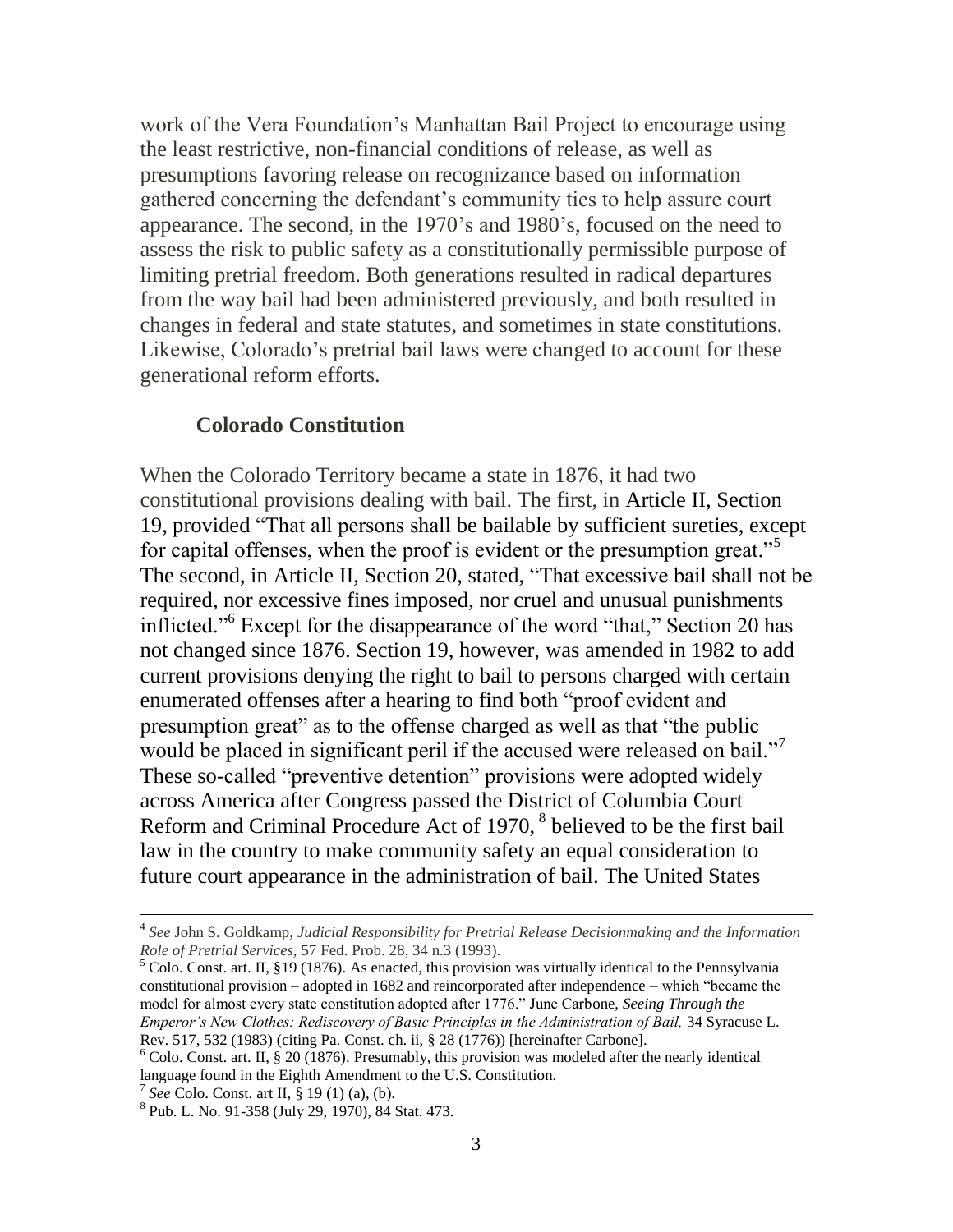work of the Vera Foundation's Manhattan Bail Project to encourage using the least restrictive, non-financial conditions of release, as well as presumptions favoring release on recognizance based on information gathered concerning the defendant's community ties to help assure court appearance. The second, in the 1970's and 1980's, focused on the need to assess the risk to public safety as a constitutionally permissible purpose of limiting pretrial freedom. Both generations resulted in radical departures from the way bail had been administered previously, and both resulted in changes in federal and state statutes, and sometimes in state constitutions. Likewise, Colorado's pretrial bail laws were changed to account for these generational reform efforts.

### Colorado Constitution

When the Colorado Territory became a state in 1876, it had two constitutional provisions dealing with bail. The first, in Article II, Section 19, provided "That all persons shall be bailable by sufficient sureties, except for capital offenses, when the proof is evident or the presumption great."[5] The second, in Article II, Section 20, stated, "That excessive bail shall not be required, nor excessive fines imposed, nor cruel and unusual punishments inflicted."[6] Except for the disappearance of the word "that," Section 20 has not changed since 1876. Section 19, however, was amended in 1982 to add current provisions denying the right to bail to persons charged with certain enumerated offenses after a hearing to find both "proof evident and presumption great" as to the offense charged as well as that "the public would be placed in significant peril if the accused were released on bail."[7] These so-called "preventive detention" provisions were adopted widely across America after Congress passed the District of Columbia Court Reform and Criminal Procedure Act of 1970,[8] believed to be the first bail law in the country to make community safety an equal consideration to future court appearance in the administration of bail. The United States

---

[4] *See* John S. Goldkamp, *Judicial Responsibility for Pretrial Release Decisionmaking and the Information Role of Pretrial Services,* 57 Fed. Prob. 28, 34 n.3 (1993).

[5] Colo. Const. art. II, §19 (1876). As enacted, this provision was virtually identical to the Pennsylvania constitutional provision – adopted in 1682 and reincorporated after independence – which "became the model for almost every state constitution adopted after 1776." June Carbone, *Seeing Through the Emperor's New Clothes: Rediscovery of Basic Principles in the Administration of Bail,* 34 Syracuse L. Rev. 517, 532 (1983) (citing Pa. Const. ch. ii, § 28 (1776)) [hereinafter Carbone].

[6] Colo. Const. art. II, § 20 (1876). Presumably, this provision was modeled after the nearly identical language found in the Eighth Amendment to the U.S. Constitution.

[7] *See* Colo. Const. art II, § 19 (1) (a), (b).

[8] Pub. L. No. 91-358 (July 29, 1970), 84 Stat. 473.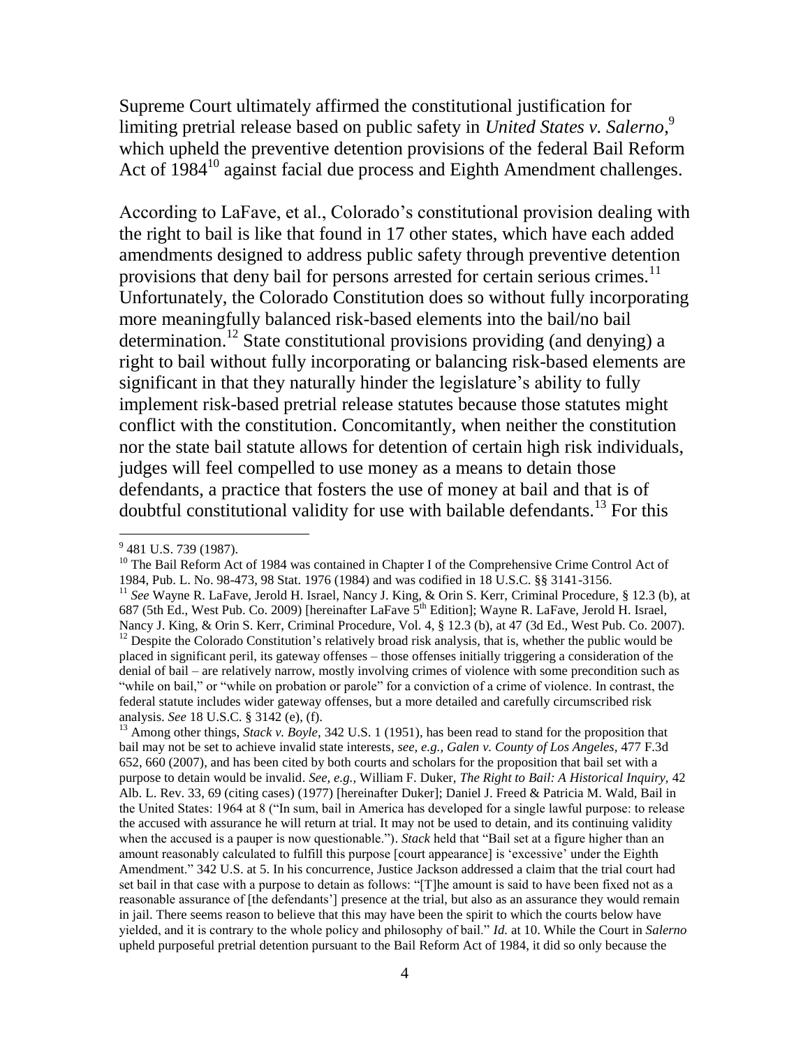Supreme Court ultimately affirmed the constitutional justification for limiting pretrial release based on public safety in *United States v. Salerno*,[9] which upheld the preventive detention provisions of the federal Bail Reform Act of 1984[10] against facial due process and Eighth Amendment challenges.

According to LaFave, et al., Colorado's constitutional provision dealing with the right to bail is like that found in 17 other states, which have each added amendments designed to address public safety through preventive detention provisions that deny bail for persons arrested for certain serious crimes.[11] Unfortunately, the Colorado Constitution does so without fully incorporating more meaningfully balanced risk-based elements into the bail/no bail determination.[12] State constitutional provisions providing (and denying) a right to bail without fully incorporating or balancing risk-based elements are significant in that they naturally hinder the legislature's ability to fully implement risk-based pretrial release statutes because those statutes might conflict with the constitution. Concomitantly, when neither the constitution nor the state bail statute allows for detention of certain high risk individuals, judges will feel compelled to use money as a means to detain those defendants, a practice that fosters the use of money at bail and that is of doubtful constitutional validity for use with bailable defendants.[13] For this

---

[9] 481 U.S. 739 (1987).

[10] The Bail Reform Act of 1984 was contained in Chapter I of the Comprehensive Crime Control Act of 1984, Pub. L. No. 98-473, 98 Stat. 1976 (1984) and was codified in 18 U.S.C. §§ 3141-3156.

[11] *See* Wayne R. LaFave, Jerold H. Israel, Nancy J. King, & Orin S. Kerr, Criminal Procedure, § 12.3 (b), at 687 (5th Ed., West Pub. Co. 2009) [hereinafter LaFave 5th Edition]; Wayne R. LaFave, Jerold H. Israel, Nancy J. King, & Orin S. Kerr, Criminal Procedure, Vol. 4, § 12.3 (b), at 47 (3d Ed., West Pub. Co. 2007).

[12] Despite the Colorado Constitution's relatively broad risk analysis, that is, whether the public would be placed in significant peril, its gateway offenses – those offenses initially triggering a consideration of the denial of bail – are relatively narrow, mostly involving crimes of violence with some precondition such as "while on bail," or "while on probation or parole" for a conviction of a crime of violence. In contrast, the federal statute includes wider gateway offenses, but a more detailed and carefully circumscribed risk analysis. *See* 18 U.S.C. § 3142 (e), (f).

[13] Among other things, *Stack v. Boyle*, 342 U.S. 1 (1951), has been read to stand for the proposition that bail may not be set to achieve invalid state interests, *see, e.g., Galen v. County of Los Angeles*, 477 F.3d 652, 660 (2007), and has been cited by both courts and scholars for the proposition that bail set with a purpose to detain would be invalid. *See, e.g.,* William F. Duker, *The Right to Bail: A Historical Inquiry*, 42 Alb. L. Rev. 33, 69 (citing cases) (1977) [hereinafter Duker]; Daniel J. Freed & Patricia M. Wald, Bail in the United States: 1964 at 8 ("In sum, bail in America has developed for a single lawful purpose: to release the accused with assurance he will return at trial. It may not be used to detain, and its continuing validity when the accused is a pauper is now questionable."). *Stack* held that "Bail set at a figure higher than an amount reasonably calculated to fulfill this purpose [court appearance] is 'excessive' under the Eighth Amendment." 342 U.S. at 5. In his concurrence, Justice Jackson addressed a claim that the trial court had set bail in that case with a purpose to detain as follows: "[T]he amount is said to have been fixed not as a reasonable assurance of [the defendants'] presence at the trial, but also as an assurance they would remain in jail. There seems reason to believe that this may have been the spirit to which the courts below have yielded, and it is contrary to the whole policy and philosophy of bail." *Id.* at 10. While the Court in *Salerno* upheld purposeful pretrial detention pursuant to the Bail Reform Act of 1984, it did so only because the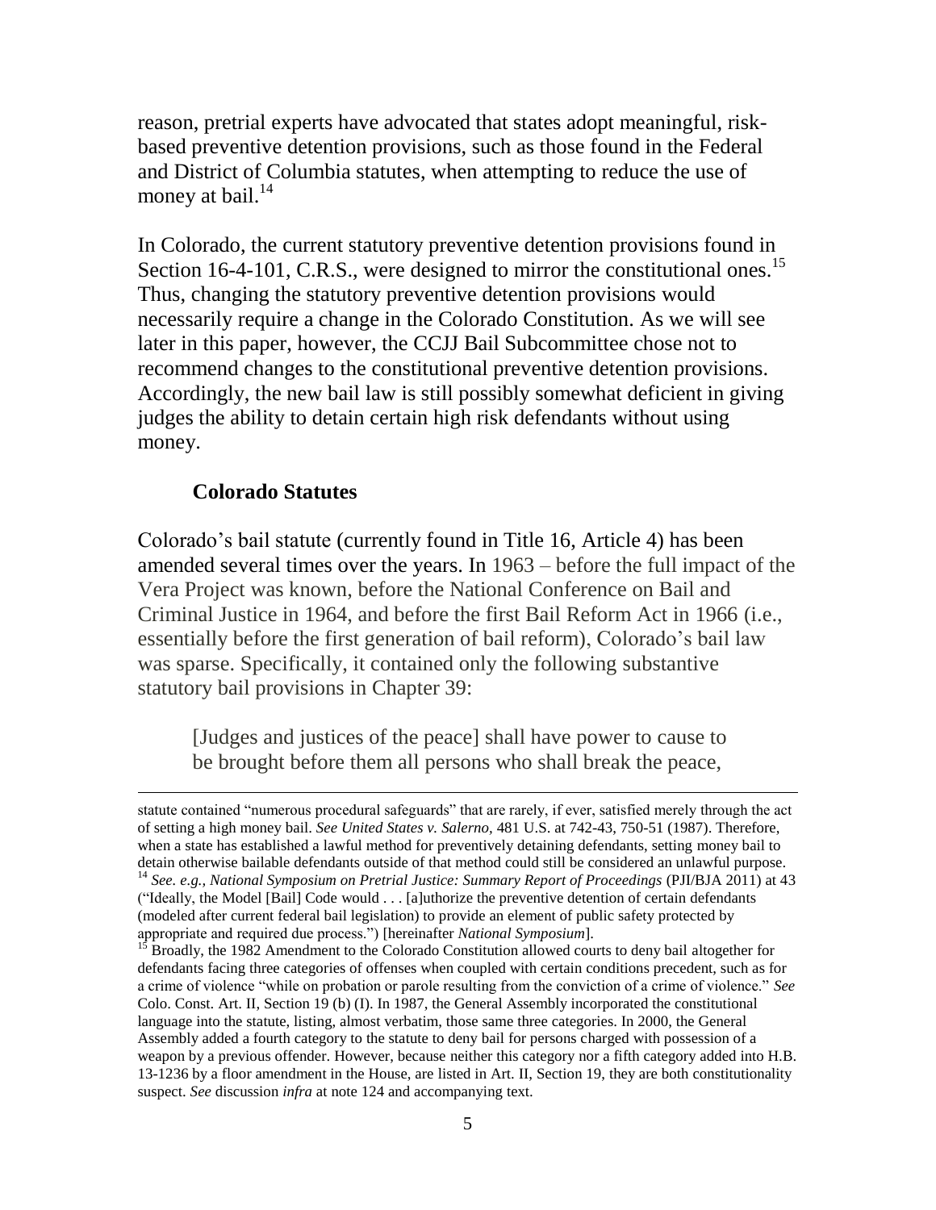reason, pretrial experts have advocated that states adopt meaningful, risk-based preventive detention provisions, such as those found in the Federal and District of Columbia statutes, when attempting to reduce the use of money at bail.[14]

In Colorado, the current statutory preventive detention provisions found in Section 16-4-101, C.R.S., were designed to mirror the constitutional ones.[15] Thus, changing the statutory preventive detention provisions would necessarily require a change in the Colorado Constitution. As we will see later in this paper, however, the CCJJ Bail Subcommittee chose not to recommend changes to the constitutional preventive detention provisions. Accordingly, the new bail law is still possibly somewhat deficient in giving judges the ability to detain certain high risk defendants without using money.

### Colorado Statutes

Colorado's bail statute (currently found in Title 16, Article 4) has been amended several times over the years. In 1963 – before the full impact of the Vera Project was known, before the National Conference on Bail and Criminal Justice in 1964, and before the first Bail Reform Act in 1966 (i.e., essentially before the first generation of bail reform), Colorado's bail law was sparse. Specifically, it contained only the following substantive statutory bail provisions in Chapter 39:

> [Judges and justices of the peace] shall have power to cause to be brought before them all persons who shall break the peace,

---

statute contained "numerous procedural safeguards" that are rarely, if ever, satisfied merely through the act of setting a high money bail. *See United States v. Salerno,* 481 U.S. at 742-43, 750-51 (1987). Therefore, when a state has established a lawful method for preventively detaining defendants, setting money bail to detain otherwise bailable defendants outside of that method could still be considered an unlawful purpose.

[14] *See. e.g., National Symposium on Pretrial Justice: Summary Report of Proceedings* (PJI/BJA 2011) at 43 ("Ideally, the Model [Bail] Code would . . . [a]uthorize the preventive detention of certain defendants (modeled after current federal bail legislation) to provide an element of public safety protected by appropriate and required due process.") [hereinafter *National Symposium*].

[15] Broadly, the 1982 Amendment to the Colorado Constitution allowed courts to deny bail altogether for defendants facing three categories of offenses when coupled with certain conditions precedent, such as for a crime of violence "while on probation or parole resulting from the conviction of a crime of violence." *See* Colo. Const. Art. II, Section 19 (b) (I). In 1987, the General Assembly incorporated the constitutional language into the statute, listing, almost verbatim, those same three categories. In 2000, the General Assembly added a fourth category to the statute to deny bail for persons charged with possession of a weapon by a previous offender. However, because neither this category nor a fifth category added into H.B. 13-1236 by a floor amendment in the House, are listed in Art. II, Section 19, they are both constitutionality suspect. *See* discussion *infra* at note 124 and accompanying text.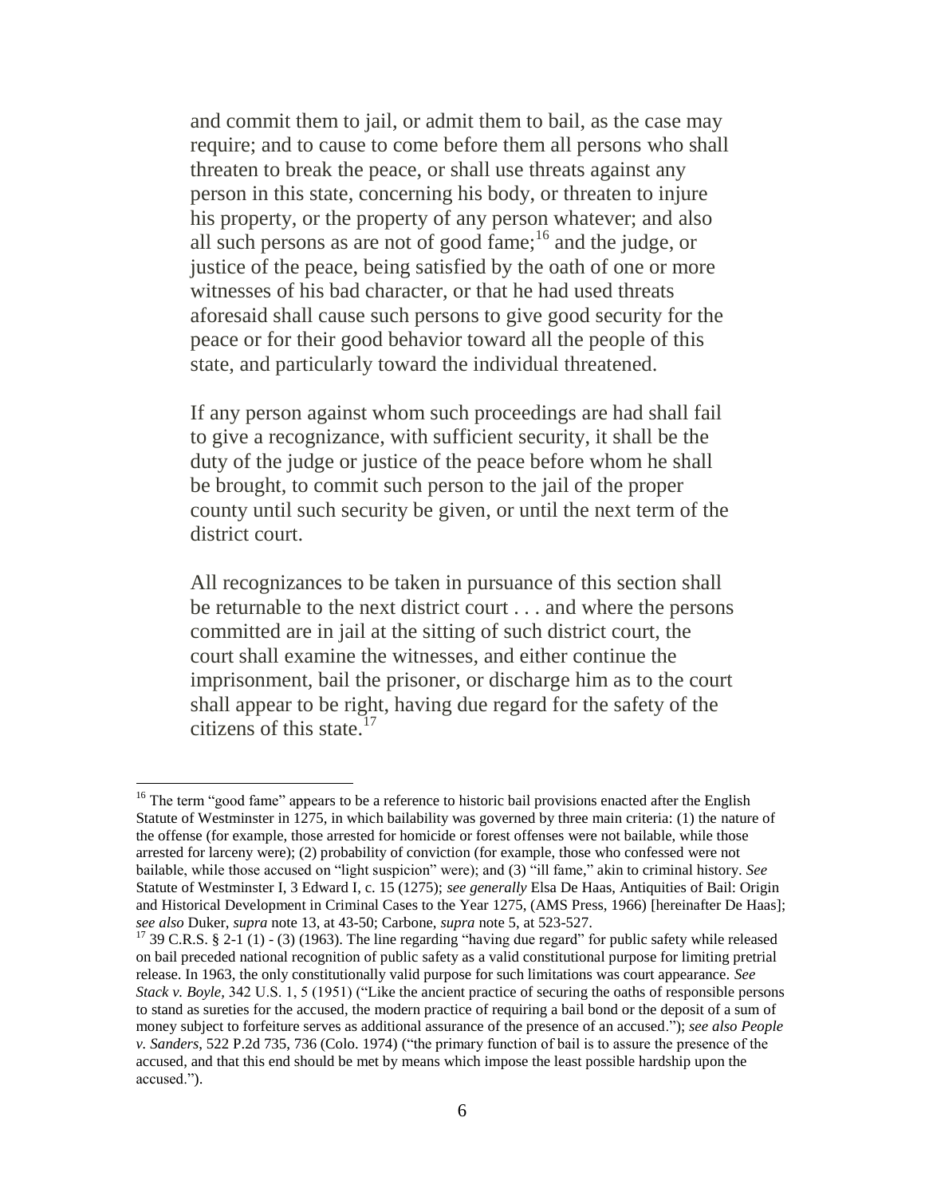> and commit them to jail, or admit them to bail, as the case may require; and to cause to come before them all persons who shall threaten to break the peace, or shall use threats against any person in this state, concerning his body, or threaten to injure his property, or the property of any person whatever; and also all such persons as are not of good fame;[16] and the judge, or justice of the peace, being satisfied by the oath of one or more witnesses of his bad character, or that he had used threats aforesaid shall cause such persons to give good security for the peace or for their good behavior toward all the people of this state, and particularly toward the individual threatened.
>
> If any person against whom such proceedings are had shall fail to give a recognizance, with sufficient security, it shall be the duty of the judge or justice of the peace before whom he shall be brought, to commit such person to the jail of the proper county until such security be given, or until the next term of the district court.
>
> All recognizances to be taken in pursuance of this section shall be returnable to the next district court . . . and where the persons committed are in jail at the sitting of such district court, the court shall examine the witnesses, and either continue the imprisonment, bail the prisoner, or discharge him as to the court shall appear to be right, having due regard for the safety of the citizens of this state.[17]

---

[16] The term "good fame" appears to be a reference to historic bail provisions enacted after the English Statute of Westminster in 1275, in which bailability was governed by three main criteria: (1) the nature of the offense (for example, those arrested for homicide or forest offenses were not bailable, while those arrested for larceny were); (2) probability of conviction (for example, those who confessed were not bailable, while those accused on "light suspicion" were); and (3) "ill fame," akin to criminal history. *See* Statute of Westminster I, 3 Edward I, c. 15 (1275); *see generally* Elsa De Haas, Antiquities of Bail: Origin and Historical Development in Criminal Cases to the Year 1275, (AMS Press, 1966) [hereinafter De Haas]; *see also* Duker, *supra* note 13, at 43-50; Carbone, *supra* note 5, at 523-527.

[17] 39 C.R.S. § 2-1 (1) - (3) (1963). The line regarding "having due regard" for public safety while released on bail preceded national recognition of public safety as a valid constitutional purpose for limiting pretrial release. In 1963, the only constitutionally valid purpose for such limitations was court appearance. *See Stack v. Boyle*, 342 U.S. 1, 5 (1951) ("Like the ancient practice of securing the oaths of responsible persons to stand as sureties for the accused, the modern practice of requiring a bail bond or the deposit of a sum of money subject to forfeiture serves as additional assurance of the presence of an accused."); *see also People v. Sanders*, 522 P.2d 735, 736 (Colo. 1974) ("the primary function of bail is to assure the presence of the accused, and that this end should be met by means which impose the least possible hardship upon the accused.").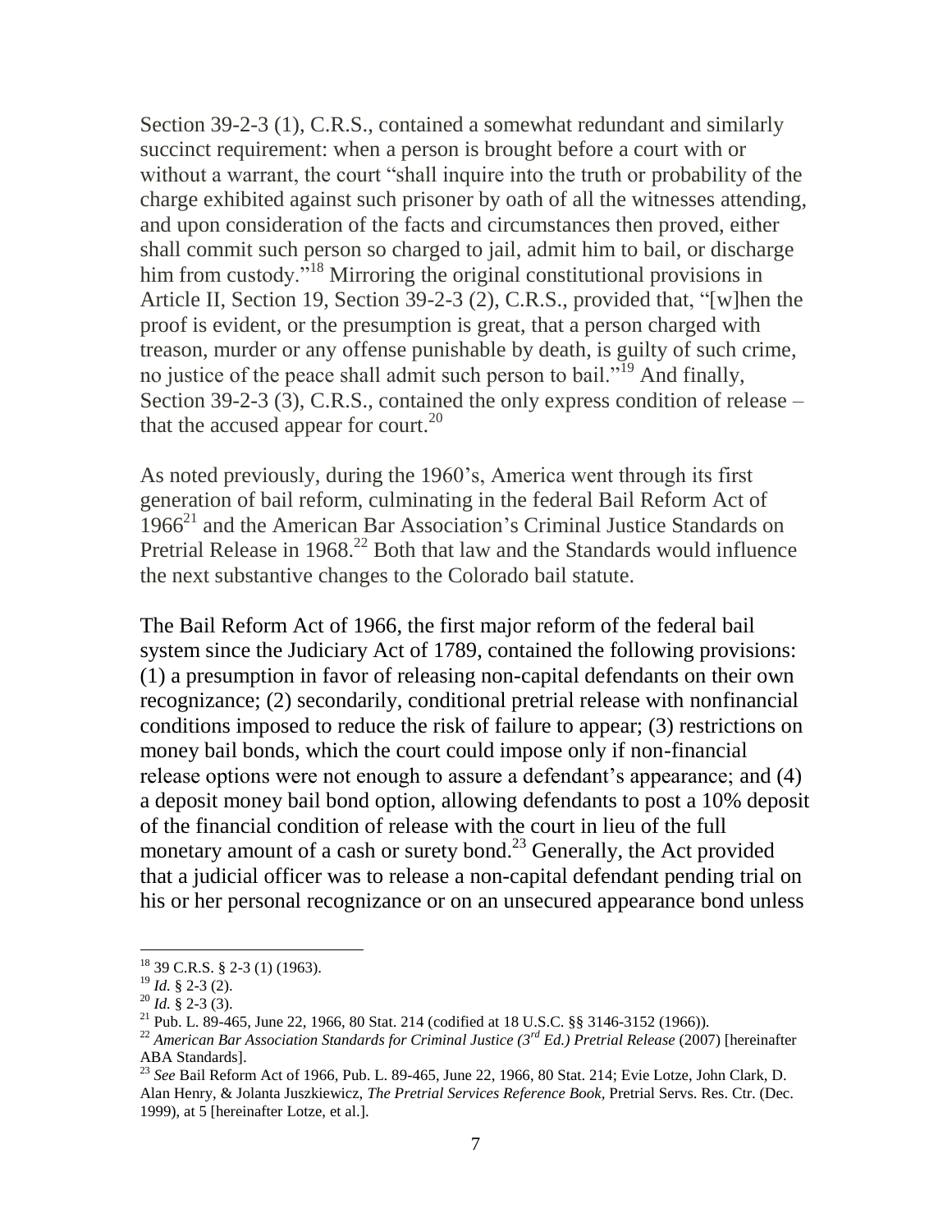Section 39-2-3 (1), C.R.S., contained a somewhat redundant and similarly succinct requirement: when a person is brought before a court with or without a warrant, the court "shall inquire into the truth or probability of the charge exhibited against such prisoner by oath of all the witnesses attending, and upon consideration of the facts and circumstances then proved, either shall commit such person so charged to jail, admit him to bail, or discharge him from custody."[18] Mirroring the original constitutional provisions in Article II, Section 19, Section 39-2-3 (2), C.R.S., provided that, "[w]hen the proof is evident, or the presumption is great, that a person charged with treason, murder or any offense punishable by death, is guilty of such crime, no justice of the peace shall admit such person to bail."[19] And finally, Section 39-2-3 (3), C.R.S., contained the only express condition of release – that the accused appear for court.[20]

As noted previously, during the 1960's, America went through its first generation of bail reform, culminating in the federal Bail Reform Act of 1966[21] and the American Bar Association's Criminal Justice Standards on Pretrial Release in 1968.[22] Both that law and the Standards would influence the next substantive changes to the Colorado bail statute.

The Bail Reform Act of 1966, the first major reform of the federal bail system since the Judiciary Act of 1789, contained the following provisions: (1) a presumption in favor of releasing non-capital defendants on their own recognizance; (2) secondarily, conditional pretrial release with nonfinancial conditions imposed to reduce the risk of failure to appear; (3) restrictions on money bail bonds, which the court could impose only if non-financial release options were not enough to assure a defendant's appearance; and (4) a deposit money bail bond option, allowing defendants to post a 10% deposit of the financial condition of release with the court in lieu of the full monetary amount of a cash or surety bond.[23] Generally, the Act provided that a judicial officer was to release a non-capital defendant pending trial on his or her personal recognizance or on an unsecured appearance bond unless

---

[18] 39 C.R.S. § 2-3 (1) (1963).

[19] *Id.* § 2-3 (2).

[20] *Id.* § 2-3 (3).

[21] Pub. L. 89-465, June 22, 1966, 80 Stat. 214 (codified at 18 U.S.C. §§ 3146-3152 (1966)).

[22] *American Bar Association Standards for Criminal Justice (3rd Ed.) Pretrial Release* (2007) [hereinafter ABA Standards].

[23] *See* Bail Reform Act of 1966, Pub. L. 89-465, June 22, 1966, 80 Stat. 214; Evie Lotze, John Clark, D. Alan Henry, & Jolanta Juszkiewicz, *The Pretrial Services Reference Book,* Pretrial Servs. Res. Ctr. (Dec. 1999), at 5 [hereinafter Lotze, et al.].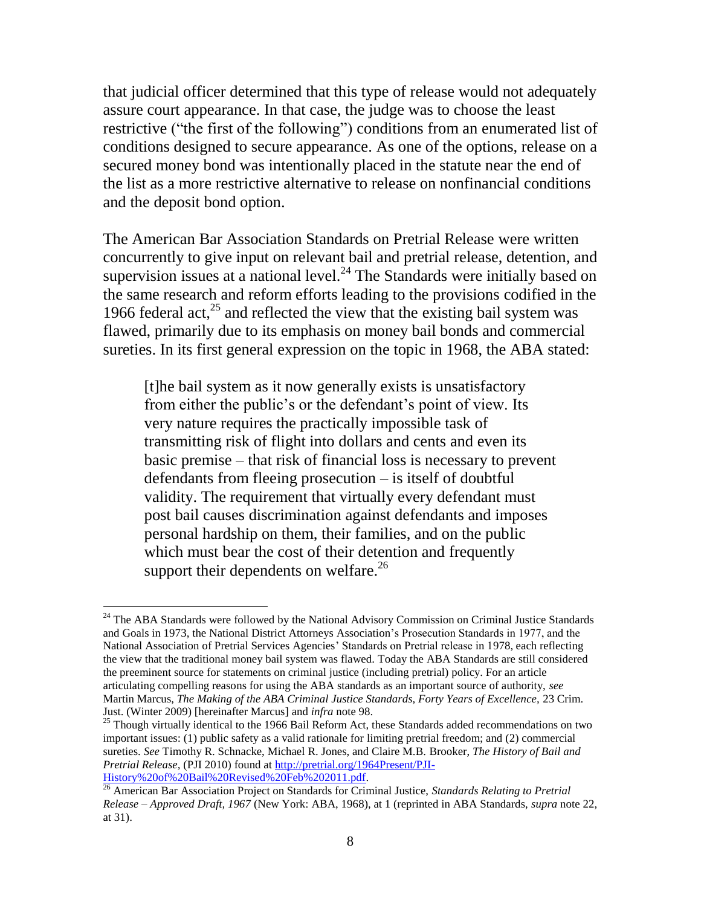that judicial officer determined that this type of release would not adequately assure court appearance. In that case, the judge was to choose the least restrictive ("the first of the following") conditions from an enumerated list of conditions designed to secure appearance. As one of the options, release on a secured money bond was intentionally placed in the statute near the end of the list as a more restrictive alternative to release on nonfinancial conditions and the deposit bond option.

The American Bar Association Standards on Pretrial Release were written concurrently to give input on relevant bail and pretrial release, detention, and supervision issues at a national level.[24] The Standards were initially based on the same research and reform efforts leading to the provisions codified in the 1966 federal act,[25] and reflected the view that the existing bail system was flawed, primarily due to its emphasis on money bail bonds and commercial sureties. In its first general expression on the topic in 1968, the ABA stated:

> [t]he bail system as it now generally exists is unsatisfactory from either the public's or the defendant's point of view. Its very nature requires the practically impossible task of transmitting risk of flight into dollars and cents and even its basic premise – that risk of financial loss is necessary to prevent defendants from fleeing prosecution – is itself of doubtful validity. The requirement that virtually every defendant must post bail causes discrimination against defendants and imposes personal hardship on them, their families, and on the public which must bear the cost of their detention and frequently support their dependents on welfare.[26]

---

[24] The ABA Standards were followed by the National Advisory Commission on Criminal Justice Standards and Goals in 1973, the National District Attorneys Association's Prosecution Standards in 1977, and the National Association of Pretrial Services Agencies' Standards on Pretrial release in 1978, each reflecting the view that the traditional money bail system was flawed. Today the ABA Standards are still considered the preeminent source for statements on criminal justice (including pretrial) policy. For an article articulating compelling reasons for using the ABA standards as an important source of authority, *see* Martin Marcus, *The Making of the ABA Criminal Justice Standards, Forty Years of Excellence*, 23 Crim. Just. (Winter 2009) [hereinafter Marcus] and *infra* note 98.

[25] Though virtually identical to the 1966 Bail Reform Act, these Standards added recommendations on two important issues: (1) public safety as a valid rationale for limiting pretrial freedom; and (2) commercial sureties. *See* Timothy R. Schnacke, Michael R. Jones, and Claire M.B. Brooker, *The History of Bail and Pretrial Release*, (PJI 2010) found at http://pretrial.org/1964Present/PJI-History%20of%20Bail%20Revised%20Feb%202011.pdf.

[26] American Bar Association Project on Standards for Criminal Justice, *Standards Relating to Pretrial Release – Approved Draft, 1967* (New York: ABA, 1968), at 1 (reprinted in ABA Standards, *supra* note 22, at 31).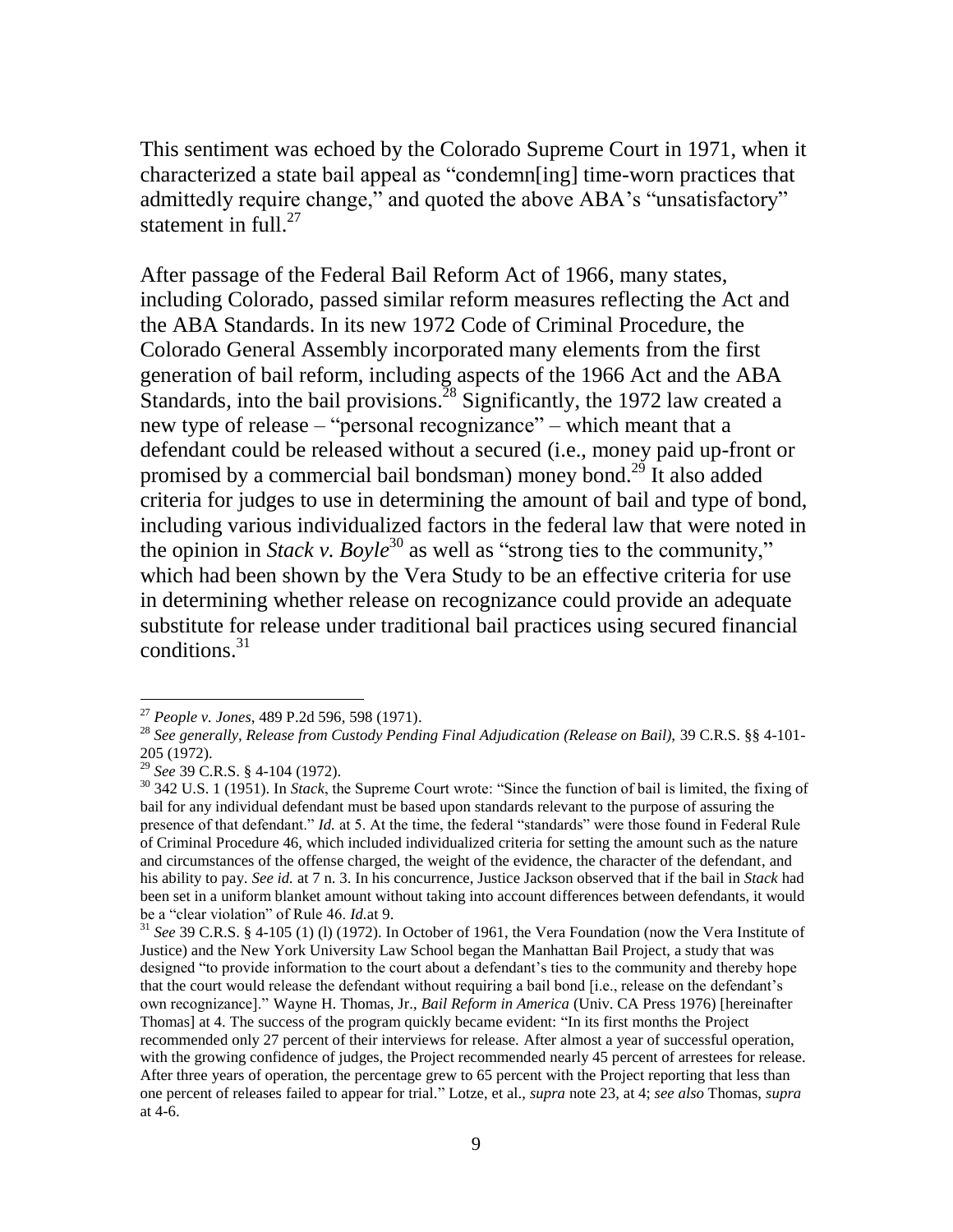This sentiment was echoed by the Colorado Supreme Court in 1971, when it characterized a state bail appeal as "condemn[ing] time-worn practices that admittedly require change," and quoted the above ABA's "unsatisfactory" statement in full.[27]

After passage of the Federal Bail Reform Act of 1966, many states, including Colorado, passed similar reform measures reflecting the Act and the ABA Standards. In its new 1972 Code of Criminal Procedure, the Colorado General Assembly incorporated many elements from the first generation of bail reform, including aspects of the 1966 Act and the ABA Standards, into the bail provisions.[28] Significantly, the 1972 law created a new type of release – "personal recognizance" – which meant that a defendant could be released without a secured (i.e., money paid up-front or promised by a commercial bail bondsman) money bond.[29] It also added criteria for judges to use in determining the amount of bail and type of bond, including various individualized factors in the federal law that were noted in the opinion in *Stack v. Boyle*[30] as well as "strong ties to the community," which had been shown by the Vera Study to be an effective criteria for use in determining whether release on recognizance could provide an adequate substitute for release under traditional bail practices using secured financial conditions.[31]

---

[27] *People v. Jones*, 489 P.2d 596, 598 (1971).

[28] *See generally*, *Release from Custody Pending Final Adjudication (Release on Bail),* 39 C.R.S. §§ 4-101-205 (1972).

[29] *See* 39 C.R.S. § 4-104 (1972).

[30] 342 U.S. 1 (1951). In *Stack*, the Supreme Court wrote: "Since the function of bail is limited, the fixing of bail for any individual defendant must be based upon standards relevant to the purpose of assuring the presence of that defendant." *Id.* at 5. At the time, the federal "standards" were those found in Federal Rule of Criminal Procedure 46, which included individualized criteria for setting the amount such as the nature and circumstances of the offense charged, the weight of the evidence, the character of the defendant, and his ability to pay. *See id.* at 7 n. 3. In his concurrence, Justice Jackson observed that if the bail in *Stack* had been set in a uniform blanket amount without taking into account differences between defendants, it would be a "clear violation" of Rule 46. *Id.*at 9.

[31] *See* 39 C.R.S. § 4-105 (1) (l) (1972). In October of 1961, the Vera Foundation (now the Vera Institute of Justice) and the New York University Law School began the Manhattan Bail Project, a study that was designed "to provide information to the court about a defendant's ties to the community and thereby hope that the court would release the defendant without requiring a bail bond [i.e., release on the defendant's own recognizance]." Wayne H. Thomas, Jr., *Bail Reform in America* (Univ. CA Press 1976) [hereinafter Thomas] at 4. The success of the program quickly became evident: "In its first months the Project recommended only 27 percent of their interviews for release. After almost a year of successful operation, with the growing confidence of judges, the Project recommended nearly 45 percent of arrestees for release. After three years of operation, the percentage grew to 65 percent with the Project reporting that less than one percent of releases failed to appear for trial." Lotze, et al., *supra* note 23, at 4; *see also* Thomas, *supra* at 4-6.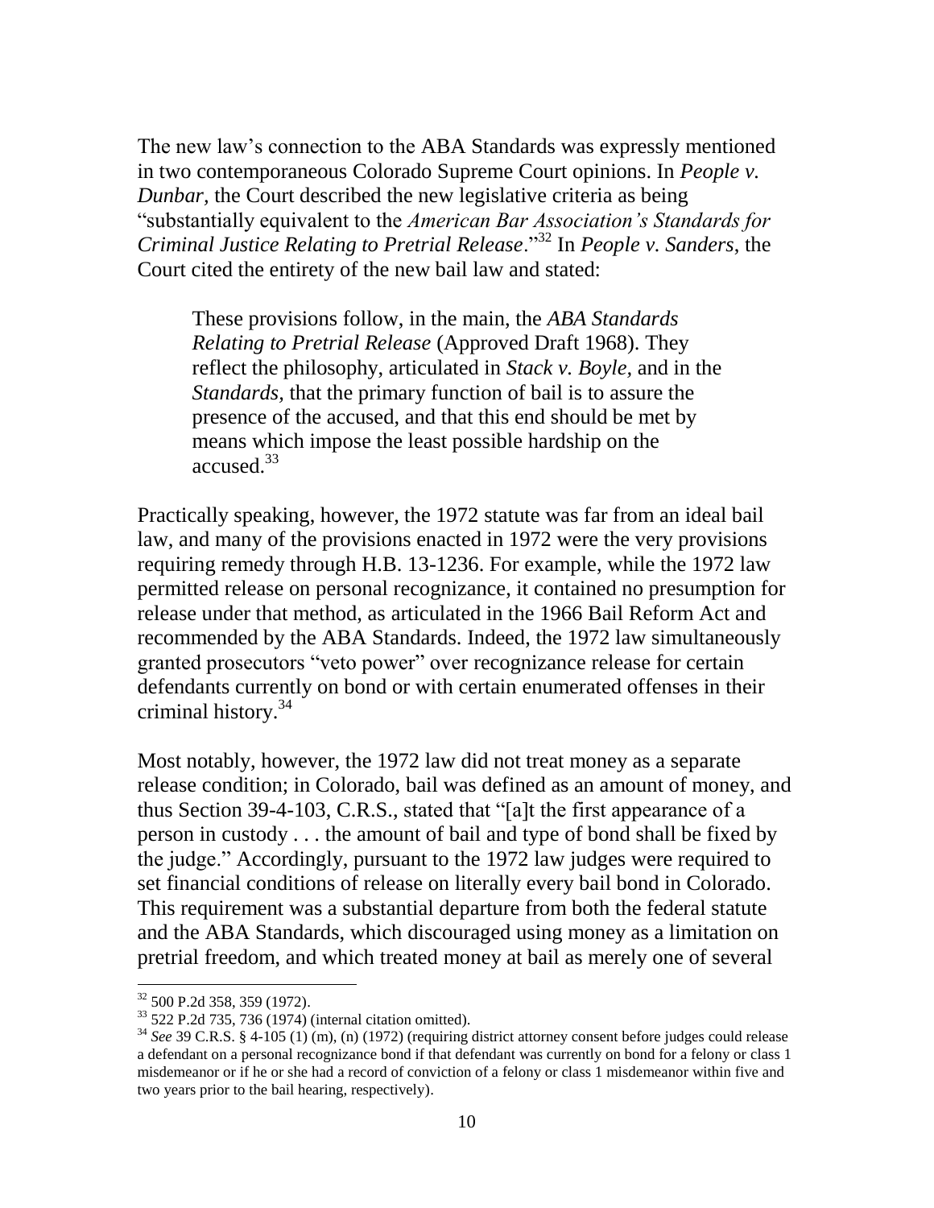The new law's connection to the ABA Standards was expressly mentioned in two contemporaneous Colorado Supreme Court opinions. In *People v. Dunbar,* the Court described the new legislative criteria as being "substantially equivalent to the *American Bar Association's Standards for Criminal Justice Relating to Pretrial Release*."[32] In *People v. Sanders*, the Court cited the entirety of the new bail law and stated:

> These provisions follow, in the main, the *ABA Standards Relating to Pretrial Release* (Approved Draft 1968). They reflect the philosophy, articulated in *Stack v. Boyle,* and in the *Standards,* that the primary function of bail is to assure the presence of the accused, and that this end should be met by means which impose the least possible hardship on the accused.[33]

Practically speaking, however, the 1972 statute was far from an ideal bail law, and many of the provisions enacted in 1972 were the very provisions requiring remedy through H.B. 13-1236. For example, while the 1972 law permitted release on personal recognizance, it contained no presumption for release under that method, as articulated in the 1966 Bail Reform Act and recommended by the ABA Standards. Indeed, the 1972 law simultaneously granted prosecutors "veto power" over recognizance release for certain defendants currently on bond or with certain enumerated offenses in their criminal history.[34]

Most notably, however, the 1972 law did not treat money as a separate release condition; in Colorado, bail was defined as an amount of money, and thus Section 39-4-103, C.R.S., stated that "[a]t the first appearance of a person in custody . . . the amount of bail and type of bond shall be fixed by the judge." Accordingly, pursuant to the 1972 law judges were required to set financial conditions of release on literally every bail bond in Colorado. This requirement was a substantial departure from both the federal statute and the ABA Standards, which discouraged using money as a limitation on pretrial freedom, and which treated money at bail as merely one of several

---

[32] 500 P.2d 358, 359 (1972).

[33] 522 P.2d 735, 736 (1974) (internal citation omitted).

[34] *See* 39 C.R.S. § 4-105 (1) (m), (n) (1972) (requiring district attorney consent before judges could release a defendant on a personal recognizance bond if that defendant was currently on bond for a felony or class 1 misdemeanor or if he or she had a record of conviction of a felony or class 1 misdemeanor within five and two years prior to the bail hearing, respectively).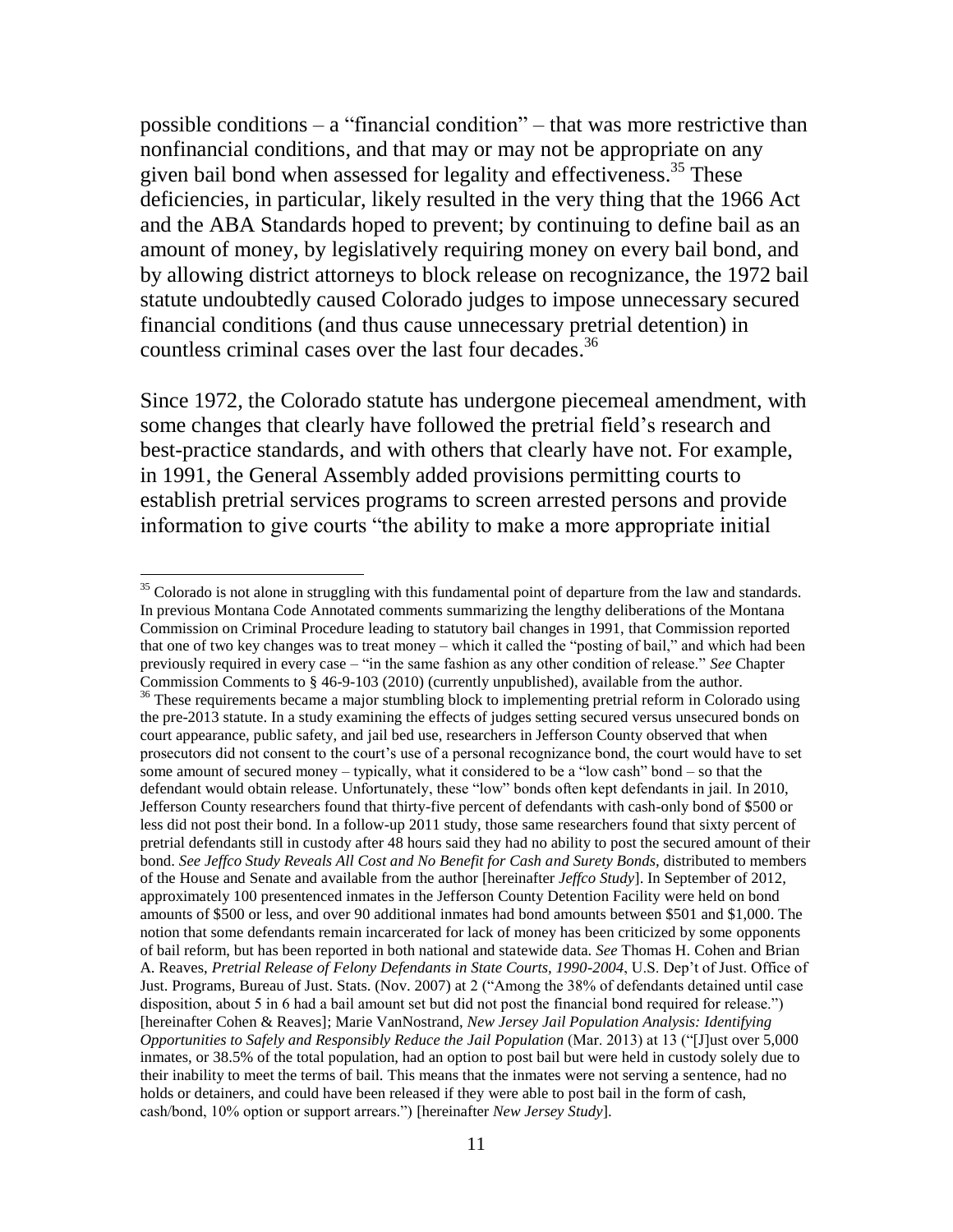possible conditions – a "financial condition" – that was more restrictive than nonfinancial conditions, and that may or may not be appropriate on any given bail bond when assessed for legality and effectiveness.[35] These deficiencies, in particular, likely resulted in the very thing that the 1966 Act and the ABA Standards hoped to prevent; by continuing to define bail as an amount of money, by legislatively requiring money on every bail bond, and by allowing district attorneys to block release on recognizance, the 1972 bail statute undoubtedly caused Colorado judges to impose unnecessary secured financial conditions (and thus cause unnecessary pretrial detention) in countless criminal cases over the last four decades.[36]

Since 1972, the Colorado statute has undergone piecemeal amendment, with some changes that clearly have followed the pretrial field's research and best-practice standards, and with others that clearly have not. For example, in 1991, the General Assembly added provisions permitting courts to establish pretrial services programs to screen arrested persons and provide information to give courts "the ability to make a more appropriate initial

---

[35] Colorado is not alone in struggling with this fundamental point of departure from the law and standards. In previous Montana Code Annotated comments summarizing the lengthy deliberations of the Montana Commission on Criminal Procedure leading to statutory bail changes in 1991, that Commission reported that one of two key changes was to treat money – which it called the "posting of bail," and which had been previously required in every case – "in the same fashion as any other condition of release." *See* Chapter Commission Comments to § 46-9-103 (2010) (currently unpublished), available from the author.

[36] These requirements became a major stumbling block to implementing pretrial reform in Colorado using the pre-2013 statute. In a study examining the effects of judges setting secured versus unsecured bonds on court appearance, public safety, and jail bed use, researchers in Jefferson County observed that when prosecutors did not consent to the court's use of a personal recognizance bond, the court would have to set some amount of secured money – typically, what it considered to be a "low cash" bond – so that the defendant would obtain release. Unfortunately, these "low" bonds often kept defendants in jail. In 2010, Jefferson County researchers found that thirty-five percent of defendants with cash-only bond of $500 or less did not post their bond. In a follow-up 2011 study, those same researchers found that sixty percent of pretrial defendants still in custody after 48 hours said they had no ability to post the secured amount of their bond. *See Jeffco Study Reveals All Cost and No Benefit for Cash and Surety Bonds*, distributed to members of the House and Senate and available from the author [hereinafter *Jeffco Study*]. In September of 2012, approximately 100 presentenced inmates in the Jefferson County Detention Facility were held on bond amounts of $500 or less, and over 90 additional inmates had bond amounts between $501 and $1,000. The notion that some defendants remain incarcerated for lack of money has been criticized by some opponents of bail reform, but has been reported in both national and statewide data. *See* Thomas H. Cohen and Brian A. Reaves, *Pretrial Release of Felony Defendants in State Courts, 1990-2004*, U.S. Dep't of Just. Office of Just. Programs, Bureau of Just. Stats. (Nov. 2007) at 2 ("Among the 38% of defendants detained until case disposition, about 5 in 6 had a bail amount set but did not post the financial bond required for release.") [hereinafter Cohen & Reaves]; Marie VanNostrand, *New Jersey Jail Population Analysis: Identifying Opportunities to Safely and Responsibly Reduce the Jail Population* (Mar. 2013) at 13 ("[J]ust over 5,000 inmates, or 38.5% of the total population, had an option to post bail but were held in custody solely due to their inability to meet the terms of bail. This means that the inmates were not serving a sentence, had no holds or detainers, and could have been released if they were able to post bail in the form of cash, cash/bond, 10% option or support arrears.") [hereinafter *New Jersey Study*].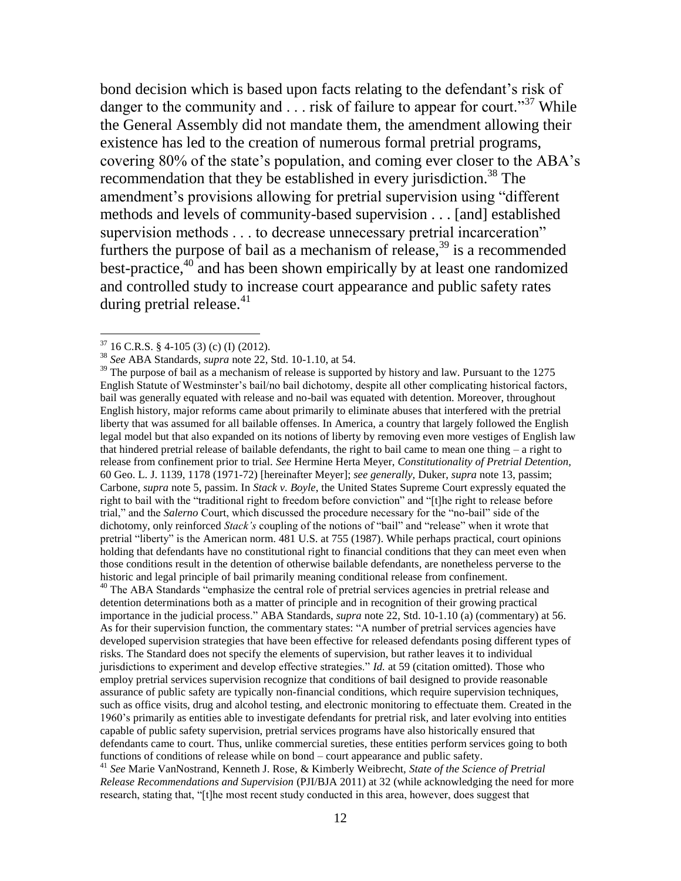bond decision which is based upon facts relating to the defendant's risk of danger to the community and . . . risk of failure to appear for court."[37] While the General Assembly did not mandate them, the amendment allowing their existence has led to the creation of numerous formal pretrial programs, covering 80% of the state's population, and coming ever closer to the ABA's recommendation that they be established in every jurisdiction.[38] The amendment's provisions allowing for pretrial supervision using "different methods and levels of community-based supervision . . . [and] established supervision methods . . . to decrease unnecessary pretrial incarceration" furthers the purpose of bail as a mechanism of release,[39] is a recommended best-practice,[40] and has been shown empirically by at least one randomized and controlled study to increase court appearance and public safety rates during pretrial release.[41]

---

[37] 16 C.R.S. § 4-105 (3) (c) (I) (2012).

[38] *See* ABA Standards, *supra* note 22, Std. 10-1.10, at 54.

[39] The purpose of bail as a mechanism of release is supported by history and law. Pursuant to the 1275 English Statute of Westminster's bail/no bail dichotomy, despite all other complicating historical factors, bail was generally equated with release and no-bail was equated with detention. Moreover, throughout English history, major reforms came about primarily to eliminate abuses that interfered with the pretrial liberty that was assumed for all bailable offenses. In America, a country that largely followed the English legal model but that also expanded on its notions of liberty by removing even more vestiges of English law that hindered pretrial release of bailable defendants, the right to bail came to mean one thing – a right to release from confinement prior to trial. *See* Hermine Herta Meyer, *Constitutionality of Pretrial Detention,* 60 Geo. L. J. 1139, 1178 (1971-72) [hereinafter Meyer]; *see generally,* Duker, *supra* note 13, passim; Carbone, *supra* note 5, passim. In *Stack v. Boyle*, the United States Supreme Court expressly equated the right to bail with the "traditional right to freedom before conviction" and "[t]he right to release before trial," and the *Salerno* Court, which discussed the procedure necessary for the "no-bail" side of the dichotomy, only reinforced *Stack's* coupling of the notions of "bail" and "release" when it wrote that pretrial "liberty" is the American norm. 481 U.S. at 755 (1987). While perhaps practical, court opinions holding that defendants have no constitutional right to financial conditions that they can meet even when those conditions result in the detention of otherwise bailable defendants, are nonetheless perverse to the historic and legal principle of bail primarily meaning conditional release from confinement.

[40] The ABA Standards "emphasize the central role of pretrial services agencies in pretrial release and detention determinations both as a matter of principle and in recognition of their growing practical importance in the judicial process." ABA Standards, *supra* note 22, Std. 10-1.10 (a) (commentary) at 56. As for their supervision function, the commentary states: "A number of pretrial services agencies have developed supervision strategies that have been effective for released defendants posing different types of risks. The Standard does not specify the elements of supervision, but rather leaves it to individual jurisdictions to experiment and develop effective strategies." *Id.* at 59 (citation omitted). Those who employ pretrial services supervision recognize that conditions of bail designed to provide reasonable assurance of public safety are typically non-financial conditions, which require supervision techniques, such as office visits, drug and alcohol testing, and electronic monitoring to effectuate them. Created in the 1960's primarily as entities able to investigate defendants for pretrial risk, and later evolving into entities capable of public safety supervision, pretrial services programs have also historically ensured that defendants came to court. Thus, unlike commercial sureties, these entities perform services going to both functions of conditions of release while on bond – court appearance and public safety.

[41] *See* Marie VanNostrand, Kenneth J. Rose, & Kimberly Weibrecht, *State of the Science of Pretrial Release Recommendations and Supervision* (PJI/BJA 2011) at 32 (while acknowledging the need for more research, stating that, "[t]he most recent study conducted in this area, however, does suggest that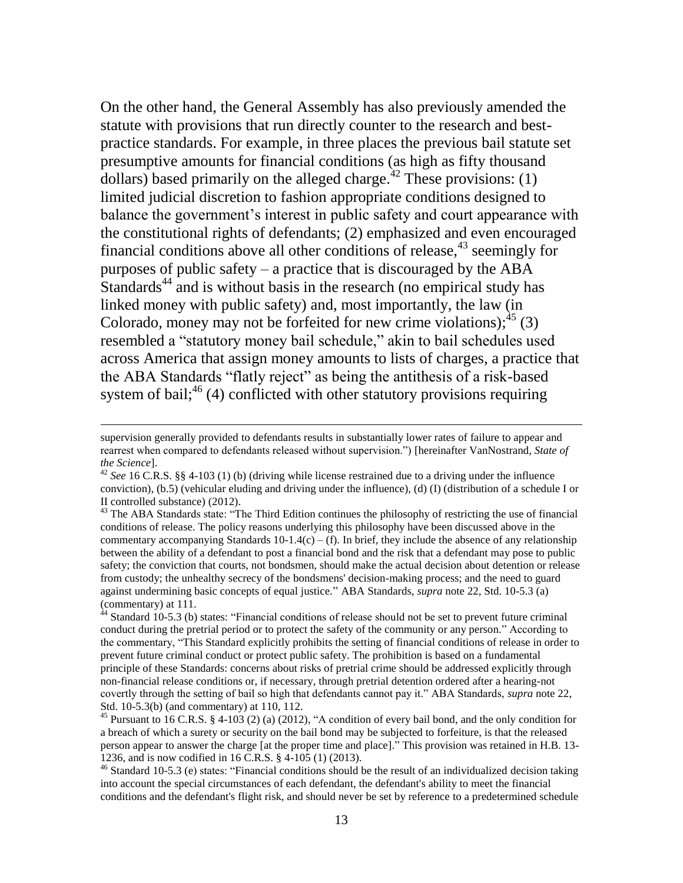On the other hand, the General Assembly has also previously amended the statute with provisions that run directly counter to the research and best-practice standards. For example, in three places the previous bail statute set presumptive amounts for financial conditions (as high as fifty thousand dollars) based primarily on the alleged charge.[42] These provisions: (1) limited judicial discretion to fashion appropriate conditions designed to balance the government's interest in public safety and court appearance with the constitutional rights of defendants; (2) emphasized and even encouraged financial conditions above all other conditions of release,[43] seemingly for purposes of public safety – a practice that is discouraged by the ABA Standards[44] and is without basis in the research (no empirical study has linked money with public safety) and, most importantly, the law (in Colorado, money may not be forfeited for new crime violations);[45] (3) resembled a "statutory money bail schedule," akin to bail schedules used across America that assign money amounts to lists of charges, a practice that the ABA Standards "flatly reject" as being the antithesis of a risk-based system of bail;[46] (4) conflicted with other statutory provisions requiring

---

supervision generally provided to defendants results in substantially lower rates of failure to appear and rearrest when compared to defendants released without supervision.") [hereinafter VanNostrand, *State of the Science*].

[42] *See* 16 C.R.S. §§ 4-103 (1) (b) (driving while license restrained due to a driving under the influence conviction), (b.5) (vehicular eluding and driving under the influence), (d) (I) (distribution of a schedule I or II controlled substance) (2012).

[43] The ABA Standards state: "The Third Edition continues the philosophy of restricting the use of financial conditions of release. The policy reasons underlying this philosophy have been discussed above in the commentary accompanying Standards 10-1.4(c) – (f). In brief, they include the absence of any relationship between the ability of a defendant to post a financial bond and the risk that a defendant may pose to public safety; the conviction that courts, not bondsmen, should make the actual decision about detention or release from custody; the unhealthy secrecy of the bondsmens' decision-making process; and the need to guard against undermining basic concepts of equal justice." ABA Standards, *supra* note 22, Std. 10-5.3 (a) (commentary) at 111.

[44] Standard 10-5.3 (b) states: "Financial conditions of release should not be set to prevent future criminal conduct during the pretrial period or to protect the safety of the community or any person." According to the commentary, "This Standard explicitly prohibits the setting of financial conditions of release in order to prevent future criminal conduct or protect public safety. The prohibition is based on a fundamental principle of these Standards: concerns about risks of pretrial crime should be addressed explicitly through non-financial release conditions or, if necessary, through pretrial detention ordered after a hearing-not covertly through the setting of bail so high that defendants cannot pay it." ABA Standards, *supra* note 22, Std. 10-5.3(b) (and commentary) at 110, 112.

[45] Pursuant to 16 C.R.S. § 4-103 (2) (a) (2012), "A condition of every bail bond, and the only condition for a breach of which a surety or security on the bail bond may be subjected to forfeiture, is that the released person appear to answer the charge [at the proper time and place]." This provision was retained in H.B. 13-1236, and is now codified in 16 C.R.S. § 4-105 (1) (2013).

[46] Standard 10-5.3 (e) states: "Financial conditions should be the result of an individualized decision taking into account the special circumstances of each defendant, the defendant's ability to meet the financial conditions and the defendant's flight risk, and should never be set by reference to a predetermined schedule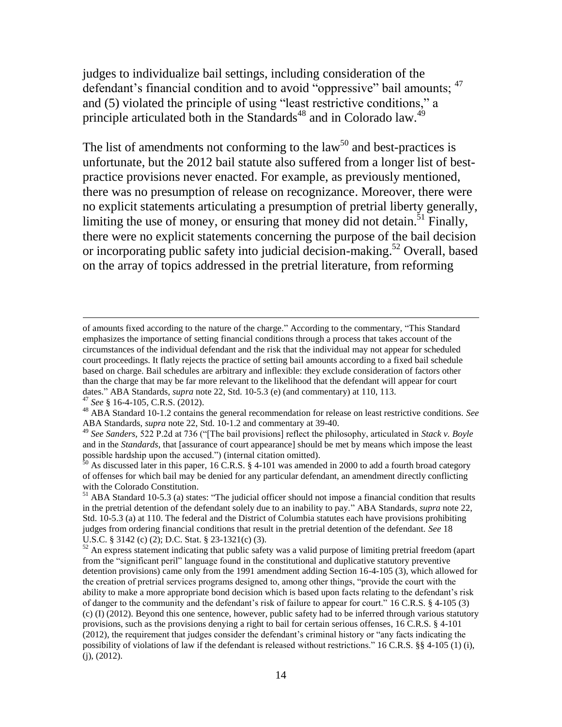judges to individualize bail settings, including consideration of the defendant's financial condition and to avoid "oppressive" bail amounts; [47] and (5) violated the principle of using "least restrictive conditions," a principle articulated both in the Standards[48] and in Colorado law.[49]

The list of amendments not conforming to the law[50] and best-practices is unfortunate, but the 2012 bail statute also suffered from a longer list of best-practice provisions never enacted. For example, as previously mentioned, there was no presumption of release on recognizance. Moreover, there were no explicit statements articulating a presumption of pretrial liberty generally, limiting the use of money, or ensuring that money did not detain.[51] Finally, there were no explicit statements concerning the purpose of the bail decision or incorporating public safety into judicial decision-making.[52] Overall, based on the array of topics addressed in the pretrial literature, from reforming

---

of amounts fixed according to the nature of the charge." According to the commentary, "This Standard emphasizes the importance of setting financial conditions through a process that takes account of the circumstances of the individual defendant and the risk that the individual may not appear for scheduled court proceedings. It flatly rejects the practice of setting bail amounts according to a fixed bail schedule based on charge. Bail schedules are arbitrary and inflexible: they exclude consideration of factors other than the charge that may be far more relevant to the likelihood that the defendant will appear for court dates." ABA Standards, *supra* note 22, Std. 10-5.3 (e) (and commentary) at 110, 113.

[47] *See* § 16-4-105, C.R.S. (2012).

[48] ABA Standard 10-1.2 contains the general recommendation for release on least restrictive conditions. *See* ABA Standards, *supra* note 22, Std. 10-1.2 and commentary at 39-40.

[49] *See Sanders,* 522 P.2d at 736 ("[The bail provisions] reflect the philosophy, articulated in *Stack v. Boyle* and in the *Standards*, that [assurance of court appearance] should be met by means which impose the least possible hardship upon the accused.") (internal citation omitted).

[50] As discussed later in this paper, 16 C.R.S. § 4-101 was amended in 2000 to add a fourth broad category of offenses for which bail may be denied for any particular defendant, an amendment directly conflicting with the Colorado Constitution.

[51] ABA Standard 10-5.3 (a) states: "The judicial officer should not impose a financial condition that results in the pretrial detention of the defendant solely due to an inability to pay." ABA Standards, *supra* note 22, Std. 10-5.3 (a) at 110. The federal and the District of Columbia statutes each have provisions prohibiting judges from ordering financial conditions that result in the pretrial detention of the defendant. *See* 18 U.S.C. § 3142 (c) (2); D.C. Stat. § 23-1321(c) (3).

[52] An express statement indicating that public safety was a valid purpose of limiting pretrial freedom (apart from the "significant peril" language found in the constitutional and duplicative statutory preventive detention provisions) came only from the 1991 amendment adding Section 16-4-105 (3), which allowed for the creation of pretrial services programs designed to, among other things, "provide the court with the ability to make a more appropriate bond decision which is based upon facts relating to the defendant's risk of danger to the community and the defendant's risk of failure to appear for court." 16 C.R.S. § 4-105 (3) (c) (I) (2012). Beyond this one sentence, however, public safety had to be inferred through various statutory provisions, such as the provisions denying a right to bail for certain serious offenses, 16 C.R.S. § 4-101 (2012), the requirement that judges consider the defendant's criminal history or "any facts indicating the possibility of violations of law if the defendant is released without restrictions." 16 C.R.S. §§ 4-105 (1) (i), (j), (2012).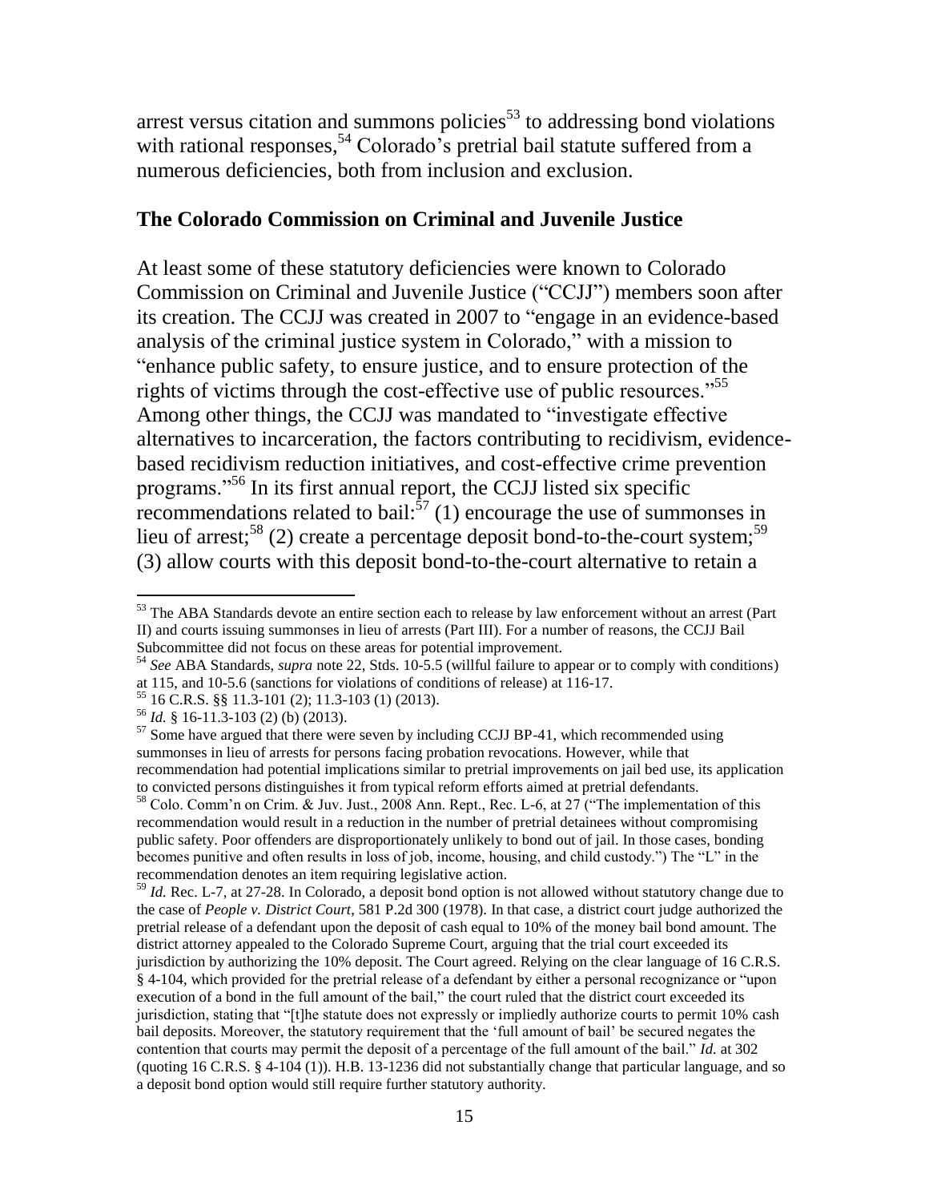arrest versus citation and summons policies[53] to addressing bond violations with rational responses,[54] Colorado's pretrial bail statute suffered from a numerous deficiencies, both from inclusion and exclusion.

**The Colorado Commission on Criminal and Juvenile Justice**

At least some of these statutory deficiencies were known to Colorado Commission on Criminal and Juvenile Justice ("CCJJ") members soon after its creation. The CCJJ was created in 2007 to "engage in an evidence-based analysis of the criminal justice system in Colorado," with a mission to "enhance public safety, to ensure justice, and to ensure protection of the rights of victims through the cost-effective use of public resources."[55] Among other things, the CCJJ was mandated to "investigate effective alternatives to incarceration, the factors contributing to recidivism, evidence-based recidivism reduction initiatives, and cost-effective crime prevention programs."[56] In its first annual report, the CCJJ listed six specific recommendations related to bail:[57] (1) encourage the use of summonses in lieu of arrest;[58] (2) create a percentage deposit bond-to-the-court system;[59] (3) allow courts with this deposit bond-to-the-court alternative to retain a

---

[53] The ABA Standards devote an entire section each to release by law enforcement without an arrest (Part II) and courts issuing summonses in lieu of arrests (Part III). For a number of reasons, the CCJJ Bail Subcommittee did not focus on these areas for potential improvement.

[54] *See* ABA Standards, *supra* note 22, Stds. 10-5.5 (willful failure to appear or to comply with conditions) at 115, and 10-5.6 (sanctions for violations of conditions of release) at 116-17.

[55] 16 C.R.S. §§ 11.3-101 (2); 11.3-103 (1) (2013).

[56] *Id.* § 16-11.3-103 (2) (b) (2013).

[57] Some have argued that there were seven by including CCJJ BP-41, which recommended using summonses in lieu of arrests for persons facing probation revocations. However, while that recommendation had potential implications similar to pretrial improvements on jail bed use, its application to convicted persons distinguishes it from typical reform efforts aimed at pretrial defendants.

[58] Colo. Comm'n on Crim. & Juv. Just., 2008 Ann. Rept., Rec. L-6, at 27 ("The implementation of this recommendation would result in a reduction in the number of pretrial detainees without compromising public safety. Poor offenders are disproportionately unlikely to bond out of jail. In those cases, bonding becomes punitive and often results in loss of job, income, housing, and child custody.") The "L" in the recommendation denotes an item requiring legislative action.

[59] *Id.* Rec. L-7, at 27-28. In Colorado, a deposit bond option is not allowed without statutory change due to the case of *People v. District Court*, 581 P.2d 300 (1978). In that case, a district court judge authorized the pretrial release of a defendant upon the deposit of cash equal to 10% of the money bail bond amount. The district attorney appealed to the Colorado Supreme Court, arguing that the trial court exceeded its jurisdiction by authorizing the 10% deposit. The Court agreed. Relying on the clear language of 16 C.R.S. § 4-104, which provided for the pretrial release of a defendant by either a personal recognizance or "upon execution of a bond in the full amount of the bail," the court ruled that the district court exceeded its jurisdiction, stating that "[t]he statute does not expressly or impliedly authorize courts to permit 10% cash bail deposits. Moreover, the statutory requirement that the 'full amount of bail' be secured negates the contention that courts may permit the deposit of a percentage of the full amount of the bail." *Id.* at 302 (quoting 16 C.R.S. § 4-104 (1)). H.B. 13-1236 did not substantially change that particular language, and so a deposit bond option would still require further statutory authority.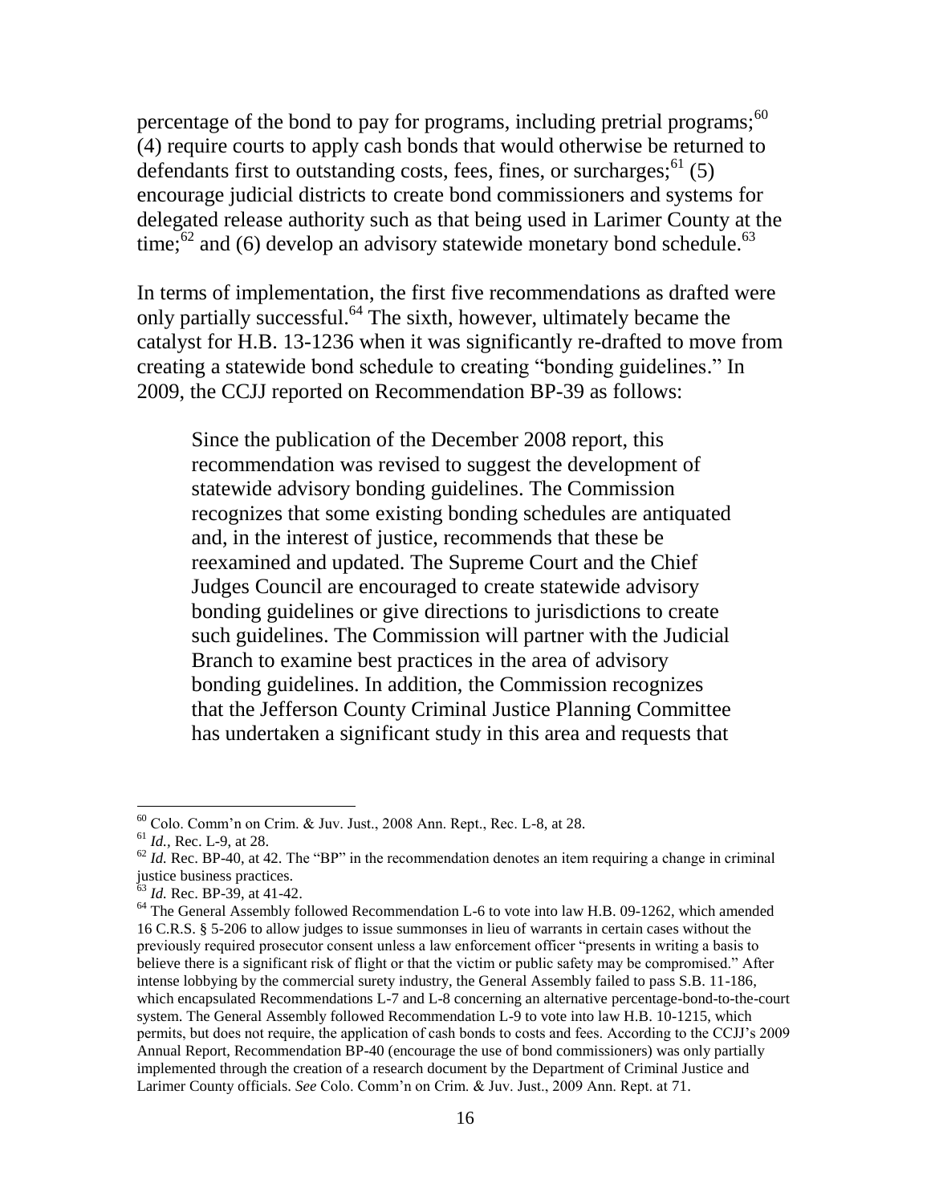percentage of the bond to pay for programs, including pretrial programs;[60] (4) require courts to apply cash bonds that would otherwise be returned to defendants first to outstanding costs, fees, fines, or surcharges;[61] (5) encourage judicial districts to create bond commissioners and systems for delegated release authority such as that being used in Larimer County at the time;[62] and (6) develop an advisory statewide monetary bond schedule.[63]

In terms of implementation, the first five recommendations as drafted were only partially successful.[64] The sixth, however, ultimately became the catalyst for H.B. 13-1236 when it was significantly re-drafted to move from creating a statewide bond schedule to creating "bonding guidelines." In 2009, the CCJJ reported on Recommendation BP-39 as follows:

> Since the publication of the December 2008 report, this recommendation was revised to suggest the development of statewide advisory bonding guidelines. The Commission recognizes that some existing bonding schedules are antiquated and, in the interest of justice, recommends that these be reexamined and updated. The Supreme Court and the Chief Judges Council are encouraged to create statewide advisory bonding guidelines or give directions to jurisdictions to create such guidelines. The Commission will partner with the Judicial Branch to examine best practices in the area of advisory bonding guidelines. In addition, the Commission recognizes that the Jefferson County Criminal Justice Planning Committee has undertaken a significant study in this area and requests that

---

[60] Colo. Comm'n on Crim. & Juv. Just., 2008 Ann. Rept., Rec. L-8, at 28.

[61] *Id.*, Rec. L-9, at 28.

[62] *Id.* Rec. BP-40, at 42. The "BP" in the recommendation denotes an item requiring a change in criminal justice business practices.

[63] *Id.* Rec. BP-39, at 41-42.

[64] The General Assembly followed Recommendation L-6 to vote into law H.B. 09-1262, which amended 16 C.R.S. § 5-206 to allow judges to issue summonses in lieu of warrants in certain cases without the previously required prosecutor consent unless a law enforcement officer "presents in writing a basis to believe there is a significant risk of flight or that the victim or public safety may be compromised." After intense lobbying by the commercial surety industry, the General Assembly failed to pass S.B. 11-186, which encapsulated Recommendations L-7 and L-8 concerning an alternative percentage-bond-to-the-court system. The General Assembly followed Recommendation L-9 to vote into law H.B. 10-1215, which permits, but does not require, the application of cash bonds to costs and fees. According to the CCJJ's 2009 Annual Report, Recommendation BP-40 (encourage the use of bond commissioners) was only partially implemented through the creation of a research document by the Department of Criminal Justice and Larimer County officials. *See* Colo. Comm'n on Crim. & Juv. Just., 2009 Ann. Rept. at 71.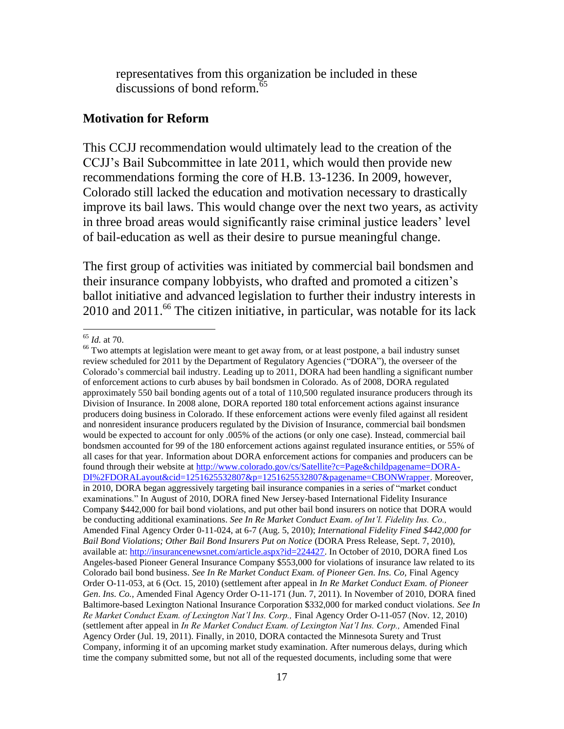representatives from this organization be included in these discussions of bond reform.[65]

## Motivation for Reform

This CCJJ recommendation would ultimately lead to the creation of the CCJJ's Bail Subcommittee in late 2011, which would then provide new recommendations forming the core of H.B. 13-1236. In 2009, however, Colorado still lacked the education and motivation necessary to drastically improve its bail laws. This would change over the next two years, as activity in three broad areas would significantly raise criminal justice leaders' level of bail-education as well as their desire to pursue meaningful change.

The first group of activities was initiated by commercial bail bondsmen and their insurance company lobbyists, who drafted and promoted a citizen's ballot initiative and advanced legislation to further their industry interests in 2010 and 2011.[66] The citizen initiative, in particular, was notable for its lack

---

[65] *Id.* at 70.

[66] Two attempts at legislation were meant to get away from, or at least postpone, a bail industry sunset review scheduled for 2011 by the Department of Regulatory Agencies ("DORA"), the overseer of the Colorado's commercial bail industry. Leading up to 2011, DORA had been handling a significant number of enforcement actions to curb abuses by bail bondsmen in Colorado. As of 2008, DORA regulated approximately 550 bail bonding agents out of a total of 110,500 regulated insurance producers through its Division of Insurance. In 2008 alone, DORA reported 180 total enforcement actions against insurance producers doing business in Colorado. If these enforcement actions were evenly filed against all resident and nonresident insurance producers regulated by the Division of Insurance, commercial bail bondsmen would be expected to account for only .005% of the actions (or only one case). Instead, commercial bail bondsmen accounted for 99 of the 180 enforcement actions against regulated insurance entities, or 55% of all cases for that year. Information about DORA enforcement actions for companies and producers can be found through their website at http://www.colorado.gov/cs/Satellite?c=Page&childpagename=DORA-DI%2FDORALayout&cid=1251625532807&p=1251625532807&pagename=CBONWrapper. Moreover, in 2010, DORA began aggressively targeting bail insurance companies in a series of "market conduct examinations." In August of 2010, DORA fined New Jersey-based International Fidelity Insurance Company $442,000 for bail bond violations, and put other bail bond insurers on notice that DORA would be conducting additional examinations. *See In Re Market Conduct Exam. of Int'l. Fidelity Ins. Co.,* Amended Final Agency Order 0-11-024, at 6-7 (Aug. 5, 2010); *International Fidelity Fined $442,000 for Bail Bond Violations; Other Bail Bond Insurers Put on Notice* (DORA Press Release, Sept. 7, 2010), available at: http://insurancenewsnet.com/article.aspx?id=224427. In October of 2010, DORA fined Los Angeles-based Pioneer General Insurance Company $553,000 for violations of insurance law related to its Colorado bail bond business. *See In Re Market Conduct Exam. of Pioneer Gen. Ins. Co,* Final Agency Order O-11-053, at 6 (Oct. 15, 2010) (settlement after appeal in *In Re Market Conduct Exam. of Pioneer Gen. Ins. Co.,* Amended Final Agency Order O-11-171 (Jun. 7, 2011). In November of 2010, DORA fined Baltimore-based Lexington National Insurance Corporation $332,000 for marked conduct violations. *See In Re Market Conduct Exam. of Lexington Nat'l Ins. Corp.,* Final Agency Order O-11-057 (Nov. 12, 2010) (settlement after appeal in *In Re Market Conduct Exam. of Lexington Nat'l Ins. Corp.,* Amended Final Agency Order (Jul. 19, 2011). Finally, in 2010, DORA contacted the Minnesota Surety and Trust Company, informing it of an upcoming market study examination. After numerous delays, during which time the company submitted some, but not all of the requested documents, including some that were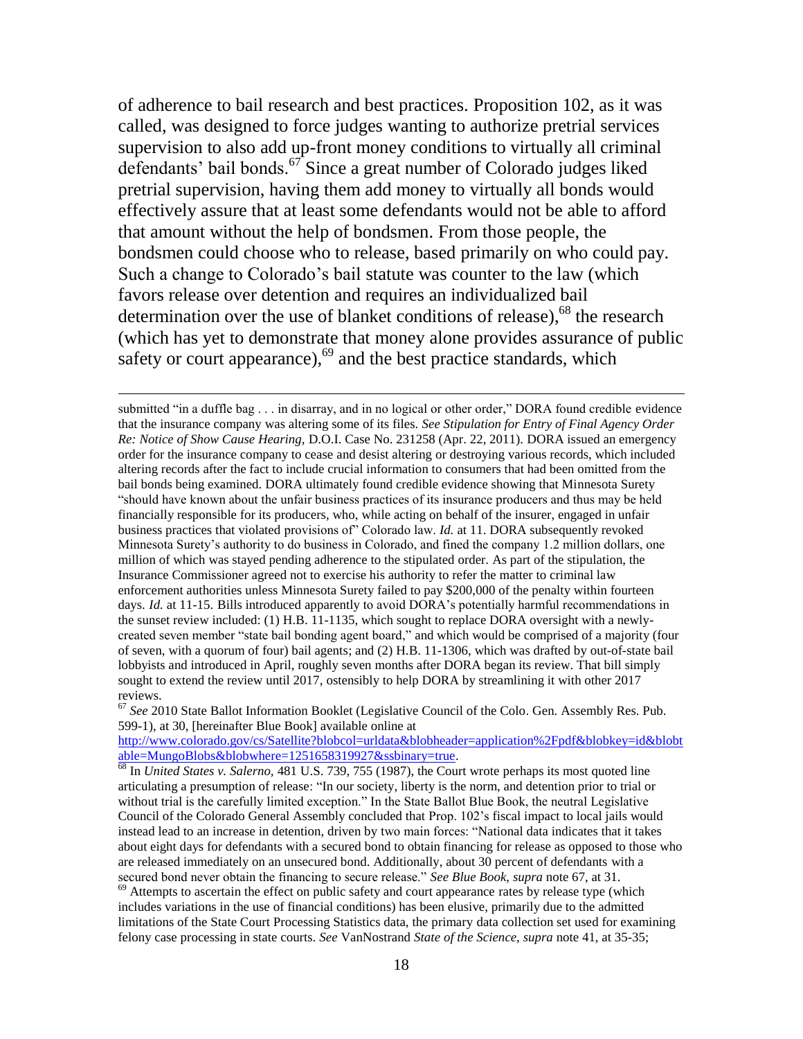of adherence to bail research and best practices. Proposition 102, as it was called, was designed to force judges wanting to authorize pretrial services supervision to also add up-front money conditions to virtually all criminal defendants' bail bonds.[67] Since a great number of Colorado judges liked pretrial supervision, having them add money to virtually all bonds would effectively assure that at least some defendants would not be able to afford that amount without the help of bondsmen. From those people, the bondsmen could choose who to release, based primarily on who could pay. Such a change to Colorado's bail statute was counter to the law (which favors release over detention and requires an individualized bail determination over the use of blanket conditions of release),[68] the research (which has yet to demonstrate that money alone provides assurance of public safety or court appearance),[69] and the best practice standards, which

---

submitted "in a duffle bag . . . in disarray, and in no logical or other order," DORA found credible evidence that the insurance company was altering some of its files. *See Stipulation for Entry of Final Agency Order Re: Notice of Show Cause Hearing,* D.O.I. Case No. 231258 (Apr. 22, 2011). DORA issued an emergency order for the insurance company to cease and desist altering or destroying various records, which included altering records after the fact to include crucial information to consumers that had been omitted from the bail bonds being examined. DORA ultimately found credible evidence showing that Minnesota Surety "should have known about the unfair business practices of its insurance producers and thus may be held financially responsible for its producers, who, while acting on behalf of the insurer, engaged in unfair business practices that violated provisions of" Colorado law. *Id.* at 11. DORA subsequently revoked Minnesota Surety's authority to do business in Colorado, and fined the company 1.2 million dollars, one million of which was stayed pending adherence to the stipulated order. As part of the stipulation, the Insurance Commissioner agreed not to exercise his authority to refer the matter to criminal law enforcement authorities unless Minnesota Surety failed to pay $200,000 of the penalty within fourteen days. *Id.* at 11-15. Bills introduced apparently to avoid DORA's potentially harmful recommendations in the sunset review included: (1) H.B. 11-1135, which sought to replace DORA oversight with a newly-created seven member "state bail bonding agent board," and which would be comprised of a majority (four of seven, with a quorum of four) bail agents; and (2) H.B. 11-1306, which was drafted by out-of-state bail lobbyists and introduced in April, roughly seven months after DORA began its review. That bill simply sought to extend the review until 2017, ostensibly to help DORA by streamlining it with other 2017 reviews.

[67] *See* 2010 State Ballot Information Booklet (Legislative Council of the Colo. Gen. Assembly Res. Pub. 599-1), at 30, [hereinafter Blue Book] available online at http://www.colorado.gov/cs/Satellite?blobcol=urldata&blobheader=application%2Fpdf&blobkey=id&blobtable=MungoBlobs&blobwhere=1251658319927&ssbinary=true.

[68] In *United States v. Salerno,* 481 U.S. 739, 755 (1987), the Court wrote perhaps its most quoted line articulating a presumption of release: "In our society, liberty is the norm, and detention prior to trial or without trial is the carefully limited exception." In the State Ballot Blue Book, the neutral Legislative Council of the Colorado General Assembly concluded that Prop. 102's fiscal impact to local jails would instead lead to an increase in detention, driven by two main forces: "National data indicates that it takes about eight days for defendants with a secured bond to obtain financing for release as opposed to those who are released immediately on an unsecured bond. Additionally, about 30 percent of defendants with a secured bond never obtain the financing to secure release." *See Blue Book, supra* note 67, at 31.

[69] Attempts to ascertain the effect on public safety and court appearance rates by release type (which includes variations in the use of financial conditions) has been elusive, primarily due to the admitted limitations of the State Court Processing Statistics data, the primary data collection set used for examining felony case processing in state courts. *See* VanNostrand *State of the Science, supra* note 41, at 35-35;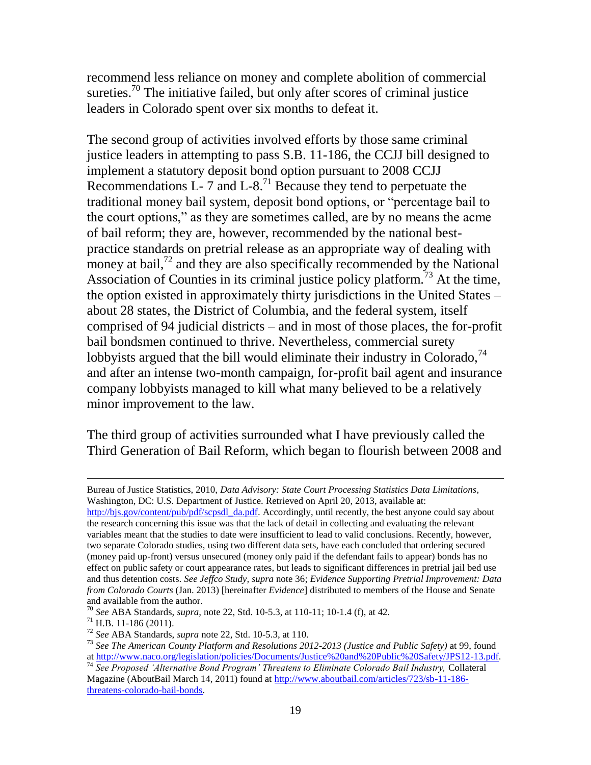recommend less reliance on money and complete abolition of commercial sureties.[70] The initiative failed, but only after scores of criminal justice leaders in Colorado spent over six months to defeat it.

The second group of activities involved efforts by those same criminal justice leaders in attempting to pass S.B. 11-186, the CCJJ bill designed to implement a statutory deposit bond option pursuant to 2008 CCJJ Recommendations L- 7 and L-8.[71] Because they tend to perpetuate the traditional money bail system, deposit bond options, or "percentage bail to the court options," as they are sometimes called, are by no means the acme of bail reform; they are, however, recommended by the national best-practice standards on pretrial release as an appropriate way of dealing with money at bail,[72] and they are also specifically recommended by the National Association of Counties in its criminal justice policy platform.[73] At the time, the option existed in approximately thirty jurisdictions in the United States – about 28 states, the District of Columbia, and the federal system, itself comprised of 94 judicial districts – and in most of those places, the for-profit bail bondsmen continued to thrive. Nevertheless, commercial surety lobbyists argued that the bill would eliminate their industry in Colorado,[74] and after an intense two-month campaign, for-profit bail agent and insurance company lobbyists managed to kill what many believed to be a relatively minor improvement to the law.

The third group of activities surrounded what I have previously called the Third Generation of Bail Reform, which began to flourish between 2008 and

---

Bureau of Justice Statistics, 2010, *Data Advisory: State Court Processing Statistics Data Limitations*, Washington, DC: U.S. Department of Justice. Retrieved on April 20, 2013, available at: http://bjs.gov/content/pub/pdf/scpsdl_da.pdf. Accordingly, until recently, the best anyone could say about the research concerning this issue was that the lack of detail in collecting and evaluating the relevant variables meant that the studies to date were insufficient to lead to valid conclusions. Recently, however, two separate Colorado studies, using two different data sets, have each concluded that ordering secured (money paid up-front) versus unsecured (money only paid if the defendant fails to appear) bonds has no effect on public safety or court appearance rates, but leads to significant differences in pretrial jail bed use and thus detention costs. *See Jeffco Study, supra* note 36; *Evidence Supporting Pretrial Improvement: Data from Colorado Courts* (Jan. 2013) [hereinafter *Evidence*] distributed to members of the House and Senate and available from the author.

[70] *See* ABA Standards, *supra,* note 22, Std. 10-5.3, at 110-11; 10-1.4 (f), at 42.

[71] H.B. 11-186 (2011).

[72] *See* ABA Standards, *supra* note 22, Std. 10-5.3, at 110.

[73] *See The American County Platform and Resolutions 2012-2013 (Justice and Public Safety)* at 99, found at http://www.naco.org/legislation/policies/Documents/Justice%20and%20Public%20Safety/JPS12-13.pdf.

[74] *See Proposed 'Alternative Bond Program' Threatens to Eliminate Colorado Bail Industry,* Collateral Magazine (AboutBail March 14, 2011) found at http://www.aboutbail.com/articles/723/sb-11-186-threatens-colorado-bail-bonds.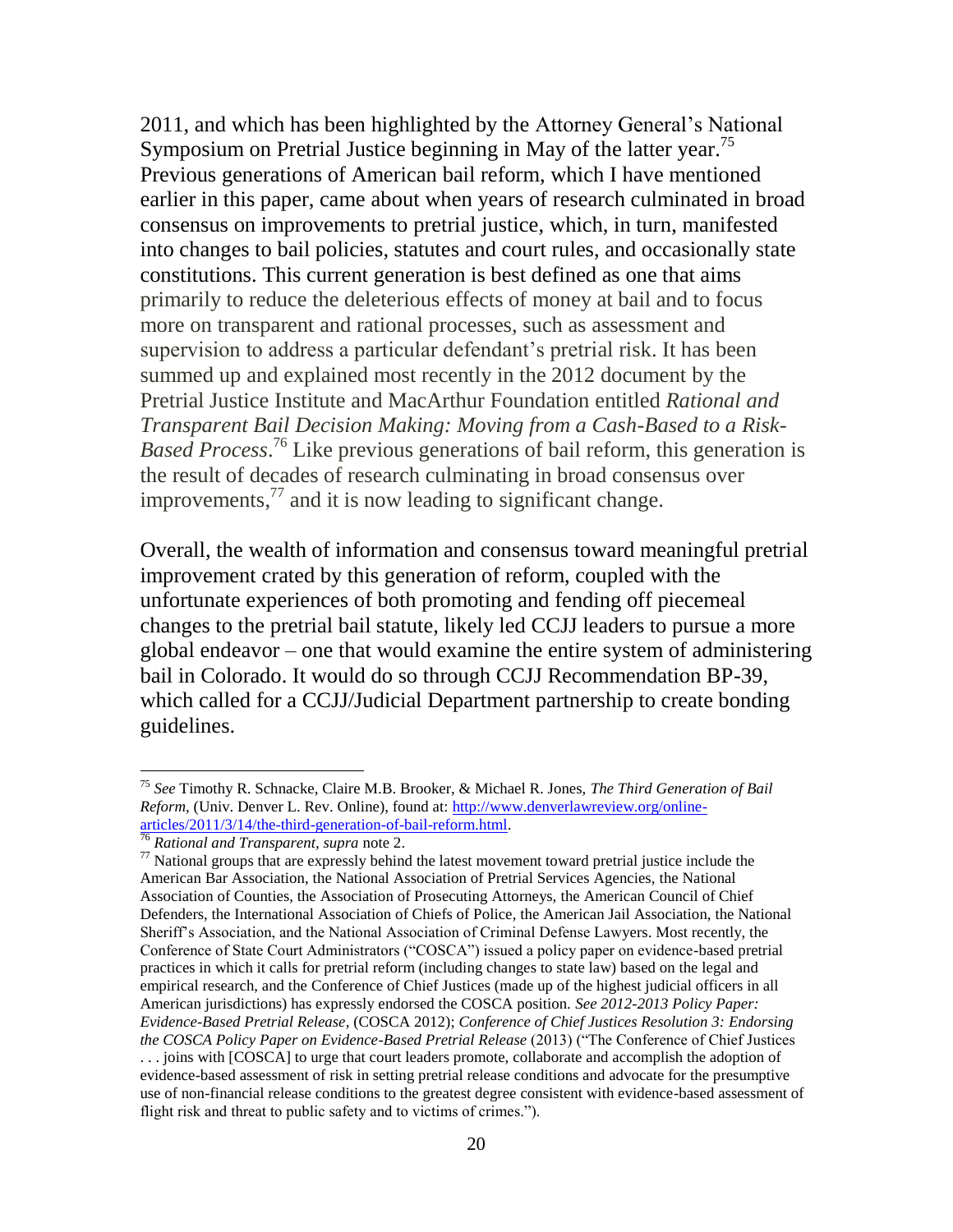2011, and which has been highlighted by the Attorney General's National Symposium on Pretrial Justice beginning in May of the latter year.[75] Previous generations of American bail reform, which I have mentioned earlier in this paper, came about when years of research culminated in broad consensus on improvements to pretrial justice, which, in turn, manifested into changes to bail policies, statutes and court rules, and occasionally state constitutions. This current generation is best defined as one that aims primarily to reduce the deleterious effects of money at bail and to focus more on transparent and rational processes, such as assessment and supervision to address a particular defendant's pretrial risk. It has been summed up and explained most recently in the 2012 document by the Pretrial Justice Institute and MacArthur Foundation entitled *Rational and Transparent Bail Decision Making: Moving from a Cash-Based to a Risk-Based Process*.[76] Like previous generations of bail reform, this generation is the result of decades of research culminating in broad consensus over improvements,[77] and it is now leading to significant change.

Overall, the wealth of information and consensus toward meaningful pretrial improvement crated by this generation of reform, coupled with the unfortunate experiences of both promoting and fending off piecemeal changes to the pretrial bail statute, likely led CCJJ leaders to pursue a more global endeavor – one that would examine the entire system of administering bail in Colorado. It would do so through CCJJ Recommendation BP-39, which called for a CCJJ/Judicial Department partnership to create bonding guidelines.

---

[75] *See* Timothy R. Schnacke, Claire M.B. Brooker, & Michael R. Jones, *The Third Generation of Bail Reform,* (Univ. Denver L. Rev. Online), found at: http://www.denverlawreview.org/online-articles/2011/3/14/the-third-generation-of-bail-reform.html.

[76] *Rational and Transparent, supra* note 2.

[77] National groups that are expressly behind the latest movement toward pretrial justice include the American Bar Association, the National Association of Pretrial Services Agencies, the National Association of Counties, the Association of Prosecuting Attorneys, the American Council of Chief Defenders, the International Association of Chiefs of Police, the American Jail Association, the National Sheriff's Association, and the National Association of Criminal Defense Lawyers. Most recently, the Conference of State Court Administrators ("COSCA") issued a policy paper on evidence-based pretrial practices in which it calls for pretrial reform (including changes to state law) based on the legal and empirical research, and the Conference of Chief Justices (made up of the highest judicial officers in all American jurisdictions) has expressly endorsed the COSCA position. *See 2012-2013 Policy Paper: Evidence-Based Pretrial Release*, (COSCA 2012); *Conference of Chief Justices Resolution 3: Endorsing the COSCA Policy Paper on Evidence-Based Pretrial Release* (2013) ("The Conference of Chief Justices . . . joins with [COSCA] to urge that court leaders promote, collaborate and accomplish the adoption of evidence-based assessment of risk in setting pretrial release conditions and advocate for the presumptive use of non-financial release conditions to the greatest degree consistent with evidence-based assessment of flight risk and threat to public safety and to victims of crimes.").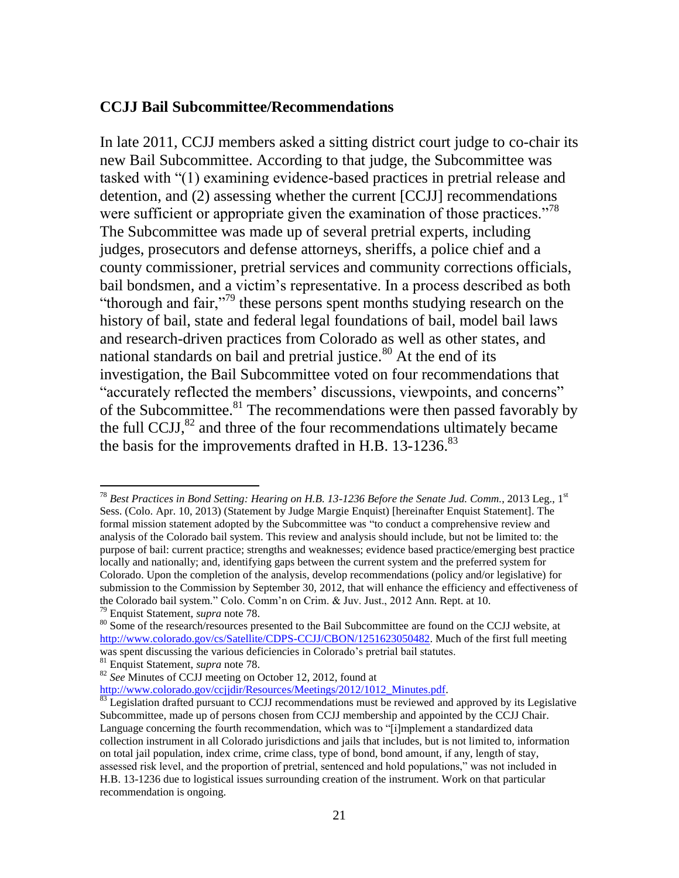## CCJJ Bail Subcommittee/Recommendations

In late 2011, CCJJ members asked a sitting district court judge to co-chair its new Bail Subcommittee. According to that judge, the Subcommittee was tasked with "(1) examining evidence-based practices in pretrial release and detention, and (2) assessing whether the current [CCJJ] recommendations were sufficient or appropriate given the examination of those practices."[78] The Subcommittee was made up of several pretrial experts, including judges, prosecutors and defense attorneys, sheriffs, a police chief and a county commissioner, pretrial services and community corrections officials, bail bondsmen, and a victim's representative. In a process described as both "thorough and fair,"[79] these persons spent months studying research on the history of bail, state and federal legal foundations of bail, model bail laws and research-driven practices from Colorado as well as other states, and national standards on bail and pretrial justice.[80] At the end of its investigation, the Bail Subcommittee voted on four recommendations that "accurately reflected the members' discussions, viewpoints, and concerns" of the Subcommittee.[81] The recommendations were then passed favorably by the full CCJJ,[82] and three of the four recommendations ultimately became the basis for the improvements drafted in H.B. 13-1236.[83]

---

[78] *Best Practices in Bond Setting: Hearing on H.B. 13-1236 Before the Senate Jud. Comm.*, 2013 Leg., 1st Sess. (Colo. Apr. 10, 2013) (Statement by Judge Margie Enquist) [hereinafter Enquist Statement]. The formal mission statement adopted by the Subcommittee was "to conduct a comprehensive review and analysis of the Colorado bail system. This review and analysis should include, but not be limited to: the purpose of bail: current practice; strengths and weaknesses; evidence based practice/emerging best practice locally and nationally; and, identifying gaps between the current system and the preferred system for Colorado. Upon the completion of the analysis, develop recommendations (policy and/or legislative) for submission to the Commission by September 30, 2012, that will enhance the efficiency and effectiveness of the Colorado bail system." Colo. Comm'n on Crim. & Juv. Just., 2012 Ann. Rept. at 10.

[79] Enquist Statement, *supra* note 78.

[80] Some of the research/resources presented to the Bail Subcommittee are found on the CCJJ website, at http://www.colorado.gov/cs/Satellite/CDPS-CCJJ/CBON/1251623050482. Much of the first full meeting was spent discussing the various deficiencies in Colorado's pretrial bail statutes.

[81] Enquist Statement, *supra* note 78.

[82] *See* Minutes of CCJJ meeting on October 12, 2012, found at http://www.colorado.gov/ccjjdir/Resources/Meetings/2012/1012_Minutes.pdf.

[83] Legislation drafted pursuant to CCJJ recommendations must be reviewed and approved by its Legislative Subcommittee, made up of persons chosen from CCJJ membership and appointed by the CCJJ Chair. Language concerning the fourth recommendation, which was to "[i]mplement a standardized data collection instrument in all Colorado jurisdictions and jails that includes, but is not limited to, information on total jail population, index crime, crime class, type of bond, bond amount, if any, length of stay, assessed risk level, and the proportion of pretrial, sentenced and hold populations," was not included in H.B. 13-1236 due to logistical issues surrounding creation of the instrument. Work on that particular recommendation is ongoing.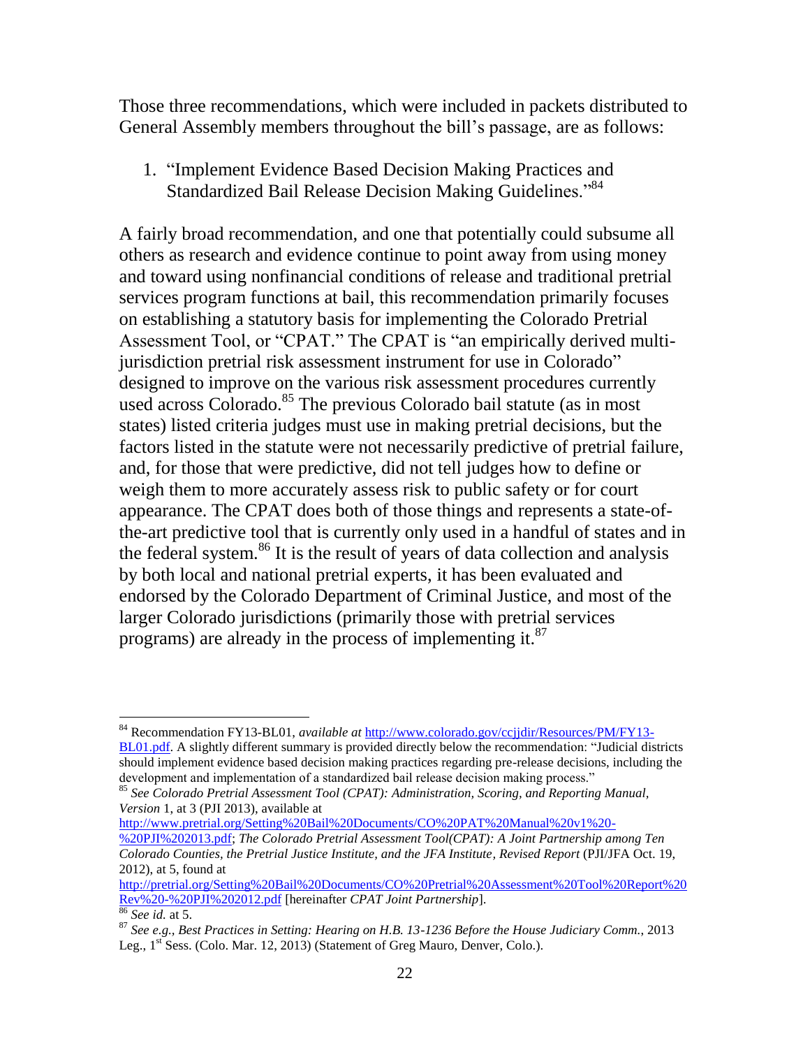Those three recommendations, which were included in packets distributed to General Assembly members throughout the bill's passage, are as follows:

1. "Implement Evidence Based Decision Making Practices and Standardized Bail Release Decision Making Guidelines."[84]

A fairly broad recommendation, and one that potentially could subsume all others as research and evidence continue to point away from using money and toward using nonfinancial conditions of release and traditional pretrial services program functions at bail, this recommendation primarily focuses on establishing a statutory basis for implementing the Colorado Pretrial Assessment Tool, or "CPAT." The CPAT is "an empirically derived multi-jurisdiction pretrial risk assessment instrument for use in Colorado" designed to improve on the various risk assessment procedures currently used across Colorado.[85] The previous Colorado bail statute (as in most states) listed criteria judges must use in making pretrial decisions, but the factors listed in the statute were not necessarily predictive of pretrial failure, and, for those that were predictive, did not tell judges how to define or weigh them to more accurately assess risk to public safety or for court appearance. The CPAT does both of those things and represents a state-of-the-art predictive tool that is currently only used in a handful of states and in the federal system.[86] It is the result of years of data collection and analysis by both local and national pretrial experts, it has been evaluated and endorsed by the Colorado Department of Criminal Justice, and most of the larger Colorado jurisdictions (primarily those with pretrial services programs) are already in the process of implementing it.[87]

---

[84] Recommendation FY13-BL01, *available at* http://www.colorado.gov/ccjjdir/Resources/PM/FY13-BL01.pdf. A slightly different summary is provided directly below the recommendation: "Judicial districts should implement evidence based decision making practices regarding pre-release decisions, including the development and implementation of a standardized bail release decision making process."

[85] *See Colorado Pretrial Assessment Tool (CPAT): Administration, Scoring, and Reporting Manual, Version* 1, at 3 (PJI 2013), available at http://www.pretrial.org/Setting%20Bail%20Documents/CO%20PAT%20Manual%20v1%20-%20PJI%202013.pdf; *The Colorado Pretrial Assessment Tool(CPAT): A Joint Partnership among Ten Colorado Counties, the Pretrial Justice Institute, and the JFA Institute, Revised Report* (PJI/JFA Oct. 19, 2012), at 5, found at http://pretrial.org/Setting%20Bail%20Documents/CO%20Pretrial%20Assessment%20Tool%20Report%20Rev%20-%20PJI%202012.pdf [hereinafter *CPAT Joint Partnership*].

[86] *See id.* at 5.

[87] *See e.g., Best Practices in Setting: Hearing on H.B. 13-1236 Before the House Judiciary Comm.*, 2013 Leg., 1st Sess. (Colo. Mar. 12, 2013) (Statement of Greg Mauro, Denver, Colo.).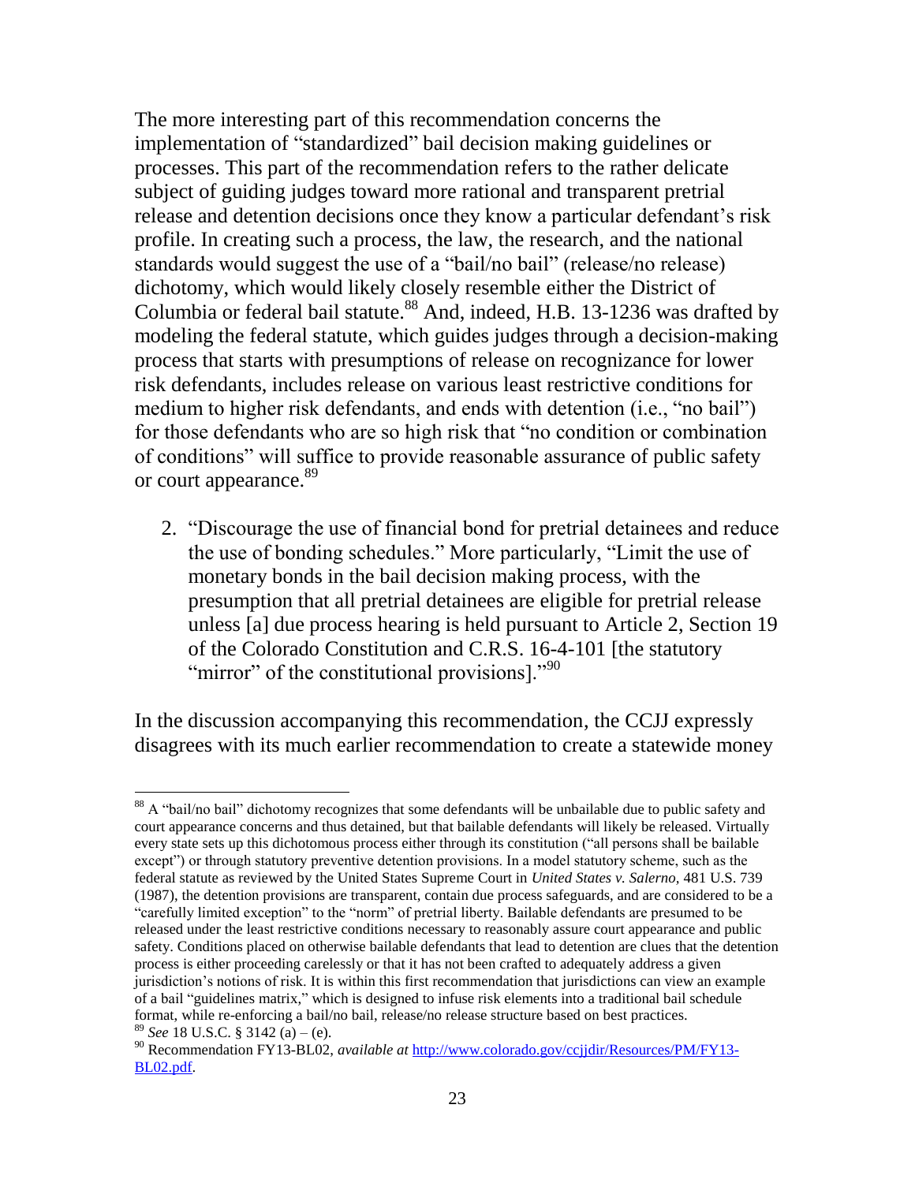The more interesting part of this recommendation concerns the implementation of "standardized" bail decision making guidelines or processes. This part of the recommendation refers to the rather delicate subject of guiding judges toward more rational and transparent pretrial release and detention decisions once they know a particular defendant's risk profile. In creating such a process, the law, the research, and the national standards would suggest the use of a "bail/no bail" (release/no release) dichotomy, which would likely closely resemble either the District of Columbia or federal bail statute.[88] And, indeed, H.B. 13-1236 was drafted by modeling the federal statute, which guides judges through a decision-making process that starts with presumptions of release on recognizance for lower risk defendants, includes release on various least restrictive conditions for medium to higher risk defendants, and ends with detention (i.e., "no bail") for those defendants who are so high risk that "no condition or combination of conditions" will suffice to provide reasonable assurance of public safety or court appearance.[89]

2. "Discourage the use of financial bond for pretrial detainees and reduce the use of bonding schedules." More particularly, "Limit the use of monetary bonds in the bail decision making process, with the presumption that all pretrial detainees are eligible for pretrial release unless [a] due process hearing is held pursuant to Article 2, Section 19 of the Colorado Constitution and C.R.S. 16-4-101 [the statutory "mirror" of the constitutional provisions]."[90]

In the discussion accompanying this recommendation, the CCJJ expressly disagrees with its much earlier recommendation to create a statewide money

---

[88] A "bail/no bail" dichotomy recognizes that some defendants will be unbailable due to public safety and court appearance concerns and thus detained, but that bailable defendants will likely be released. Virtually every state sets up this dichotomous process either through its constitution ("all persons shall be bailable except") or through statutory preventive detention provisions. In a model statutory scheme, such as the federal statute as reviewed by the United States Supreme Court in *United States v. Salerno*, 481 U.S. 739 (1987), the detention provisions are transparent, contain due process safeguards, and are considered to be a "carefully limited exception" to the "norm" of pretrial liberty. Bailable defendants are presumed to be released under the least restrictive conditions necessary to reasonably assure court appearance and public safety. Conditions placed on otherwise bailable defendants that lead to detention are clues that the detention process is either proceeding carelessly or that it has not been crafted to adequately address a given jurisdiction's notions of risk. It is within this first recommendation that jurisdictions can view an example of a bail "guidelines matrix," which is designed to infuse risk elements into a traditional bail schedule format, while re-enforcing a bail/no bail, release/no release structure based on best practices.

[89] *See* 18 U.S.C. § 3142 (a) – (e).

[90] Recommendation FY13-BL02, *available at* http://www.colorado.gov/ccjjdir/Resources/PM/FY13-BL02.pdf.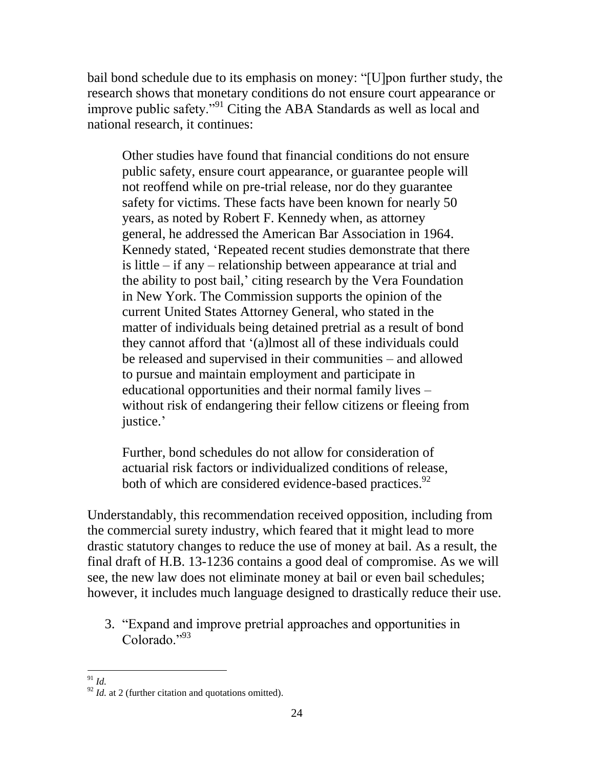bail bond schedule due to its emphasis on money: "[U]pon further study, the research shows that monetary conditions do not ensure court appearance or improve public safety."[91] Citing the ABA Standards as well as local and national research, it continues:

> Other studies have found that financial conditions do not ensure public safety, ensure court appearance, or guarantee people will not reoffend while on pre-trial release, nor do they guarantee safety for victims. These facts have been known for nearly 50 years, as noted by Robert F. Kennedy when, as attorney general, he addressed the American Bar Association in 1964. Kennedy stated, 'Repeated recent studies demonstrate that there is little – if any – relationship between appearance at trial and the ability to post bail,' citing research by the Vera Foundation in New York. The Commission supports the opinion of the current United States Attorney General, who stated in the matter of individuals being detained pretrial as a result of bond they cannot afford that '(a)lmost all of these individuals could be released and supervised in their communities – and allowed to pursue and maintain employment and participate in educational opportunities and their normal family lives – without risk of endangering their fellow citizens or fleeing from justice.'
>
> Further, bond schedules do not allow for consideration of actuarial risk factors or individualized conditions of release, both of which are considered evidence-based practices.[92]

Understandably, this recommendation received opposition, including from the commercial surety industry, which feared that it might lead to more drastic statutory changes to reduce the use of money at bail. As a result, the final draft of H.B. 13-1236 contains a good deal of compromise. As we will see, the new law does not eliminate money at bail or even bail schedules; however, it includes much language designed to drastically reduce their use.

3. "Expand and improve pretrial approaches and opportunities in Colorado."[93]

---

[91] *Id.*

[92] *Id.* at 2 (further citation and quotations omitted).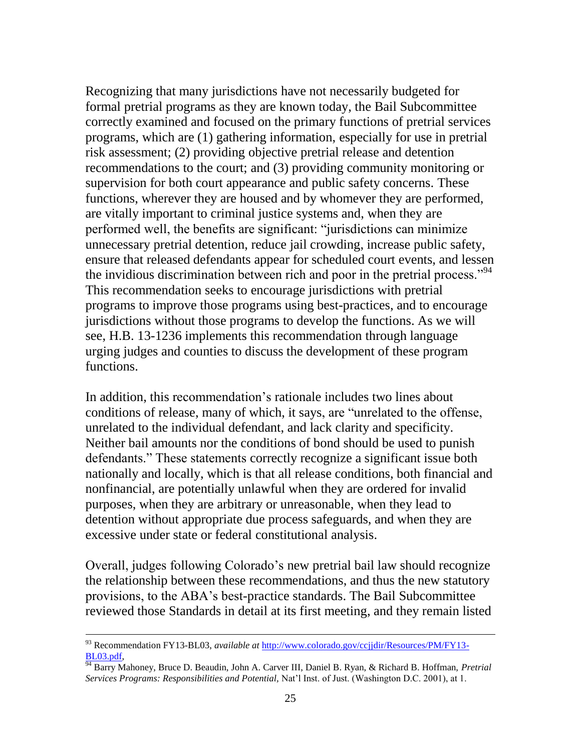Recognizing that many jurisdictions have not necessarily budgeted for formal pretrial programs as they are known today, the Bail Subcommittee correctly examined and focused on the primary functions of pretrial services programs, which are (1) gathering information, especially for use in pretrial risk assessment; (2) providing objective pretrial release and detention recommendations to the court; and (3) providing community monitoring or supervision for both court appearance and public safety concerns. These functions, wherever they are housed and by whomever they are performed, are vitally important to criminal justice systems and, when they are performed well, the benefits are significant: "jurisdictions can minimize unnecessary pretrial detention, reduce jail crowding, increase public safety, ensure that released defendants appear for scheduled court events, and lessen the invidious discrimination between rich and poor in the pretrial process."[94] This recommendation seeks to encourage jurisdictions with pretrial programs to improve those programs using best-practices, and to encourage jurisdictions without those programs to develop the functions. As we will see, H.B. 13-1236 implements this recommendation through language urging judges and counties to discuss the development of these program functions.

In addition, this recommendation's rationale includes two lines about conditions of release, many of which, it says, are "unrelated to the offense, unrelated to the individual defendant, and lack clarity and specificity. Neither bail amounts nor the conditions of bond should be used to punish defendants." These statements correctly recognize a significant issue both nationally and locally, which is that all release conditions, both financial and nonfinancial, are potentially unlawful when they are ordered for invalid purposes, when they are arbitrary or unreasonable, when they lead to detention without appropriate due process safeguards, and when they are excessive under state or federal constitutional analysis.

Overall, judges following Colorado's new pretrial bail law should recognize the relationship between these recommendations, and thus the new statutory provisions, to the ABA's best-practice standards. The Bail Subcommittee reviewed those Standards in detail at its first meeting, and they remain listed

---

[93] Recommendation FY13-BL03, *available at* http://www.colorado.gov/ccjjdir/Resources/PM/FY13-BL03.pdf.

[94] Barry Mahoney, Bruce D. Beaudin, John A. Carver III, Daniel B. Ryan, & Richard B. Hoffman, *Pretrial Services Programs: Responsibilities and Potential*, Nat'l Inst. of Just. (Washington D.C. 2001), at 1.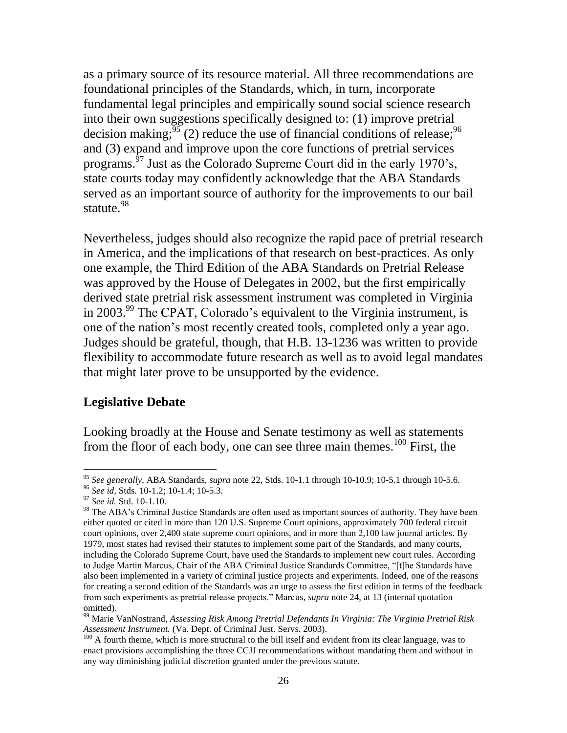as a primary source of its resource material. All three recommendations are foundational principles of the Standards, which, in turn, incorporate fundamental legal principles and empirically sound social science research into their own suggestions specifically designed to: (1) improve pretrial decision making;[95] (2) reduce the use of financial conditions of release;[96] and (3) expand and improve upon the core functions of pretrial services programs.[97] Just as the Colorado Supreme Court did in the early 1970's, state courts today may confidently acknowledge that the ABA Standards served as an important source of authority for the improvements to our bail statute.[98]

Nevertheless, judges should also recognize the rapid pace of pretrial research in America, and the implications of that research on best-practices. As only one example, the Third Edition of the ABA Standards on Pretrial Release was approved by the House of Delegates in 2002, but the first empirically derived state pretrial risk assessment instrument was completed in Virginia in 2003.[99] The CPAT, Colorado's equivalent to the Virginia instrument, is one of the nation's most recently created tools, completed only a year ago. Judges should be grateful, though, that H.B. 13-1236 was written to provide flexibility to accommodate future research as well as to avoid legal mandates that might later prove to be unsupported by the evidence.

**Legislative Debate**

Looking broadly at the House and Senate testimony as well as statements from the floor of each body, one can see three main themes.[100] First, the

---

[95] *See generally*, ABA Standards, *supra* note 22, Stds. 10-1.1 through 10-10.9; 10-5.1 through 10-5.6.

[96] *See id*, Stds. 10-1.2; 10-1.4; 10-5.3.

[97] *See id.* Std. 10-1.10.

[98] The ABA's Criminal Justice Standards are often used as important sources of authority. They have been either quoted or cited in more than 120 U.S. Supreme Court opinions, approximately 700 federal circuit court opinions, over 2,400 state supreme court opinions, and in more than 2,100 law journal articles. By 1979, most states had revised their statutes to implement some part of the Standards, and many courts, including the Colorado Supreme Court, have used the Standards to implement new court rules. According to Judge Martin Marcus, Chair of the ABA Criminal Justice Standards Committee, "[t]he Standards have also been implemented in a variety of criminal justice projects and experiments. Indeed, one of the reasons for creating a second edition of the Standards was an urge to assess the first edition in terms of the feedback from such experiments as pretrial release projects." Marcus, *supra* note 24, at 13 (internal quotation omitted).

[99] Marie VanNostrand, *Assessing Risk Among Pretrial Defendants In Virginia: The Virginia Pretrial Risk Assessment Instrument.* (Va. Dept. of Criminal Just. Servs. 2003).

[100] A fourth theme, which is more structural to the bill itself and evident from its clear language, was to enact provisions accomplishing the three CCJJ recommendations without mandating them and without in any way diminishing judicial discretion granted under the previous statute.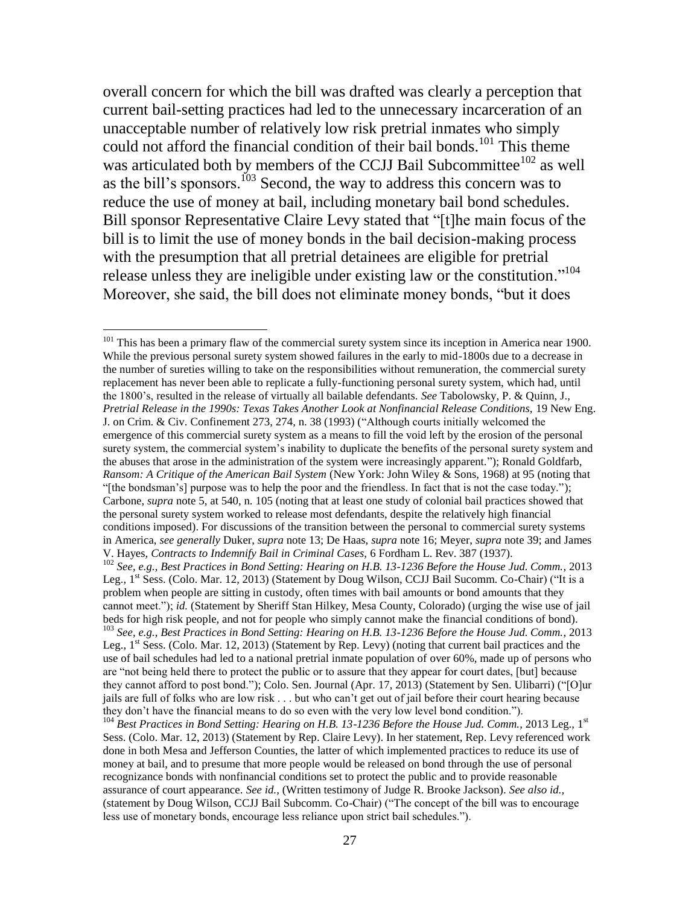overall concern for which the bill was drafted was clearly a perception that current bail-setting practices had led to the unnecessary incarceration of an unacceptable number of relatively low risk pretrial inmates who simply could not afford the financial condition of their bail bonds.[101] This theme was articulated both by members of the CCJJ Bail Subcommittee[102] as well as the bill's sponsors.[103] Second, the way to address this concern was to reduce the use of money at bail, including monetary bail bond schedules. Bill sponsor Representative Claire Levy stated that "[t]he main focus of the bill is to limit the use of money bonds in the bail decision-making process with the presumption that all pretrial detainees are eligible for pretrial release unless they are ineligible under existing law or the constitution."[104] Moreover, she said, the bill does not eliminate money bonds, "but it does

---

[101] This has been a primary flaw of the commercial surety system since its inception in America near 1900. While the previous personal surety system showed failures in the early to mid-1800s due to a decrease in the number of sureties willing to take on the responsibilities without remuneration, the commercial surety replacement has never been able to replicate a fully-functioning personal surety system, which had, until the 1800's, resulted in the release of virtually all bailable defendants. *See* Tabolowsky, P. & Quinn, J., *Pretrial Release in the 1990s: Texas Takes Another Look at Nonfinancial Release Conditions*, 19 New Eng. J. on Crim. & Civ. Confinement 273, 274, n. 38 (1993) ("Although courts initially welcomed the emergence of this commercial surety system as a means to fill the void left by the erosion of the personal surety system, the commercial system's inability to duplicate the benefits of the personal surety system and the abuses that arose in the administration of the system were increasingly apparent."); Ronald Goldfarb, *Ransom: A Critique of the American Bail System* (New York: John Wiley & Sons, 1968) at 95 (noting that "[the bondsman's] purpose was to help the poor and the friendless. In fact that is not the case today."); Carbone, *supra* note 5, at 540, n. 105 (noting that at least one study of colonial bail practices showed that the personal surety system worked to release most defendants, despite the relatively high financial conditions imposed). For discussions of the transition between the personal to commercial surety systems in America, *see generally* Duker, *supra* note 13; De Haas, *supra* note 16; Meyer, *supra* note 39; and James V. Hayes, *Contracts to Indemnify Bail in Criminal Cases*, 6 Fordham L. Rev. 387 (1937).

[102] *See, e.g., Best Practices in Bond Setting: Hearing on H.B. 13-1236 Before the House Jud. Comm.*, 2013 Leg., 1st Sess. (Colo. Mar. 12, 2013) (Statement by Doug Wilson, CCJJ Bail Sucomm. Co-Chair) ("It is a problem when people are sitting in custody, often times with bail amounts or bond amounts that they cannot meet."); *id.* (Statement by Sheriff Stan Hilkey, Mesa County, Colorado) (urging the wise use of jail beds for high risk people, and not for people who simply cannot make the financial conditions of bond).

[103] *See, e.g., Best Practices in Bond Setting: Hearing on H.B. 13-1236 Before the House Jud. Comm.*, 2013 Leg., 1st Sess. (Colo. Mar. 12, 2013) (Statement by Rep. Levy) (noting that current bail practices and the use of bail schedules had led to a national pretrial inmate population of over 60%, made up of persons who are "not being held there to protect the public or to assure that they appear for court dates, [but] because they cannot afford to post bond."); Colo. Sen. Journal (Apr. 17, 2013) (Statement by Sen. Ulibarri) ("[O]ur jails are full of folks who are low risk . . . but who can't get out of jail before their court hearing because they don't have the financial means to do so even with the very low level bond condition.").

[104] *Best Practices in Bond Setting: Hearing on H.B. 13-1236 Before the House Jud. Comm.*, 2013 Leg., 1st Sess. (Colo. Mar. 12, 2013) (Statement by Rep. Claire Levy). In her statement, Rep. Levy referenced work done in both Mesa and Jefferson Counties, the latter of which implemented practices to reduce its use of money at bail, and to presume that more people would be released on bond through the use of personal recognizance bonds with nonfinancial conditions set to protect the public and to provide reasonable assurance of court appearance. *See id.*, (Written testimony of Judge R. Brooke Jackson). *See also id.*, (statement by Doug Wilson, CCJJ Bail Subcomm. Co-Chair) ("The concept of the bill was to encourage less use of monetary bonds, encourage less reliance upon strict bail schedules.").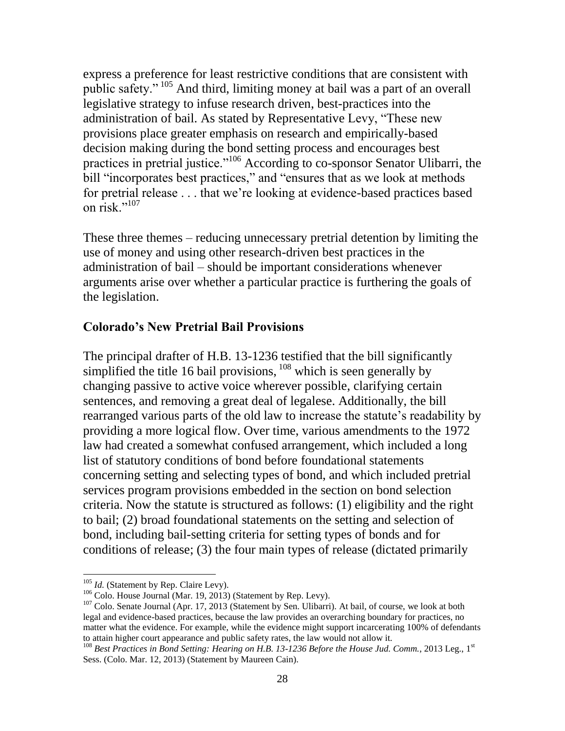express a preference for least restrictive conditions that are consistent with public safety."[105] And third, limiting money at bail was a part of an overall legislative strategy to infuse research driven, best-practices into the administration of bail. As stated by Representative Levy, "These new provisions place greater emphasis on research and empirically-based decision making during the bond setting process and encourages best practices in pretrial justice."[106] According to co-sponsor Senator Ulibarri, the bill "incorporates best practices," and "ensures that as we look at methods for pretrial release . . . that we're looking at evidence-based practices based on risk."[107]

These three themes – reducing unnecessary pretrial detention by limiting the use of money and using other research-driven best practices in the administration of bail – should be important considerations whenever arguments arise over whether a particular practice is furthering the goals of the legislation.

### Colorado's New Pretrial Bail Provisions

The principal drafter of H.B. 13-1236 testified that the bill significantly simplified the title 16 bail provisions,[108] which is seen generally by changing passive to active voice wherever possible, clarifying certain sentences, and removing a great deal of legalese. Additionally, the bill rearranged various parts of the old law to increase the statute's readability by providing a more logical flow. Over time, various amendments to the 1972 law had created a somewhat confused arrangement, which included a long list of statutory conditions of bond before foundational statements concerning setting and selecting types of bond, and which included pretrial services program provisions embedded in the section on bond selection criteria. Now the statute is structured as follows: (1) eligibility and the right to bail; (2) broad foundational statements on the setting and selection of bond, including bail-setting criteria for setting types of bonds and for conditions of release; (3) the four main types of release (dictated primarily

---

[105] *Id.* (Statement by Rep. Claire Levy).

[106] Colo. House Journal (Mar. 19, 2013) (Statement by Rep. Levy).

[107] Colo. Senate Journal (Apr. 17, 2013 (Statement by Sen. Ulibarri). At bail, of course, we look at both legal and evidence-based practices, because the law provides an overarching boundary for practices, no matter what the evidence. For example, while the evidence might support incarcerating 100% of defendants to attain higher court appearance and public safety rates, the law would not allow it.

[108] *Best Practices in Bond Setting: Hearing on H.B. 13-1236 Before the House Jud. Comm.*, 2013 Leg., 1st Sess. (Colo. Mar. 12, 2013) (Statement by Maureen Cain).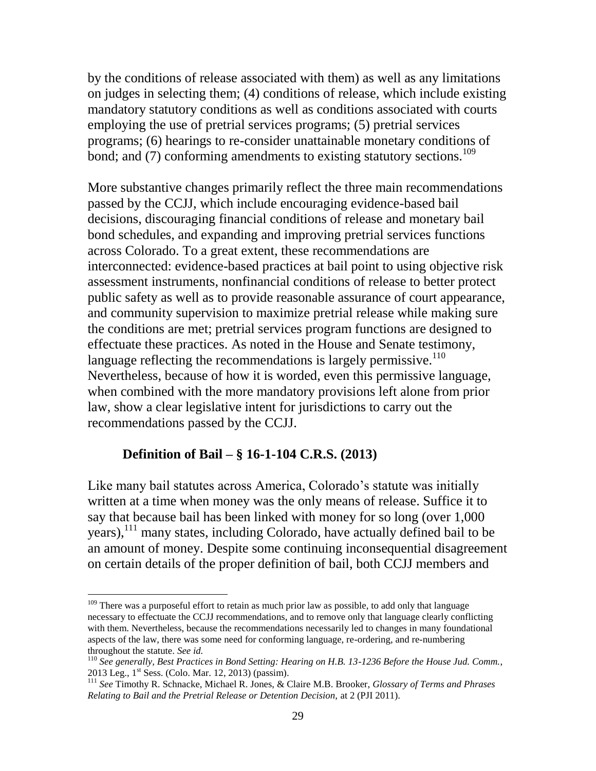by the conditions of release associated with them) as well as any limitations on judges in selecting them; (4) conditions of release, which include existing mandatory statutory conditions as well as conditions associated with courts employing the use of pretrial services programs; (5) pretrial services programs; (6) hearings to re-consider unattainable monetary conditions of bond; and (7) conforming amendments to existing statutory sections.[109]

More substantive changes primarily reflect the three main recommendations passed by the CCJJ, which include encouraging evidence-based bail decisions, discouraging financial conditions of release and monetary bail bond schedules, and expanding and improving pretrial services functions across Colorado. To a great extent, these recommendations are interconnected: evidence-based practices at bail point to using objective risk assessment instruments, nonfinancial conditions of release to better protect public safety as well as to provide reasonable assurance of court appearance, and community supervision to maximize pretrial release while making sure the conditions are met; pretrial services program functions are designed to effectuate these practices. As noted in the House and Senate testimony, language reflecting the recommendations is largely permissive.[110] Nevertheless, because of how it is worded, even this permissive language, when combined with the more mandatory provisions left alone from prior law, show a clear legislative intent for jurisdictions to carry out the recommendations passed by the CCJJ.

### Definition of Bail – § 16-1-104 C.R.S. (2013)

Like many bail statutes across America, Colorado's statute was initially written at a time when money was the only means of release. Suffice it to say that because bail has been linked with money for so long (over 1,000 years),[111] many states, including Colorado, have actually defined bail to be an amount of money. Despite some continuing inconsequential disagreement on certain details of the proper definition of bail, both CCJJ members and

---

[109] There was a purposeful effort to retain as much prior law as possible, to add only that language necessary to effectuate the CCJJ recommendations, and to remove only that language clearly conflicting with them. Nevertheless, because the recommendations necessarily led to changes in many foundational aspects of the law, there was some need for conforming language, re-ordering, and re-numbering throughout the statute. *See id.*

[110] *See generally, Best Practices in Bond Setting: Hearing on H.B. 13-1236 Before the House Jud. Comm.*, 2013 Leg., 1st Sess. (Colo. Mar. 12, 2013) (passim).

[111] *See* Timothy R. Schnacke, Michael R. Jones, & Claire M.B. Brooker, *Glossary of Terms and Phrases Relating to Bail and the Pretrial Release or Detention Decision*, at 2 (PJI 2011).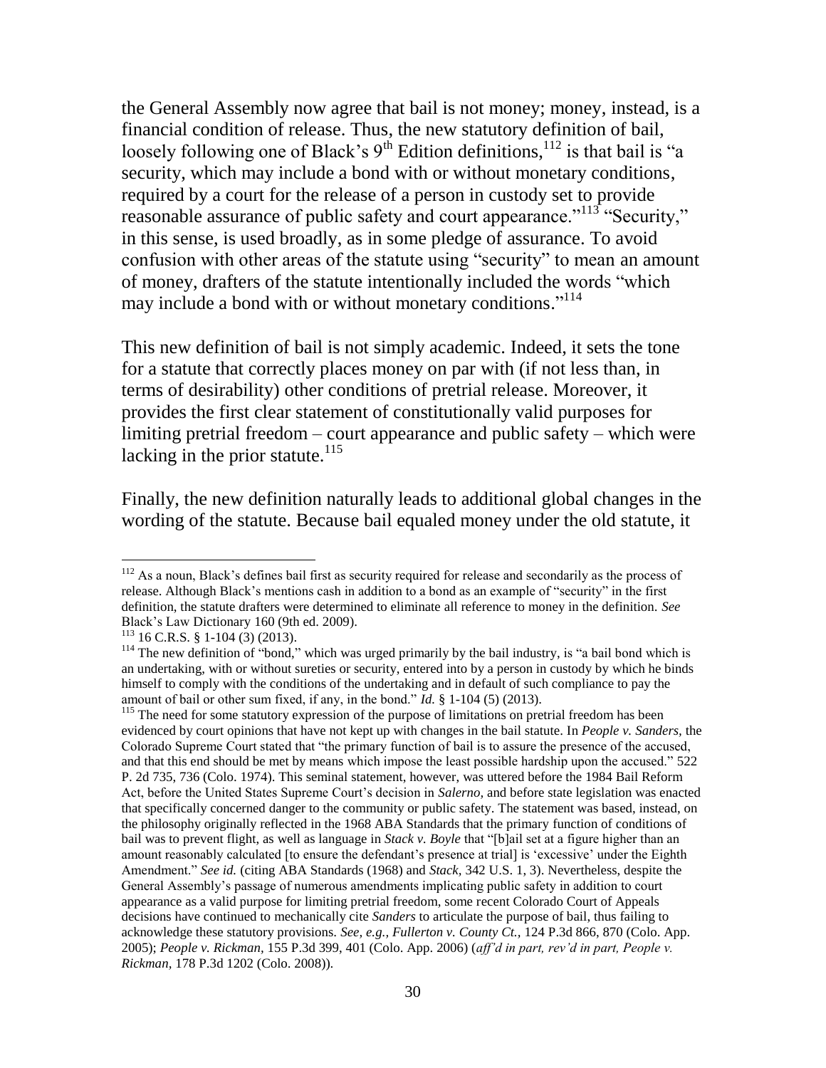the General Assembly now agree that bail is not money; money, instead, is a financial condition of release. Thus, the new statutory definition of bail, loosely following one of Black's 9th Edition definitions,[112] is that bail is "a security, which may include a bond with or without monetary conditions, required by a court for the release of a person in custody set to provide reasonable assurance of public safety and court appearance."[113] "Security," in this sense, is used broadly, as in some pledge of assurance. To avoid confusion with other areas of the statute using "security" to mean an amount of money, drafters of the statute intentionally included the words "which may include a bond with or without monetary conditions."[114]

This new definition of bail is not simply academic. Indeed, it sets the tone for a statute that correctly places money on par with (if not less than, in terms of desirability) other conditions of pretrial release. Moreover, it provides the first clear statement of constitutionally valid purposes for limiting pretrial freedom – court appearance and public safety – which were lacking in the prior statute.[115]

Finally, the new definition naturally leads to additional global changes in the wording of the statute. Because bail equaled money under the old statute, it

---

[112] As a noun, Black's defines bail first as security required for release and secondarily as the process of release. Although Black's mentions cash in addition to a bond as an example of "security" in the first definition, the statute drafters were determined to eliminate all reference to money in the definition. *See* Black's Law Dictionary 160 (9th ed. 2009).

[113] 16 C.R.S. § 1-104 (3) (2013).

[114] The new definition of "bond," which was urged primarily by the bail industry, is "a bail bond which is an undertaking, with or without sureties or security, entered into by a person in custody by which he binds himself to comply with the conditions of the undertaking and in default of such compliance to pay the amount of bail or other sum fixed, if any, in the bond." *Id.* § 1-104 (5) (2013).

[115] The need for some statutory expression of the purpose of limitations on pretrial freedom has been evidenced by court opinions that have not kept up with changes in the bail statute. In *People v. Sanders,* the Colorado Supreme Court stated that "the primary function of bail is to assure the presence of the accused, and that this end should be met by means which impose the least possible hardship upon the accused." 522 P. 2d 735, 736 (Colo. 1974). This seminal statement, however, was uttered before the 1984 Bail Reform Act, before the United States Supreme Court's decision in *Salerno,* and before state legislation was enacted that specifically concerned danger to the community or public safety. The statement was based, instead, on the philosophy originally reflected in the 1968 ABA Standards that the primary function of conditions of bail was to prevent flight, as well as language in *Stack v. Boyle* that "[b]ail set at a figure higher than an amount reasonably calculated [to ensure the defendant's presence at trial] is 'excessive' under the Eighth Amendment." *See id.* (citing ABA Standards (1968) and *Stack*, 342 U.S. 1, 3). Nevertheless, despite the General Assembly's passage of numerous amendments implicating public safety in addition to court appearance as a valid purpose for limiting pretrial freedom, some recent Colorado Court of Appeals decisions have continued to mechanically cite *Sanders* to articulate the purpose of bail, thus failing to acknowledge these statutory provisions. *See, e.g., Fullerton v. County Ct.,* 124 P.3d 866, 870 (Colo. App. 2005); *People v. Rickman,* 155 P.3d 399, 401 (Colo. App. 2006) (*aff'd in part, rev'd in part, People v. Rickman,* 178 P.3d 1202 (Colo. 2008)).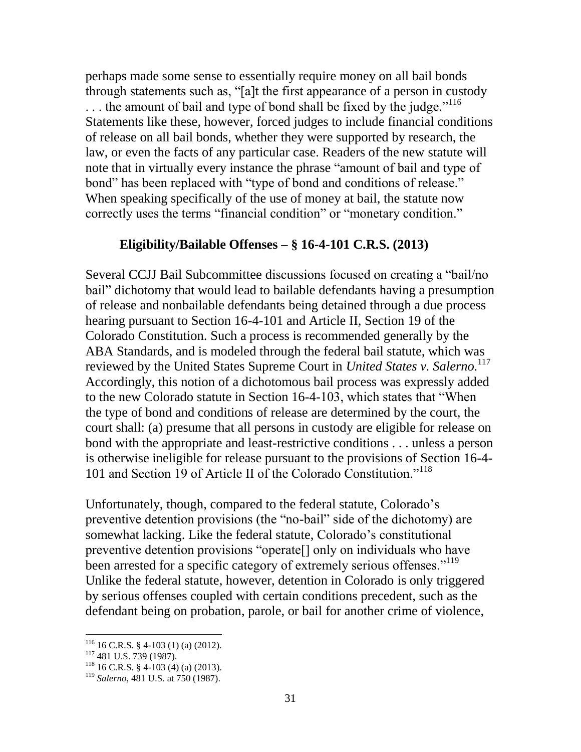perhaps made some sense to essentially require money on all bail bonds through statements such as, "[a]t the first appearance of a person in custody . . . the amount of bail and type of bond shall be fixed by the judge."[116] Statements like these, however, forced judges to include financial conditions of release on all bail bonds, whether they were supported by research, the law, or even the facts of any particular case. Readers of the new statute will note that in virtually every instance the phrase "amount of bail and type of bond" has been replaced with "type of bond and conditions of release." When speaking specifically of the use of money at bail, the statute now correctly uses the terms "financial condition" or "monetary condition."

### Eligibility/Bailable Offenses – § 16-4-101 C.R.S. (2013)

Several CCJJ Bail Subcommittee discussions focused on creating a "bail/no bail" dichotomy that would lead to bailable defendants having a presumption of release and nonbailable defendants being detained through a due process hearing pursuant to Section 16-4-101 and Article II, Section 19 of the Colorado Constitution. Such a process is recommended generally by the ABA Standards, and is modeled through the federal bail statute, which was reviewed by the United States Supreme Court in *United States v. Salerno.*[117] Accordingly, this notion of a dichotomous bail process was expressly added to the new Colorado statute in Section 16-4-103, which states that "When the type of bond and conditions of release are determined by the court, the court shall: (a) presume that all persons in custody are eligible for release on bond with the appropriate and least-restrictive conditions . . . unless a person is otherwise ineligible for release pursuant to the provisions of Section 16-4-101 and Section 19 of Article II of the Colorado Constitution."[118]

Unfortunately, though, compared to the federal statute, Colorado's preventive detention provisions (the "no-bail" side of the dichotomy) are somewhat lacking. Like the federal statute, Colorado's constitutional preventive detention provisions "operate[] only on individuals who have been arrested for a specific category of extremely serious offenses."[119] Unlike the federal statute, however, detention in Colorado is only triggered by serious offenses coupled with certain conditions precedent, such as the defendant being on probation, parole, or bail for another crime of violence,

---

[116] 16 C.R.S. § 4-103 (1) (a) (2012).

[117] 481 U.S. 739 (1987).

[118] 16 C.R.S. § 4-103 (4) (a) (2013).

[119] *Salerno*, 481 U.S. at 750 (1987).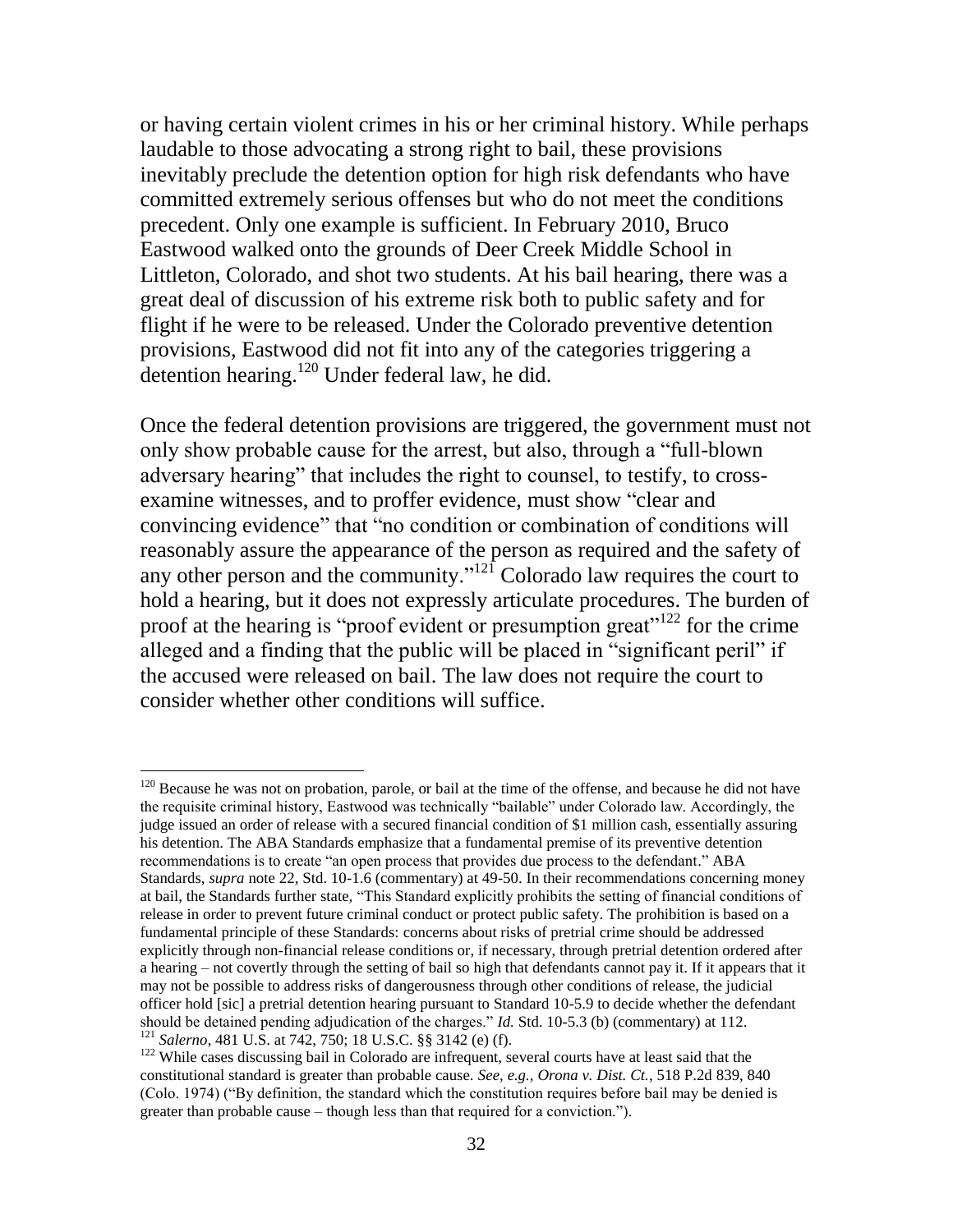or having certain violent crimes in his or her criminal history. While perhaps laudable to those advocating a strong right to bail, these provisions inevitably preclude the detention option for high risk defendants who have committed extremely serious offenses but who do not meet the conditions precedent. Only one example is sufficient. In February 2010, Bruco Eastwood walked onto the grounds of Deer Creek Middle School in Littleton, Colorado, and shot two students. At his bail hearing, there was a great deal of discussion of his extreme risk both to public safety and for flight if he were to be released. Under the Colorado preventive detention provisions, Eastwood did not fit into any of the categories triggering a detention hearing.[120] Under federal law, he did.

Once the federal detention provisions are triggered, the government must not only show probable cause for the arrest, but also, through a "full-blown adversary hearing" that includes the right to counsel, to testify, to cross-examine witnesses, and to proffer evidence, must show "clear and convincing evidence" that "no condition or combination of conditions will reasonably assure the appearance of the person as required and the safety of any other person and the community."[121] Colorado law requires the court to hold a hearing, but it does not expressly articulate procedures. The burden of proof at the hearing is "proof evident or presumption great"[122] for the crime alleged and a finding that the public will be placed in "significant peril" if the accused were released on bail. The law does not require the court to consider whether other conditions will suffice.

---

[120] Because he was not on probation, parole, or bail at the time of the offense, and because he did not have the requisite criminal history, Eastwood was technically "bailable" under Colorado law. Accordingly, the judge issued an order of release with a secured financial condition of $1 million cash, essentially assuring his detention. The ABA Standards emphasize that a fundamental premise of its preventive detention recommendations is to create "an open process that provides due process to the defendant." ABA Standards, *supra* note 22, Std. 10-1.6 (commentary) at 49-50. In their recommendations concerning money at bail, the Standards further state, "This Standard explicitly prohibits the setting of financial conditions of release in order to prevent future criminal conduct or protect public safety. The prohibition is based on a fundamental principle of these Standards: concerns about risks of pretrial crime should be addressed explicitly through non-financial release conditions or, if necessary, through pretrial detention ordered after a hearing – not covertly through the setting of bail so high that defendants cannot pay it. If it appears that it may not be possible to address risks of dangerousness through other conditions of release, the judicial officer hold [sic] a pretrial detention hearing pursuant to Standard 10-5.9 to decide whether the defendant should be detained pending adjudication of the charges." *Id.* Std. 10-5.3 (b) (commentary) at 112.

[121] *Salerno*, 481 U.S. at 742, 750; 18 U.S.C. §§ 3142 (e) (f).

[122] While cases discussing bail in Colorado are infrequent, several courts have at least said that the constitutional standard is greater than probable cause. *See, e.g., Orona v. Dist. Ct.*, 518 P.2d 839, 840 (Colo. 1974) ("By definition, the standard which the constitution requires before bail may be denied is greater than probable cause – though less than that required for a conviction.").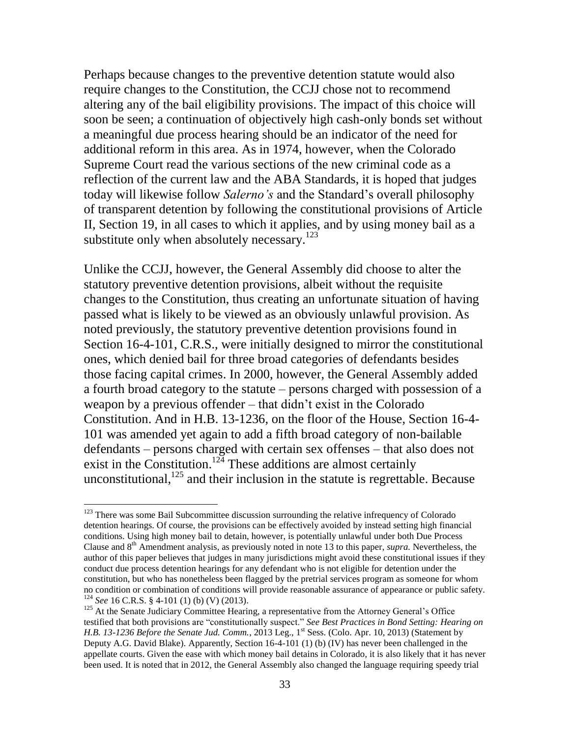Perhaps because changes to the preventive detention statute would also require changes to the Constitution, the CCJJ chose not to recommend altering any of the bail eligibility provisions. The impact of this choice will soon be seen; a continuation of objectively high cash-only bonds set without a meaningful due process hearing should be an indicator of the need for additional reform in this area. As in 1974, however, when the Colorado Supreme Court read the various sections of the new criminal code as a reflection of the current law and the ABA Standards, it is hoped that judges today will likewise follow *Salerno's* and the Standard's overall philosophy of transparent detention by following the constitutional provisions of Article II, Section 19, in all cases to which it applies, and by using money bail as a substitute only when absolutely necessary.[123]

Unlike the CCJJ, however, the General Assembly did choose to alter the statutory preventive detention provisions, albeit without the requisite changes to the Constitution, thus creating an unfortunate situation of having passed what is likely to be viewed as an obviously unlawful provision. As noted previously, the statutory preventive detention provisions found in Section 16-4-101, C.R.S., were initially designed to mirror the constitutional ones, which denied bail for three broad categories of defendants besides those facing capital crimes. In 2000, however, the General Assembly added a fourth broad category to the statute – persons charged with possession of a weapon by a previous offender – that didn't exist in the Colorado Constitution. And in H.B. 13-1236, on the floor of the House, Section 16-4-101 was amended yet again to add a fifth broad category of non-bailable defendants – persons charged with certain sex offenses – that also does not exist in the Constitution.[124] These additions are almost certainly unconstitutional,[125] and their inclusion in the statute is regrettable. Because

---

[123] There was some Bail Subcommittee discussion surrounding the relative infrequency of Colorado detention hearings. Of course, the provisions can be effectively avoided by instead setting high financial conditions. Using high money bail to detain, however, is potentially unlawful under both Due Process Clause and 8th Amendment analysis, as previously noted in note 13 to this paper, *supra.* Nevertheless, the author of this paper believes that judges in many jurisdictions might avoid these constitutional issues if they conduct due process detention hearings for any defendant who is not eligible for detention under the constitution, but who has nonetheless been flagged by the pretrial services program as someone for whom no condition or combination of conditions will provide reasonable assurance of appearance or public safety.

[124] *See* 16 C.R.S. § 4-101 (1) (b) (V) (2013).

[125] At the Senate Judiciary Committee Hearing, a representative from the Attorney General's Office testified that both provisions are "constitutionally suspect." *See Best Practices in Bond Setting: Hearing on H.B. 13-1236 Before the Senate Jud. Comm.*, 2013 Leg., 1st Sess. (Colo. Apr. 10, 2013) (Statement by Deputy A.G. David Blake). Apparently, Section 16-4-101 (1) (b) (IV) has never been challenged in the appellate courts. Given the ease with which money bail detains in Colorado, it is also likely that it has never been used. It is noted that in 2012, the General Assembly also changed the language requiring speedy trial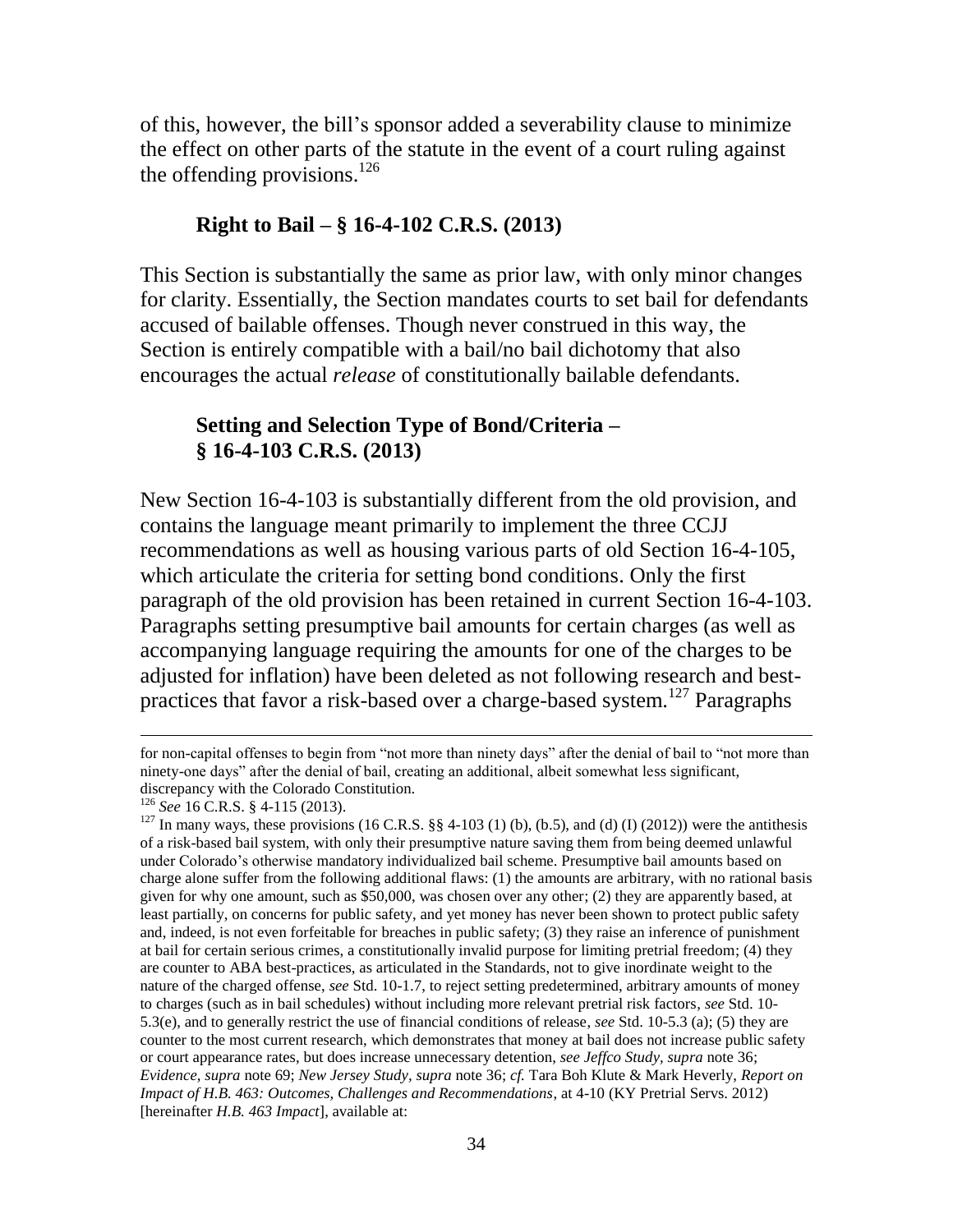of this, however, the bill's sponsor added a severability clause to minimize the effect on other parts of the statute in the event of a court ruling against the offending provisions.[126]

### Right to Bail – § 16-4-102 C.R.S. (2013)

This Section is substantially the same as prior law, with only minor changes for clarity. Essentially, the Section mandates courts to set bail for defendants accused of bailable offenses. Though never construed in this way, the Section is entirely compatible with a bail/no bail dichotomy that also encourages the actual *release* of constitutionally bailable defendants.

### Setting and Selection Type of Bond/Criteria – § 16-4-103 C.R.S. (2013)

New Section 16-4-103 is substantially different from the old provision, and contains the language meant primarily to implement the three CCJJ recommendations as well as housing various parts of old Section 16-4-105, which articulate the criteria for setting bond conditions. Only the first paragraph of the old provision has been retained in current Section 16-4-103. Paragraphs setting presumptive bail amounts for certain charges (as well as accompanying language requiring the amounts for one of the charges to be adjusted for inflation) have been deleted as not following research and best-practices that favor a risk-based over a charge-based system.[127] Paragraphs

---

for non-capital offenses to begin from "not more than ninety days" after the denial of bail to "not more than ninety-one days" after the denial of bail, creating an additional, albeit somewhat less significant, discrepancy with the Colorado Constitution.

[126] *See* 16 C.R.S. § 4-115 (2013).

[127] In many ways, these provisions (16 C.R.S. §§ 4-103 (1) (b), (b.5), and (d) (I) (2012)) were the antithesis of a risk-based bail system, with only their presumptive nature saving them from being deemed unlawful under Colorado's otherwise mandatory individualized bail scheme. Presumptive bail amounts based on charge alone suffer from the following additional flaws: (1) the amounts are arbitrary, with no rational basis given for why one amount, such as $50,000, was chosen over any other; (2) they are apparently based, at least partially, on concerns for public safety, and yet money has never been shown to protect public safety and, indeed, is not even forfeitable for breaches in public safety; (3) they raise an inference of punishment at bail for certain serious crimes, a constitutionally invalid purpose for limiting pretrial freedom; (4) they are counter to ABA best-practices, as articulated in the Standards, not to give inordinate weight to the nature of the charged offense, *see* Std. 10-1.7, to reject setting predetermined, arbitrary amounts of money to charges (such as in bail schedules) without including more relevant pretrial risk factors, *see* Std. 10-5.3(e), and to generally restrict the use of financial conditions of release, *see* Std. 10-5.3 (a); (5) they are counter to the most current research, which demonstrates that money at bail does not increase public safety or court appearance rates, but does increase unnecessary detention, *see Jeffco Study, supra* note 36; *Evidence*, *supra* note 69; *New Jersey Study, supra* note 36; *cf.* Tara Boh Klute & Mark Heverly, *Report on Impact of H.B. 463: Outcomes, Challenges and Recommendations*, at 4-10 (KY Pretrial Servs. 2012) [hereinafter *H.B. 463 Impact*], available at: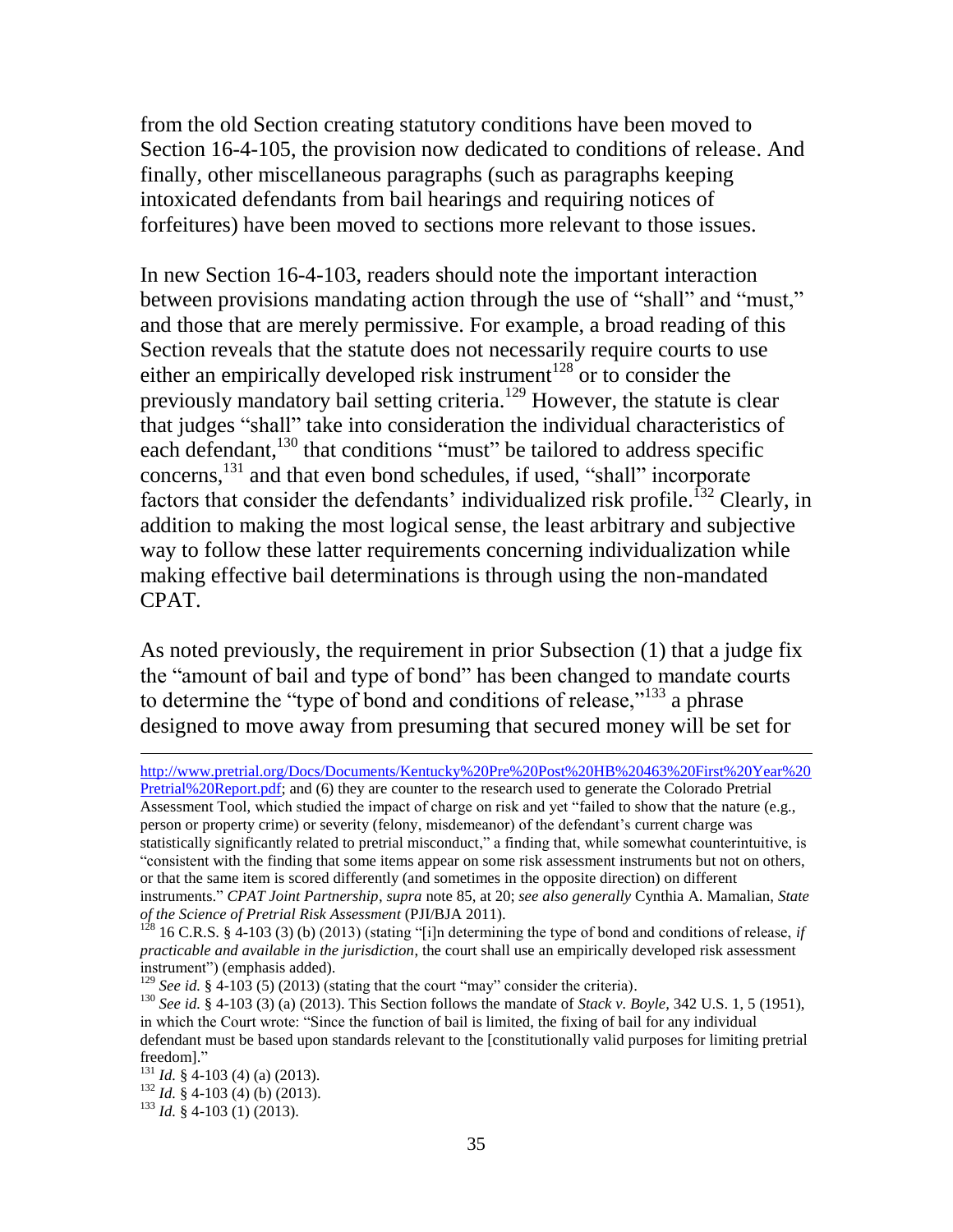from the old Section creating statutory conditions have been moved to Section 16-4-105, the provision now dedicated to conditions of release. And finally, other miscellaneous paragraphs (such as paragraphs keeping intoxicated defendants from bail hearings and requiring notices of forfeitures) have been moved to sections more relevant to those issues.

In new Section 16-4-103, readers should note the important interaction between provisions mandating action through the use of "shall" and "must," and those that are merely permissive. For example, a broad reading of this Section reveals that the statute does not necessarily require courts to use either an empirically developed risk instrument[128] or to consider the previously mandatory bail setting criteria.[129] However, the statute is clear that judges "shall" take into consideration the individual characteristics of each defendant,[130] that conditions "must" be tailored to address specific concerns,[131] and that even bond schedules, if used, "shall" incorporate factors that consider the defendants' individualized risk profile.[132] Clearly, in addition to making the most logical sense, the least arbitrary and subjective way to follow these latter requirements concerning individualization while making effective bail determinations is through using the non-mandated CPAT.

As noted previously, the requirement in prior Subsection (1) that a judge fix the "amount of bail and type of bond" has been changed to mandate courts to determine the "type of bond and conditions of release,"[133] a phrase designed to move away from presuming that secured money will be set for

---

http://www.pretrial.org/Docs/Documents/Kentucky%20Pre%20Post%20HB%20463%20First%20Year%20Pretrial%20Report.pdf; and (6) they are counter to the research used to generate the Colorado Pretrial Assessment Tool, which studied the impact of charge on risk and yet "failed to show that the nature (e.g., person or property crime) or severity (felony, misdemeanor) of the defendant's current charge was statistically significantly related to pretrial misconduct," a finding that, while somewhat counterintuitive, is "consistent with the finding that some items appear on some risk assessment instruments but not on others, or that the same item is scored differently (and sometimes in the opposite direction) on different instruments." *CPAT Joint Partnership*, *supra* note 85, at 20; *see also generally* Cynthia A. Mamalian, *State of the Science of Pretrial Risk Assessment* (PJI/BJA 2011).

[128] 16 C.R.S. § 4-103 (3) (b) (2013) (stating "[i]n determining the type of bond and conditions of release, *if practicable and available in the jurisdiction*, the court shall use an empirically developed risk assessment instrument") (emphasis added).

[129] *See id.* § 4-103 (5) (2013) (stating that the court "may" consider the criteria).

[130] *See id.* § 4-103 (3) (a) (2013). This Section follows the mandate of *Stack v. Boyle*, 342 U.S. 1, 5 (1951), in which the Court wrote: "Since the function of bail is limited, the fixing of bail for any individual defendant must be based upon standards relevant to the [constitutionally valid purposes for limiting pretrial freedom]."

[131] *Id.* § 4-103 (4) (a) (2013).

[132] *Id.* § 4-103 (4) (b) (2013).

[133] *Id.* § 4-103 (1) (2013).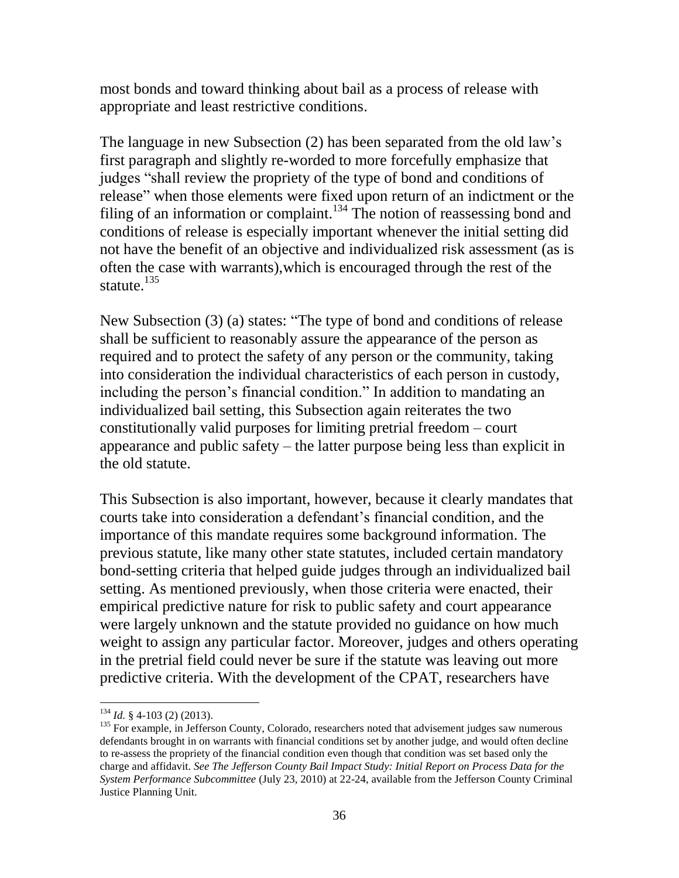most bonds and toward thinking about bail as a process of release with appropriate and least restrictive conditions.

The language in new Subsection (2) has been separated from the old law's first paragraph and slightly re-worded to more forcefully emphasize that judges "shall review the propriety of the type of bond and conditions of release" when those elements were fixed upon return of an indictment or the filing of an information or complaint.[134] The notion of reassessing bond and conditions of release is especially important whenever the initial setting did not have the benefit of an objective and individualized risk assessment (as is often the case with warrants),which is encouraged through the rest of the statute.[135]

New Subsection (3) (a) states: "The type of bond and conditions of release shall be sufficient to reasonably assure the appearance of the person as required and to protect the safety of any person or the community, taking into consideration the individual characteristics of each person in custody, including the person's financial condition." In addition to mandating an individualized bail setting, this Subsection again reiterates the two constitutionally valid purposes for limiting pretrial freedom – court appearance and public safety – the latter purpose being less than explicit in the old statute.

This Subsection is also important, however, because it clearly mandates that courts take into consideration a defendant's financial condition, and the importance of this mandate requires some background information. The previous statute, like many other state statutes, included certain mandatory bond-setting criteria that helped guide judges through an individualized bail setting. As mentioned previously, when those criteria were enacted, their empirical predictive nature for risk to public safety and court appearance were largely unknown and the statute provided no guidance on how much weight to assign any particular factor. Moreover, judges and others operating in the pretrial field could never be sure if the statute was leaving out more predictive criteria. With the development of the CPAT, researchers have

---

[134] *Id.* § 4-103 (2) (2013).

[135] For example, in Jefferson County, Colorado, researchers noted that advisement judges saw numerous defendants brought in on warrants with financial conditions set by another judge, and would often decline to re-assess the propriety of the financial condition even though that condition was set based only the charge and affidavit. *See The Jefferson County Bail Impact Study: Initial Report on Process Data for the System Performance Subcommittee* (July 23, 2010) at 22-24, available from the Jefferson County Criminal Justice Planning Unit.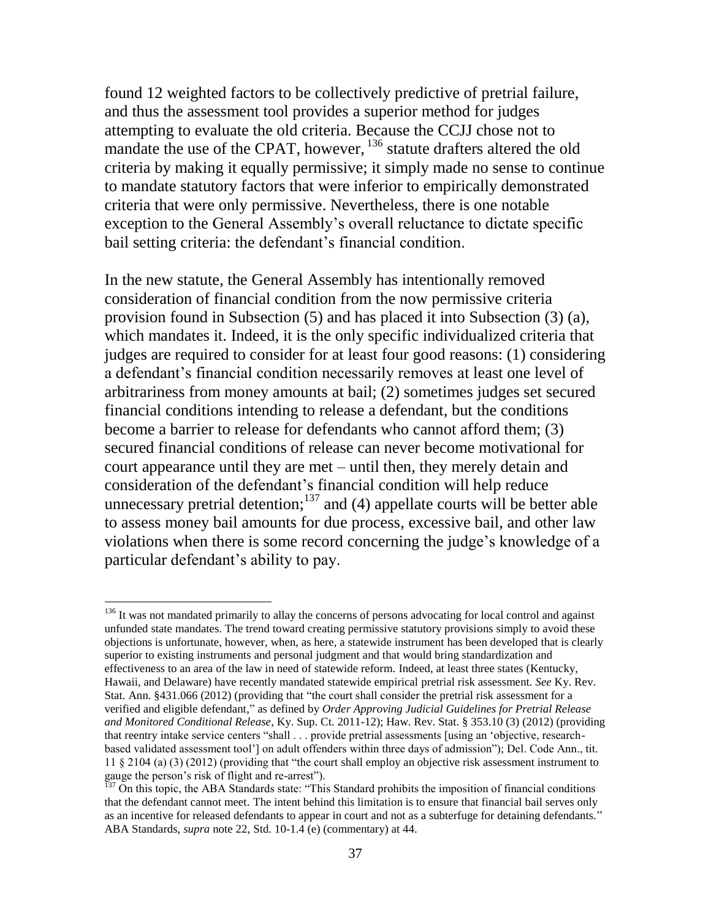found 12 weighted factors to be collectively predictive of pretrial failure, and thus the assessment tool provides a superior method for judges attempting to evaluate the old criteria. Because the CCJJ chose not to mandate the use of the CPAT, however, [136] statute drafters altered the old criteria by making it equally permissive; it simply made no sense to continue to mandate statutory factors that were inferior to empirically demonstrated criteria that were only permissive. Nevertheless, there is one notable exception to the General Assembly's overall reluctance to dictate specific bail setting criteria: the defendant's financial condition.

In the new statute, the General Assembly has intentionally removed consideration of financial condition from the now permissive criteria provision found in Subsection (5) and has placed it into Subsection (3) (a), which mandates it. Indeed, it is the only specific individualized criteria that judges are required to consider for at least four good reasons: (1) considering a defendant's financial condition necessarily removes at least one level of arbitrariness from money amounts at bail; (2) sometimes judges set secured financial conditions intending to release a defendant, but the conditions become a barrier to release for defendants who cannot afford them; (3) secured financial conditions of release can never become motivational for court appearance until they are met – until then, they merely detain and consideration of the defendant's financial condition will help reduce unnecessary pretrial detention;[137] and (4) appellate courts will be better able to assess money bail amounts for due process, excessive bail, and other law violations when there is some record concerning the judge's knowledge of a particular defendant's ability to pay.

---

[136] It was not mandated primarily to allay the concerns of persons advocating for local control and against unfunded state mandates. The trend toward creating permissive statutory provisions simply to avoid these objections is unfortunate, however, when, as here, a statewide instrument has been developed that is clearly superior to existing instruments and personal judgment and that would bring standardization and effectiveness to an area of the law in need of statewide reform. Indeed, at least three states (Kentucky, Hawaii, and Delaware) have recently mandated statewide empirical pretrial risk assessment. *See* Ky. Rev. Stat. Ann. §431.066 (2012) (providing that "the court shall consider the pretrial risk assessment for a verified and eligible defendant," as defined by *Order Approving Judicial Guidelines for Pretrial Release and Monitored Conditional Release*, Ky. Sup. Ct. 2011-12); Haw. Rev. Stat. § 353.10 (3) (2012) (providing that reentry intake service centers "shall . . . provide pretrial assessments [using an 'objective, research-based validated assessment tool'] on adult offenders within three days of admission"); Del. Code Ann., tit. 11 § 2104 (a) (3) (2012) (providing that "the court shall employ an objective risk assessment instrument to gauge the person's risk of flight and re-arrest").

[137] On this topic, the ABA Standards state: "This Standard prohibits the imposition of financial conditions that the defendant cannot meet. The intent behind this limitation is to ensure that financial bail serves only as an incentive for released defendants to appear in court and not as a subterfuge for detaining defendants." ABA Standards, *supra* note 22, Std. 10-1.4 (e) (commentary) at 44.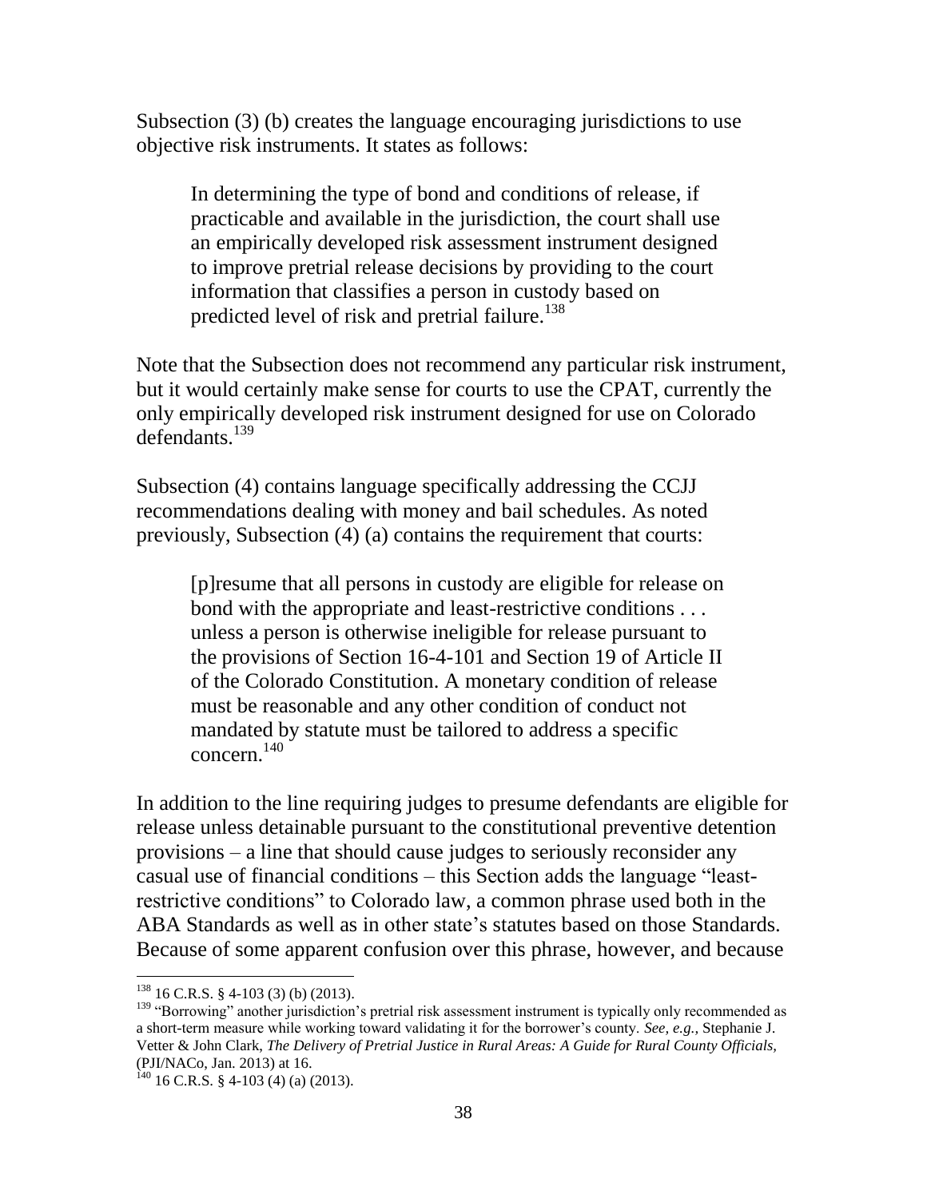Subsection (3) (b) creates the language encouraging jurisdictions to use objective risk instruments. It states as follows:

> In determining the type of bond and conditions of release, if practicable and available in the jurisdiction, the court shall use an empirically developed risk assessment instrument designed to improve pretrial release decisions by providing to the court information that classifies a person in custody based on predicted level of risk and pretrial failure.[138]

Note that the Subsection does not recommend any particular risk instrument, but it would certainly make sense for courts to use the CPAT, currently the only empirically developed risk instrument designed for use on Colorado defendants.[139]

Subsection (4) contains language specifically addressing the CCJJ recommendations dealing with money and bail schedules. As noted previously, Subsection (4) (a) contains the requirement that courts:

> [p]resume that all persons in custody are eligible for release on bond with the appropriate and least-restrictive conditions . . . unless a person is otherwise ineligible for release pursuant to the provisions of Section 16-4-101 and Section 19 of Article II of the Colorado Constitution. A monetary condition of release must be reasonable and any other condition of conduct not mandated by statute must be tailored to address a specific concern.[140]

In addition to the line requiring judges to presume defendants are eligible for release unless detainable pursuant to the constitutional preventive detention provisions – a line that should cause judges to seriously reconsider any casual use of financial conditions – this Section adds the language "least-restrictive conditions" to Colorado law, a common phrase used both in the ABA Standards as well as in other state's statutes based on those Standards. Because of some apparent confusion over this phrase, however, and because

---

[138] 16 C.R.S. § 4-103 (3) (b) (2013).

[139] "Borrowing" another jurisdiction's pretrial risk assessment instrument is typically only recommended as a short-term measure while working toward validating it for the borrower's county. *See, e.g.,* Stephanie J. Vetter & John Clark, *The Delivery of Pretrial Justice in Rural Areas: A Guide for Rural County Officials,* (PJI/NACo, Jan. 2013) at 16.

[140] 16 C.R.S. § 4-103 (4) (a) (2013).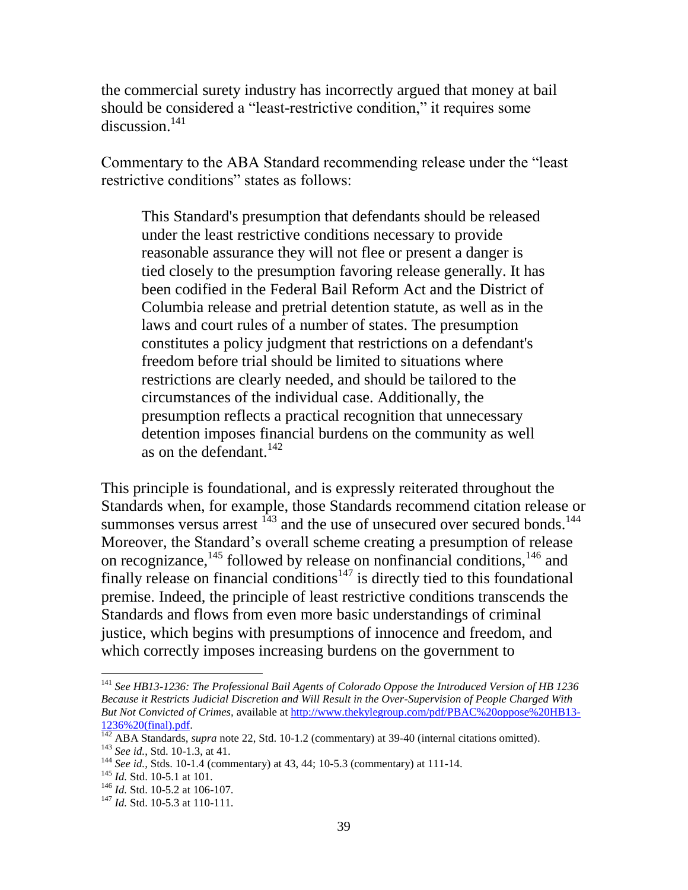the commercial surety industry has incorrectly argued that money at bail should be considered a "least-restrictive condition," it requires some discussion.[141]

Commentary to the ABA Standard recommending release under the "least restrictive conditions" states as follows:

> This Standard's presumption that defendants should be released under the least restrictive conditions necessary to provide reasonable assurance they will not flee or present a danger is tied closely to the presumption favoring release generally. It has been codified in the Federal Bail Reform Act and the District of Columbia release and pretrial detention statute, as well as in the laws and court rules of a number of states. The presumption constitutes a policy judgment that restrictions on a defendant's freedom before trial should be limited to situations where restrictions are clearly needed, and should be tailored to the circumstances of the individual case. Additionally, the presumption reflects a practical recognition that unnecessary detention imposes financial burdens on the community as well as on the defendant.[142]

This principle is foundational, and is expressly reiterated throughout the Standards when, for example, those Standards recommend citation release or summonses versus arrest [143] and the use of unsecured over secured bonds.[144] Moreover, the Standard's overall scheme creating a presumption of release on recognizance,[145] followed by release on nonfinancial conditions,[146] and finally release on financial conditions[147] is directly tied to this foundational premise. Indeed, the principle of least restrictive conditions transcends the Standards and flows from even more basic understandings of criminal justice, which begins with presumptions of innocence and freedom, and which correctly imposes increasing burdens on the government to

---

[141] *See HB13-1236: The Professional Bail Agents of Colorado Oppose the Introduced Version of HB 1236 Because it Restricts Judicial Discretion and Will Result in the Over-Supervision of People Charged With But Not Convicted of Crimes*, available at http://www.thekylegroup.com/pdf/PBAC%20oppose%20HB13-1236%20(final).pdf.

[142] ABA Standards, *supra* note 22, Std. 10-1.2 (commentary) at 39-40 (internal citations omitted).

[143] *See id.*, Std. 10-1.3, at 41.

[144] *See id.*, Stds. 10-1.4 (commentary) at 43, 44; 10-5.3 (commentary) at 111-14.

[145] *Id.* Std. 10-5.1 at 101.

[146] *Id.* Std. 10-5.2 at 106-107.

[147] *Id.* Std. 10-5.3 at 110-111.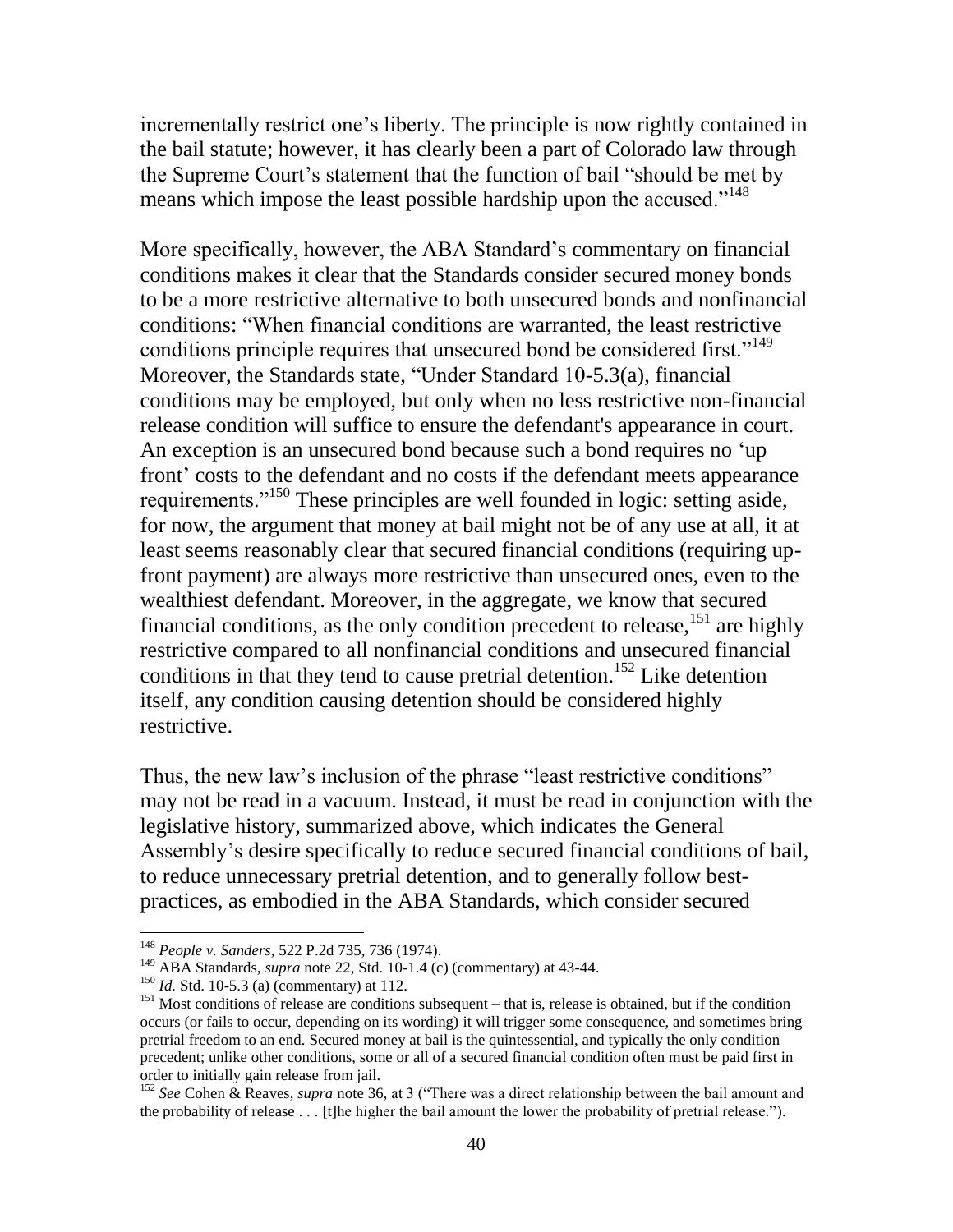incrementally restrict one's liberty. The principle is now rightly contained in the bail statute; however, it has clearly been a part of Colorado law through the Supreme Court's statement that the function of bail "should be met by means which impose the least possible hardship upon the accused."[148]

More specifically, however, the ABA Standard's commentary on financial conditions makes it clear that the Standards consider secured money bonds to be a more restrictive alternative to both unsecured bonds and nonfinancial conditions: "When financial conditions are warranted, the least restrictive conditions principle requires that unsecured bond be considered first."[149] Moreover, the Standards state, "Under Standard 10-5.3(a), financial conditions may be employed, but only when no less restrictive non-financial release condition will suffice to ensure the defendant's appearance in court. An exception is an unsecured bond because such a bond requires no 'up front' costs to the defendant and no costs if the defendant meets appearance requirements."[150] These principles are well founded in logic: setting aside, for now, the argument that money at bail might not be of any use at all, it at least seems reasonably clear that secured financial conditions (requiring up-front payment) are always more restrictive than unsecured ones, even to the wealthiest defendant. Moreover, in the aggregate, we know that secured financial conditions, as the only condition precedent to release,[151] are highly restrictive compared to all nonfinancial conditions and unsecured financial conditions in that they tend to cause pretrial detention.[152] Like detention itself, any condition causing detention should be considered highly restrictive.

Thus, the new law's inclusion of the phrase "least restrictive conditions" may not be read in a vacuum. Instead, it must be read in conjunction with the legislative history, summarized above, which indicates the General Assembly's desire specifically to reduce secured financial conditions of bail, to reduce unnecessary pretrial detention, and to generally follow best-practices, as embodied in the ABA Standards, which consider secured

---

[148] *People v. Sanders*, 522 P.2d 735, 736 (1974).

[149] ABA Standards, *supra* note 22, Std. 10-1.4 (c) (commentary) at 43-44.

[150] *Id.* Std. 10-5.3 (a) (commentary) at 112.

[151] Most conditions of release are conditions subsequent – that is, release is obtained, but if the condition occurs (or fails to occur, depending on its wording) it will trigger some consequence, and sometimes bring pretrial freedom to an end. Secured money at bail is the quintessential, and typically the only condition precedent; unlike other conditions, some or all of a secured financial condition often must be paid first in order to initially gain release from jail.

[152] *See* Cohen & Reaves, *supra* note 36, at 3 ("There was a direct relationship between the bail amount and the probability of release . . . [t]he higher the bail amount the lower the probability of pretrial release.").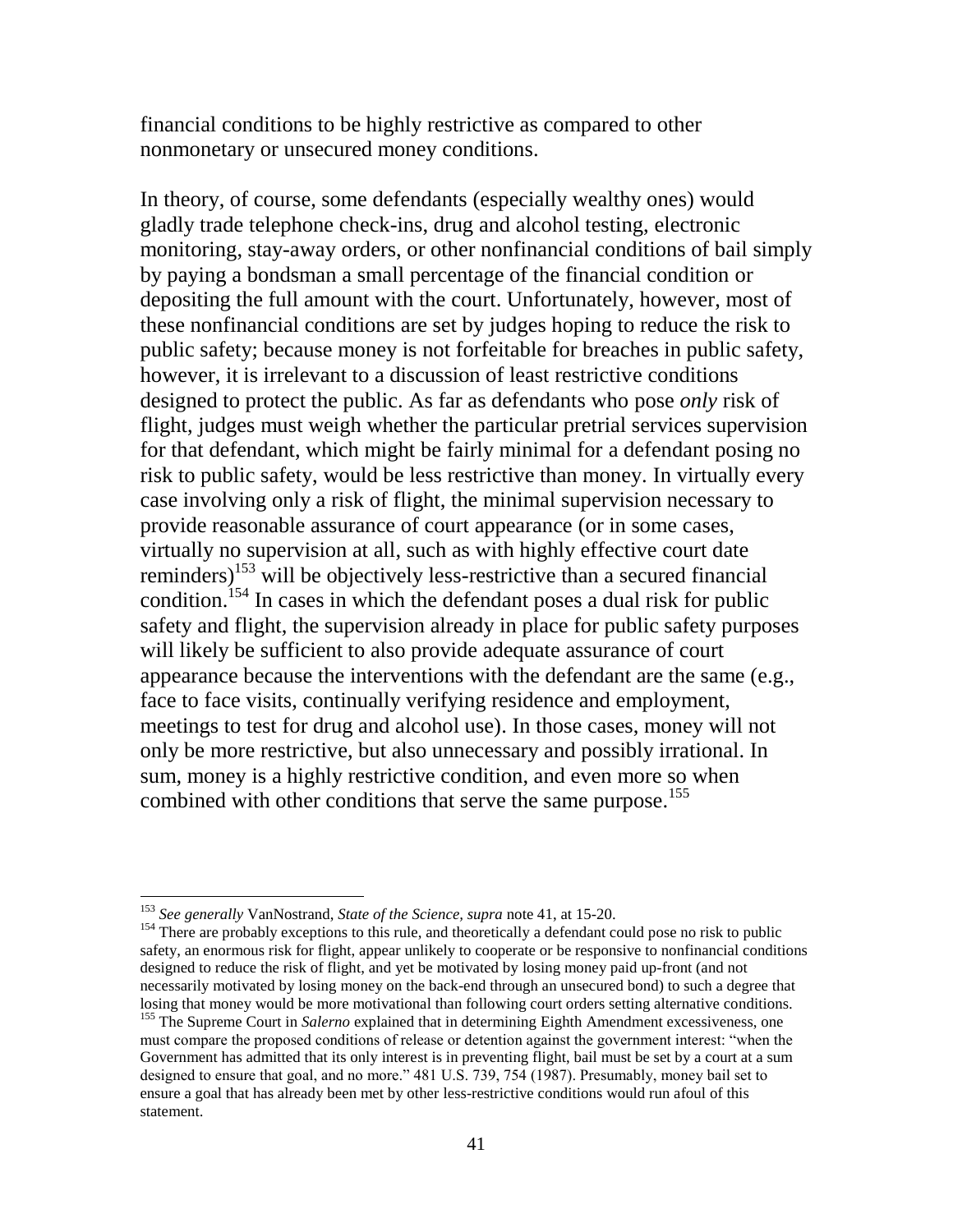financial conditions to be highly restrictive as compared to other nonmonetary or unsecured money conditions.

In theory, of course, some defendants (especially wealthy ones) would gladly trade telephone check-ins, drug and alcohol testing, electronic monitoring, stay-away orders, or other nonfinancial conditions of bail simply by paying a bondsman a small percentage of the financial condition or depositing the full amount with the court. Unfortunately, however, most of these nonfinancial conditions are set by judges hoping to reduce the risk to public safety; because money is not forfeitable for breaches in public safety, however, it is irrelevant to a discussion of least restrictive conditions designed to protect the public. As far as defendants who pose *only* risk of flight, judges must weigh whether the particular pretrial services supervision for that defendant, which might be fairly minimal for a defendant posing no risk to public safety, would be less restrictive than money. In virtually every case involving only a risk of flight, the minimal supervision necessary to provide reasonable assurance of court appearance (or in some cases, virtually no supervision at all, such as with highly effective court date reminders)[153] will be objectively less-restrictive than a secured financial condition.[154] In cases in which the defendant poses a dual risk for public safety and flight, the supervision already in place for public safety purposes will likely be sufficient to also provide adequate assurance of court appearance because the interventions with the defendant are the same (e.g., face to face visits, continually verifying residence and employment, meetings to test for drug and alcohol use). In those cases, money will not only be more restrictive, but also unnecessary and possibly irrational. In sum, money is a highly restrictive condition, and even more so when combined with other conditions that serve the same purpose.[155]

---

[153] *See generally* VanNostrand, *State of the Science, supra* note 41, at 15-20.

[154] There are probably exceptions to this rule, and theoretically a defendant could pose no risk to public safety, an enormous risk for flight, appear unlikely to cooperate or be responsive to nonfinancial conditions designed to reduce the risk of flight, and yet be motivated by losing money paid up-front (and not necessarily motivated by losing money on the back-end through an unsecured bond) to such a degree that losing that money would be more motivational than following court orders setting alternative conditions.

[155] The Supreme Court in *Salerno* explained that in determining Eighth Amendment excessiveness, one must compare the proposed conditions of release or detention against the government interest: "when the Government has admitted that its only interest is in preventing flight, bail must be set by a court at a sum designed to ensure that goal, and no more." 481 U.S. 739, 754 (1987). Presumably, money bail set to ensure a goal that has already been met by other less-restrictive conditions would run afoul of this statement.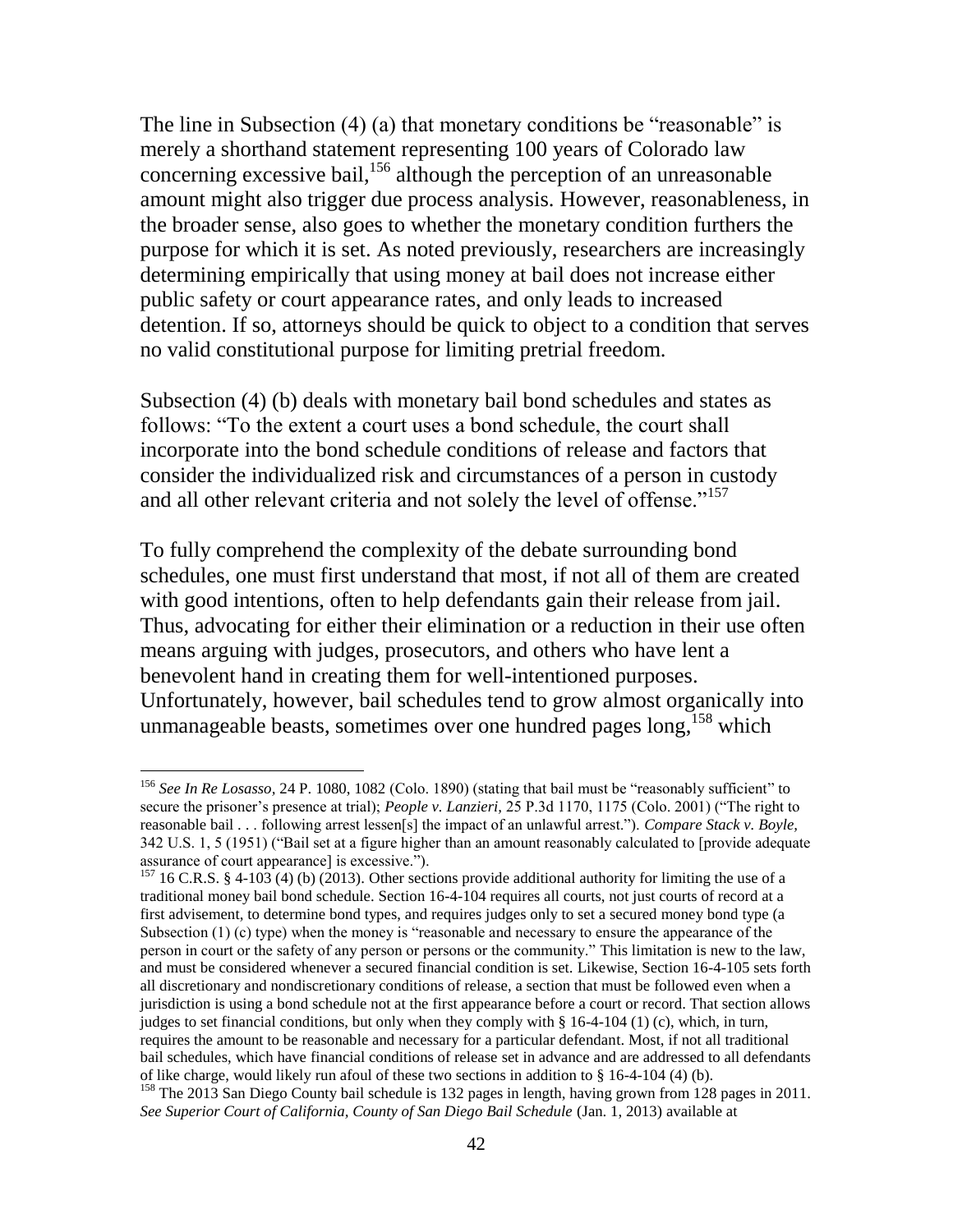The line in Subsection (4) (a) that monetary conditions be "reasonable" is merely a shorthand statement representing 100 years of Colorado law concerning excessive bail,[156] although the perception of an unreasonable amount might also trigger due process analysis. However, reasonableness, in the broader sense, also goes to whether the monetary condition furthers the purpose for which it is set. As noted previously, researchers are increasingly determining empirically that using money at bail does not increase either public safety or court appearance rates, and only leads to increased detention. If so, attorneys should be quick to object to a condition that serves no valid constitutional purpose for limiting pretrial freedom.

Subsection (4) (b) deals with monetary bail bond schedules and states as follows: "To the extent a court uses a bond schedule, the court shall incorporate into the bond schedule conditions of release and factors that consider the individualized risk and circumstances of a person in custody and all other relevant criteria and not solely the level of offense."[157]

To fully comprehend the complexity of the debate surrounding bond schedules, one must first understand that most, if not all of them are created with good intentions, often to help defendants gain their release from jail. Thus, advocating for either their elimination or a reduction in their use often means arguing with judges, prosecutors, and others who have lent a benevolent hand in creating them for well-intentioned purposes. Unfortunately, however, bail schedules tend to grow almost organically into unmanageable beasts, sometimes over one hundred pages long,[158] which

---

[156] *See In Re Losasso,* 24 P. 1080, 1082 (Colo. 1890) (stating that bail must be "reasonably sufficient" to secure the prisoner's presence at trial); *People v. Lanzieri,* 25 P.3d 1170, 1175 (Colo. 2001) ("The right to reasonable bail . . . following arrest lessen[s] the impact of an unlawful arrest."). *Compare Stack v. Boyle,* 342 U.S. 1, 5 (1951) ("Bail set at a figure higher than an amount reasonably calculated to [provide adequate assurance of court appearance] is excessive.").

[157] 16 C.R.S. § 4-103 (4) (b) (2013). Other sections provide additional authority for limiting the use of a traditional money bail bond schedule. Section 16-4-104 requires all courts, not just courts of record at a first advisement, to determine bond types, and requires judges only to set a secured money bond type (a Subsection (1) (c) type) when the money is "reasonable and necessary to ensure the appearance of the person in court or the safety of any person or persons or the community." This limitation is new to the law, and must be considered whenever a secured financial condition is set. Likewise, Section 16-4-105 sets forth all discretionary and nondiscretionary conditions of release, a section that must be followed even when a jurisdiction is using a bond schedule not at the first appearance before a court or record. That section allows judges to set financial conditions, but only when they comply with § 16-4-104 (1) (c), which, in turn, requires the amount to be reasonable and necessary for a particular defendant. Most, if not all traditional bail schedules, which have financial conditions of release set in advance and are addressed to all defendants of like charge, would likely run afoul of these two sections in addition to § 16-4-104 (4) (b).

[158] The 2013 San Diego County bail schedule is 132 pages in length, having grown from 128 pages in 2011. *See Superior Court of California, County of San Diego Bail Schedule* (Jan. 1, 2013) available at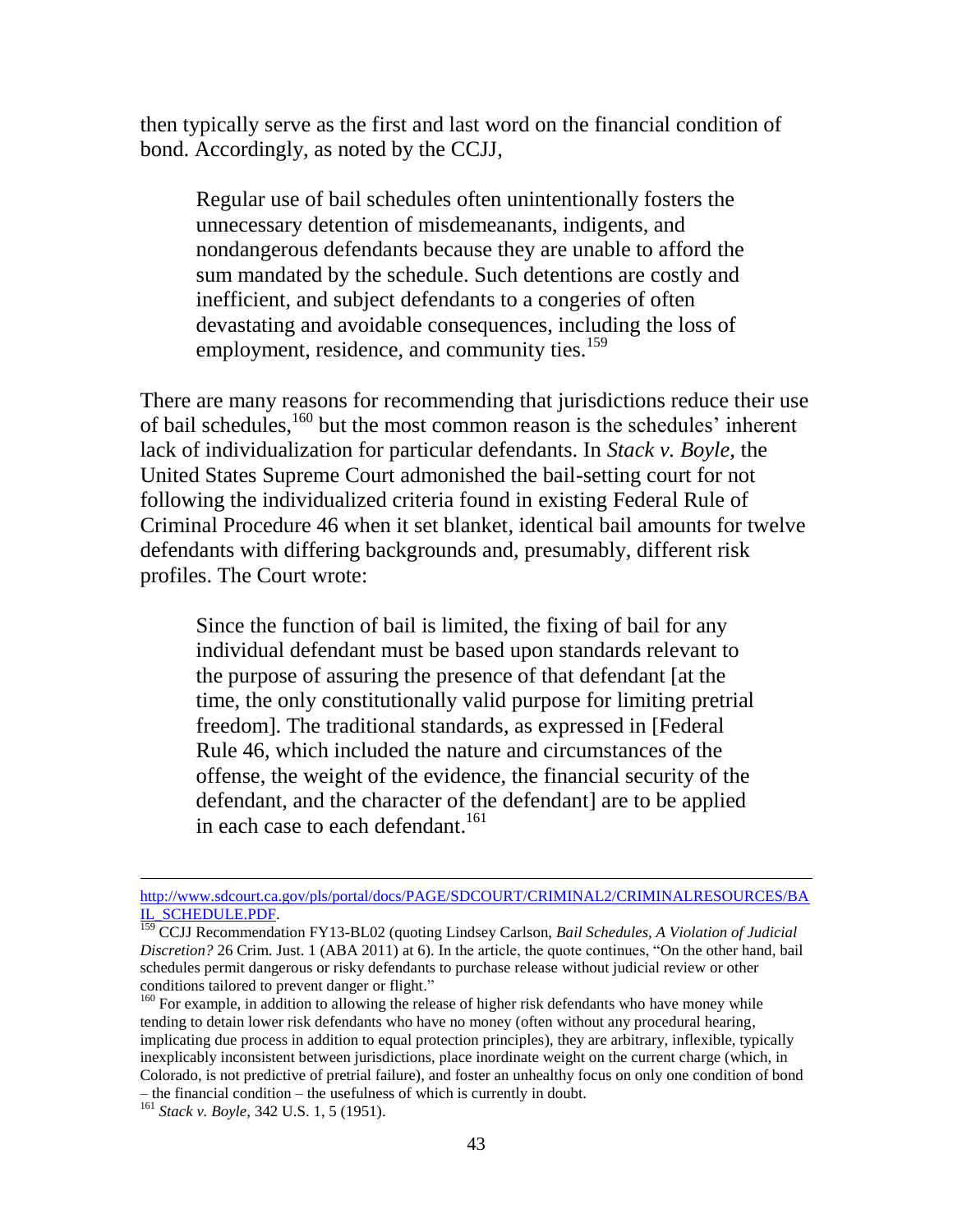then typically serve as the first and last word on the financial condition of bond. Accordingly, as noted by the CCJJ,

> Regular use of bail schedules often unintentionally fosters the unnecessary detention of misdemeanants, indigents, and nondangerous defendants because they are unable to afford the sum mandated by the schedule. Such detentions are costly and inefficient, and subject defendants to a congeries of often devastating and avoidable consequences, including the loss of employment, residence, and community ties.[159]

There are many reasons for recommending that jurisdictions reduce their use of bail schedules,[160] but the most common reason is the schedules' inherent lack of individualization for particular defendants. In *Stack v. Boyle,* the United States Supreme Court admonished the bail-setting court for not following the individualized criteria found in existing Federal Rule of Criminal Procedure 46 when it set blanket, identical bail amounts for twelve defendants with differing backgrounds and, presumably, different risk profiles. The Court wrote:

> Since the function of bail is limited, the fixing of bail for any individual defendant must be based upon standards relevant to the purpose of assuring the presence of that defendant [at the time, the only constitutionally valid purpose for limiting pretrial freedom]. The traditional standards, as expressed in [Federal Rule 46, which included the nature and circumstances of the offense, the weight of the evidence, the financial security of the defendant, and the character of the defendant] are to be applied in each case to each defendant.[161]

---

http://www.sdcourt.ca.gov/pls/portal/docs/PAGE/SDCOURT/CRIMINAL2/CRIMINALRESOURCES/BAIL_SCHEDULE.PDF.

[159] CCJJ Recommendation FY13-BL02 (quoting Lindsey Carlson, *Bail Schedules, A Violation of Judicial Discretion?* 26 Crim. Just. 1 (ABA 2011) at 6). In the article, the quote continues, "On the other hand, bail schedules permit dangerous or risky defendants to purchase release without judicial review or other conditions tailored to prevent danger or flight."

[160] For example, in addition to allowing the release of higher risk defendants who have money while tending to detain lower risk defendants who have no money (often without any procedural hearing, implicating due process in addition to equal protection principles), they are arbitrary, inflexible, typically inexplicably inconsistent between jurisdictions, place inordinate weight on the current charge (which, in Colorado, is not predictive of pretrial failure), and foster an unhealthy focus on only one condition of bond – the financial condition – the usefulness of which is currently in doubt.

[161] *Stack v. Boyle,* 342 U.S. 1, 5 (1951).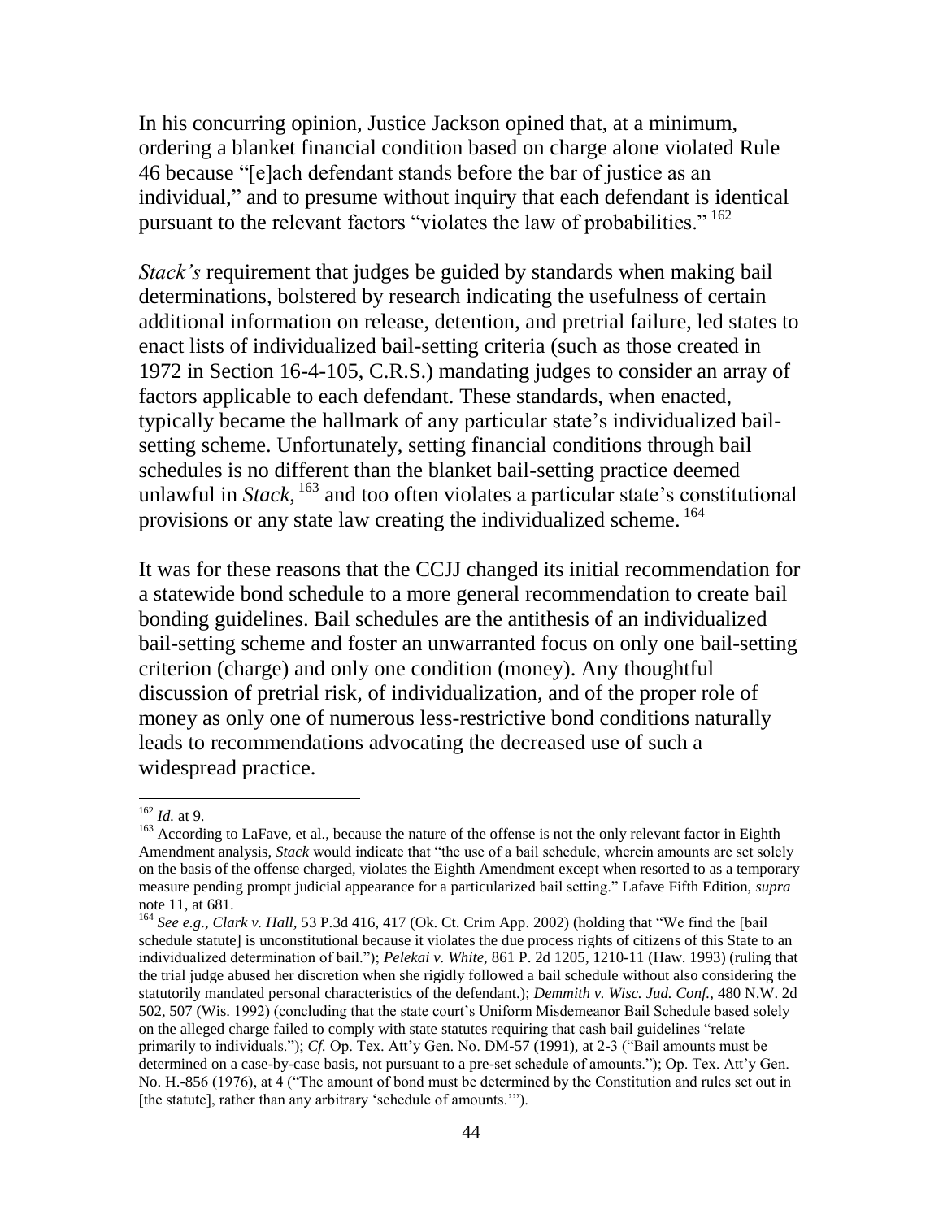In his concurring opinion, Justice Jackson opined that, at a minimum, ordering a blanket financial condition based on charge alone violated Rule 46 because "[e]ach defendant stands before the bar of justice as an individual," and to presume without inquiry that each defendant is identical pursuant to the relevant factors "violates the law of probabilities."[162]

*Stack's* requirement that judges be guided by standards when making bail determinations, bolstered by research indicating the usefulness of certain additional information on release, detention, and pretrial failure, led states to enact lists of individualized bail-setting criteria (such as those created in 1972 in Section 16-4-105, C.R.S.) mandating judges to consider an array of factors applicable to each defendant. These standards, when enacted, typically became the hallmark of any particular state's individualized bail-setting scheme. Unfortunately, setting financial conditions through bail schedules is no different than the blanket bail-setting practice deemed unlawful in *Stack*,[163] and too often violates a particular state's constitutional provisions or any state law creating the individualized scheme.[164]

It was for these reasons that the CCJJ changed its initial recommendation for a statewide bond schedule to a more general recommendation to create bail bonding guidelines. Bail schedules are the antithesis of an individualized bail-setting scheme and foster an unwarranted focus on only one bail-setting criterion (charge) and only one condition (money). Any thoughtful discussion of pretrial risk, of individualization, and of the proper role of money as only one of numerous less-restrictive bond conditions naturally leads to recommendations advocating the decreased use of such a widespread practice.

---

[162] *Id.* at 9.

[163] According to LaFave, et al., because the nature of the offense is not the only relevant factor in Eighth Amendment analysis, *Stack* would indicate that "the use of a bail schedule, wherein amounts are set solely on the basis of the offense charged, violates the Eighth Amendment except when resorted to as a temporary measure pending prompt judicial appearance for a particularized bail setting." Lafave Fifth Edition, *supra* note 11, at 681.

[164] *See e.g., Clark v. Hall,* 53 P.3d 416, 417 (Ok. Ct. Crim App. 2002) (holding that "We find the [bail schedule statute] is unconstitutional because it violates the due process rights of citizens of this State to an individualized determination of bail."); *Pelekai v. White,* 861 P. 2d 1205, 1210-11 (Haw. 1993) (ruling that the trial judge abused her discretion when she rigidly followed a bail schedule without also considering the statutorily mandated personal characteristics of the defendant.); *Demmith v. Wisc. Jud. Conf.*, 480 N.W. 2d 502, 507 (Wis. 1992) (concluding that the state court's Uniform Misdemeanor Bail Schedule based solely on the alleged charge failed to comply with state statutes requiring that cash bail guidelines "relate primarily to individuals."); *Cf.* Op. Tex. Att'y Gen. No. DM-57 (1991), at 2-3 ("Bail amounts must be determined on a case-by-case basis, not pursuant to a pre-set schedule of amounts."); Op. Tex. Att'y Gen. No. H.-856 (1976), at 4 ("The amount of bond must be determined by the Constitution and rules set out in [the statute], rather than any arbitrary 'schedule of amounts.'").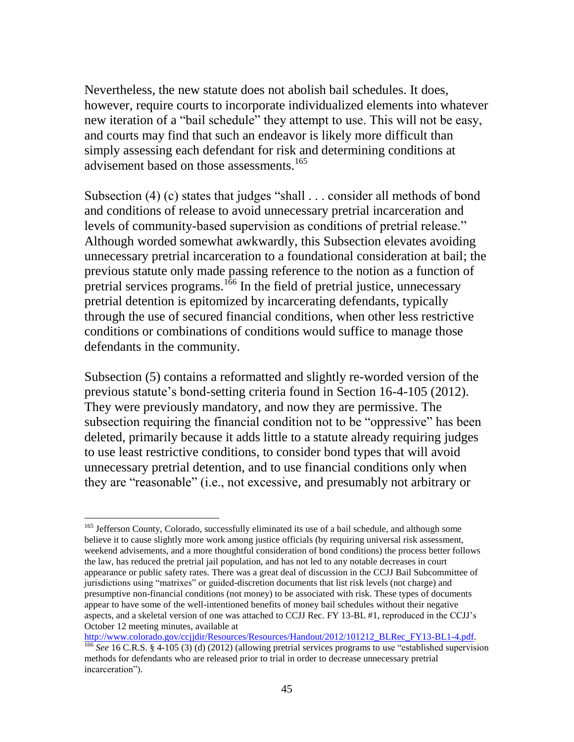Nevertheless, the new statute does not abolish bail schedules. It does, however, require courts to incorporate individualized elements into whatever new iteration of a "bail schedule" they attempt to use. This will not be easy, and courts may find that such an endeavor is likely more difficult than simply assessing each defendant for risk and determining conditions at advisement based on those assessments.[165]

Subsection (4) (c) states that judges "shall . . . consider all methods of bond and conditions of release to avoid unnecessary pretrial incarceration and levels of community-based supervision as conditions of pretrial release." Although worded somewhat awkwardly, this Subsection elevates avoiding unnecessary pretrial incarceration to a foundational consideration at bail; the previous statute only made passing reference to the notion as a function of pretrial services programs.[166] In the field of pretrial justice, unnecessary pretrial detention is epitomized by incarcerating defendants, typically through the use of secured financial conditions, when other less restrictive conditions or combinations of conditions would suffice to manage those defendants in the community.

Subsection (5) contains a reformatted and slightly re-worded version of the previous statute's bond-setting criteria found in Section 16-4-105 (2012). They were previously mandatory, and now they are permissive. The subsection requiring the financial condition not to be "oppressive" has been deleted, primarily because it adds little to a statute already requiring judges to use least restrictive conditions, to consider bond types that will avoid unnecessary pretrial detention, and to use financial conditions only when they are "reasonable" (i.e., not excessive, and presumably not arbitrary or

---

[165] Jefferson County, Colorado, successfully eliminated its use of a bail schedule, and although some believe it to cause slightly more work among justice officials (by requiring universal risk assessment, weekend advisements, and a more thoughtful consideration of bond conditions) the process better follows the law, has reduced the pretrial jail population, and has not led to any notable decreases in court appearance or public safety rates. There was a great deal of discussion in the CCJJ Bail Subcommittee of jurisdictions using "matrixes" or guided-discretion documents that list risk levels (not charge) and presumptive non-financial conditions (not money) to be associated with risk. These types of documents appear to have some of the well-intentioned benefits of money bail schedules without their negative aspects, and a skeletal version of one was attached to CCJJ Rec. FY 13-BL #1, reproduced in the CCJJ's October 12 meeting minutes, available at http://www.colorado.gov/ccjjdir/Resources/Resources/Handout/2012/101212_BLRec_FY13-BL1-4.pdf.

[166] *See* 16 C.R.S. § 4-105 (3) (d) (2012) (allowing pretrial services programs to use "established supervision methods for defendants who are released prior to trial in order to decrease unnecessary pretrial incarceration").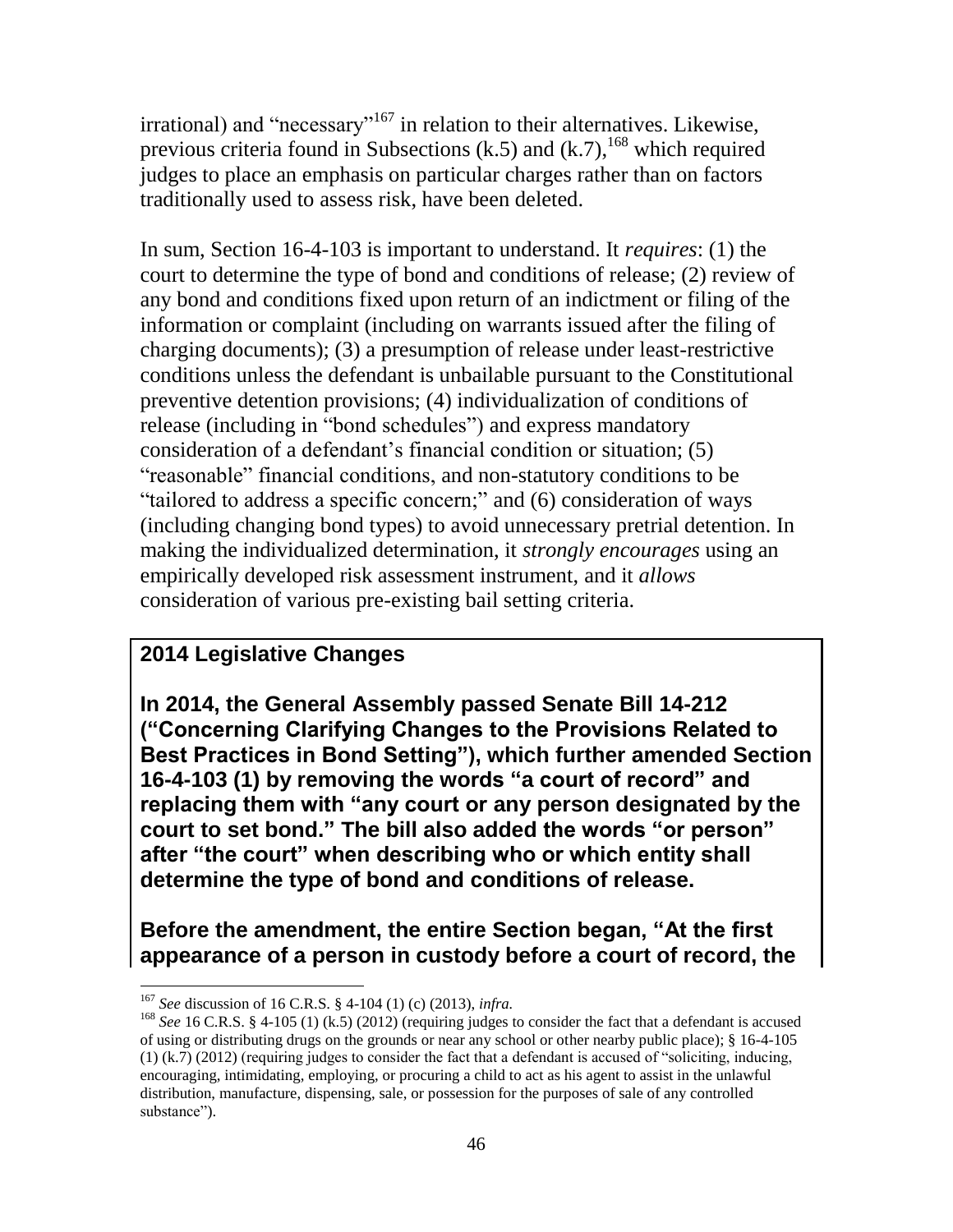irrational) and "necessary"[167] in relation to their alternatives. Likewise, previous criteria found in Subsections (k.5) and (k.7),[168] which required judges to place an emphasis on particular charges rather than on factors traditionally used to assess risk, have been deleted.

In sum, Section 16-4-103 is important to understand. It *requires*: (1) the court to determine the type of bond and conditions of release; (2) review of any bond and conditions fixed upon return of an indictment or filing of the information or complaint (including on warrants issued after the filing of charging documents); (3) a presumption of release under least-restrictive conditions unless the defendant is unbailable pursuant to the Constitutional preventive detention provisions; (4) individualization of conditions of release (including in "bond schedules") and express mandatory consideration of a defendant's financial condition or situation; (5) "reasonable" financial conditions, and non-statutory conditions to be "tailored to address a specific concern;" and (6) consideration of ways (including changing bond types) to avoid unnecessary pretrial detention. In making the individualized determination, it *strongly encourages* using an empirically developed risk assessment instrument, and it *allows* consideration of various pre-existing bail setting criteria.

**2014 Legislative Changes**

**In 2014, the General Assembly passed Senate Bill 14-212 ("Concerning Clarifying Changes to the Provisions Related to Best Practices in Bond Setting"), which further amended Section 16-4-103 (1) by removing the words "a court of record" and replacing them with "any court or any person designated by the court to set bond." The bill also added the words "or person" after "the court" when describing who or which entity shall determine the type of bond and conditions of release.**

**Before the amendment, the entire Section began, "At the first appearance of a person in custody before a court of record, the**

---

[167] *See* discussion of 16 C.R.S. § 4-104 (1) (c) (2013), *infra.*

[168] *See* 16 C.R.S. § 4-105 (1) (k.5) (2012) (requiring judges to consider the fact that a defendant is accused of using or distributing drugs on the grounds or near any school or other nearby public place); § 16-4-105 (1) (k.7) (2012) (requiring judges to consider the fact that a defendant is accused of "soliciting, inducing, encouraging, intimidating, employing, or procuring a child to act as his agent to assist in the unlawful distribution, manufacture, dispensing, sale, or possession for the purposes of sale of any controlled substance").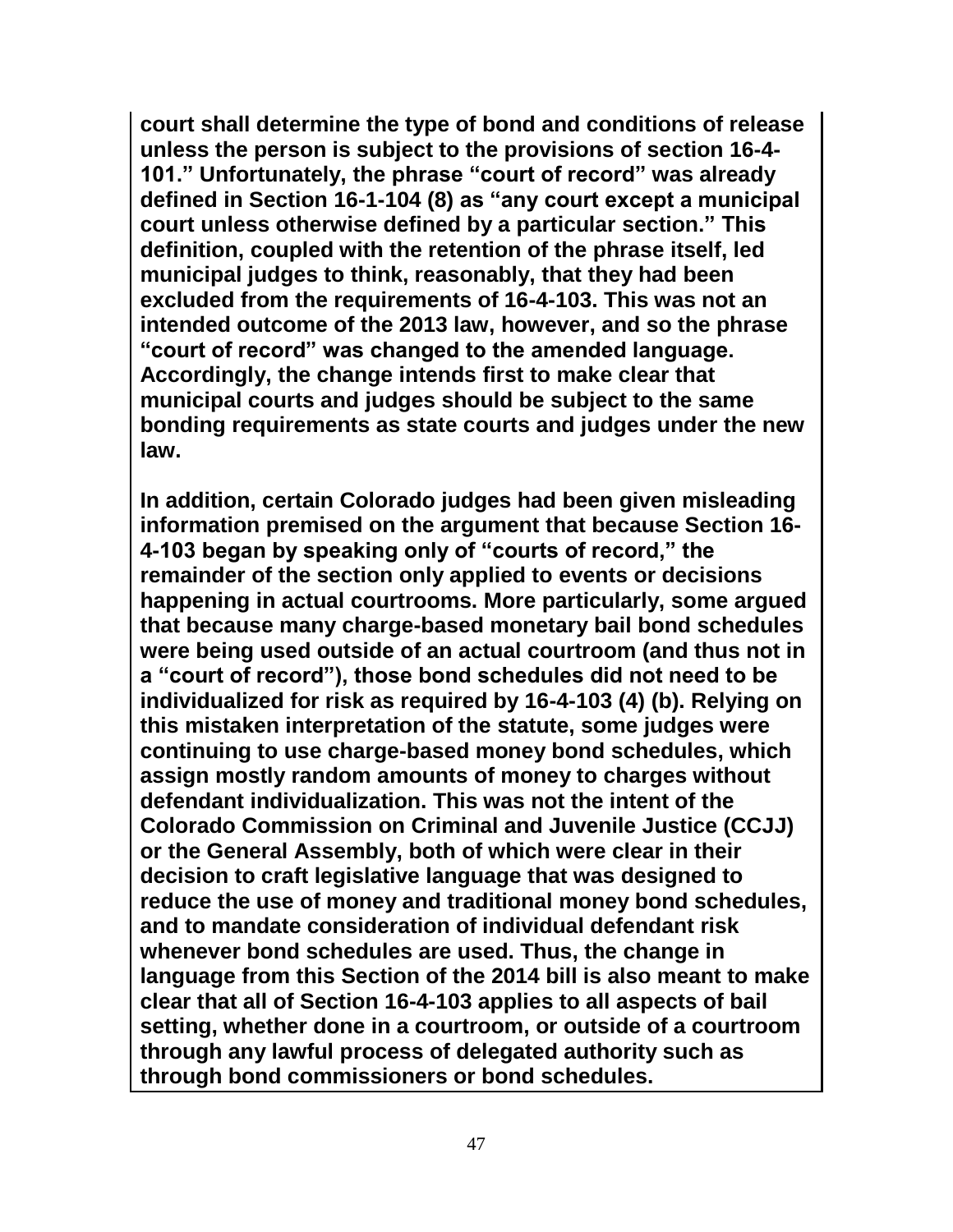**court shall determine the type of bond and conditions of release unless the person is subject to the provisions of section 16-4-101." Unfortunately, the phrase "court of record" was already defined in Section 16-1-104 (8) as "any court except a municipal court unless otherwise defined by a particular section." This definition, coupled with the retention of the phrase itself, led municipal judges to think, reasonably, that they had been excluded from the requirements of 16-4-103. This was not an intended outcome of the 2013 law, however, and so the phrase "court of record" was changed to the amended language. Accordingly, the change intends first to make clear that municipal courts and judges should be subject to the same bonding requirements as state courts and judges under the new law.**

**In addition, certain Colorado judges had been given misleading information premised on the argument that because Section 16-4-103 began by speaking only of "courts of record," the remainder of the section only applied to events or decisions happening in actual courtrooms. More particularly, some argued that because many charge-based monetary bail bond schedules were being used outside of an actual courtroom (and thus not in a "court of record"), those bond schedules did not need to be individualized for risk as required by 16-4-103 (4) (b). Relying on this mistaken interpretation of the statute, some judges were continuing to use charge-based money bond schedules, which assign mostly random amounts of money to charges without defendant individualization. This was not the intent of the Colorado Commission on Criminal and Juvenile Justice (CCJJ) or the General Assembly, both of which were clear in their decision to craft legislative language that was designed to reduce the use of money and traditional money bond schedules, and to mandate consideration of individual defendant risk whenever bond schedules are used. Thus, the change in language from this Section of the 2014 bill is also meant to make clear that all of Section 16-4-103 applies to all aspects of bail setting, whether done in a courtroom, or outside of a courtroom through any lawful process of delegated authority such as through bond commissioners or bond schedules.**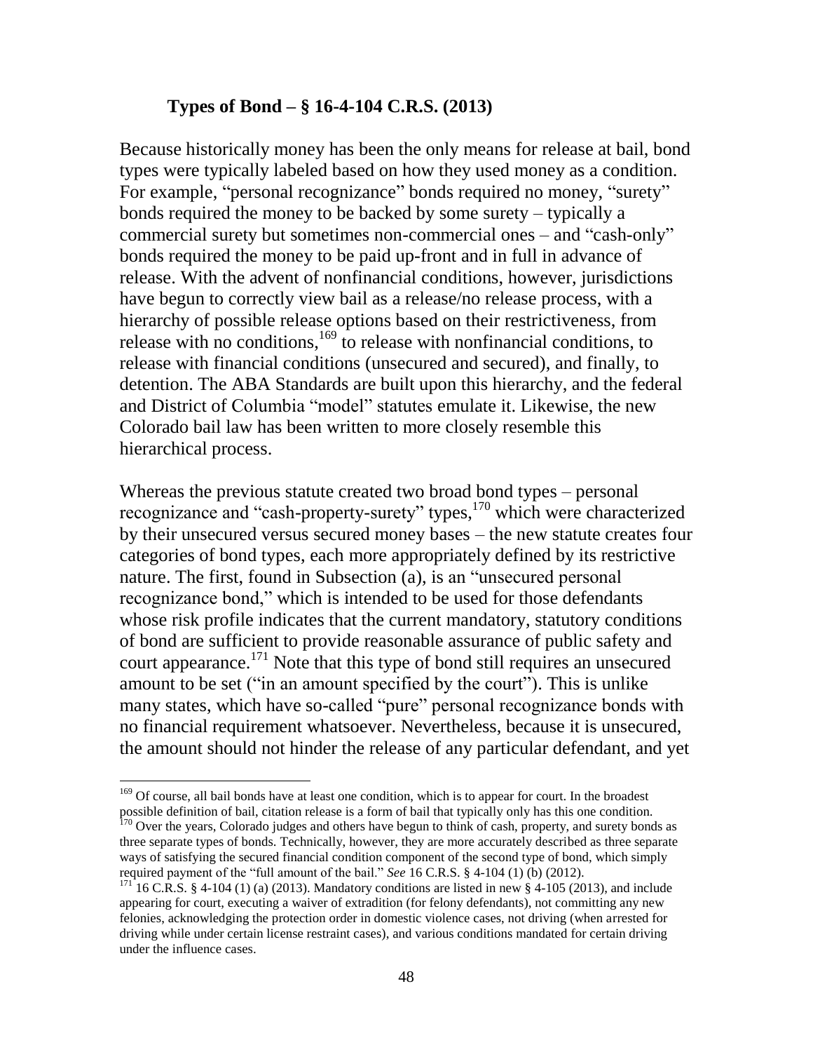### Types of Bond – § 16-4-104 C.R.S. (2013)

Because historically money has been the only means for release at bail, bond types were typically labeled based on how they used money as a condition. For example, "personal recognizance" bonds required no money, "surety" bonds required the money to be backed by some surety – typically a commercial surety but sometimes non-commercial ones – and "cash-only" bonds required the money to be paid up-front and in full in advance of release. With the advent of nonfinancial conditions, however, jurisdictions have begun to correctly view bail as a release/no release process, with a hierarchy of possible release options based on their restrictiveness, from release with no conditions,[169] to release with nonfinancial conditions, to release with financial conditions (unsecured and secured), and finally, to detention. The ABA Standards are built upon this hierarchy, and the federal and District of Columbia "model" statutes emulate it. Likewise, the new Colorado bail law has been written to more closely resemble this hierarchical process.

Whereas the previous statute created two broad bond types – personal recognizance and "cash-property-surety" types,[170] which were characterized by their unsecured versus secured money bases – the new statute creates four categories of bond types, each more appropriately defined by its restrictive nature. The first, found in Subsection (a), is an "unsecured personal recognizance bond," which is intended to be used for those defendants whose risk profile indicates that the current mandatory, statutory conditions of bond are sufficient to provide reasonable assurance of public safety and court appearance.[171] Note that this type of bond still requires an unsecured amount to be set ("in an amount specified by the court"). This is unlike many states, which have so-called "pure" personal recognizance bonds with no financial requirement whatsoever. Nevertheless, because it is unsecured, the amount should not hinder the release of any particular defendant, and yet

---

[169] Of course, all bail bonds have at least one condition, which is to appear for court. In the broadest possible definition of bail, citation release is a form of bail that typically only has this one condition.

[170] Over the years, Colorado judges and others have begun to think of cash, property, and surety bonds as three separate types of bonds. Technically, however, they are more accurately described as three separate ways of satisfying the secured financial condition component of the second type of bond, which simply required payment of the "full amount of the bail." *See* 16 C.R.S. § 4-104 (1) (b) (2012).

[171] 16 C.R.S. § 4-104 (1) (a) (2013). Mandatory conditions are listed in new § 4-105 (2013), and include appearing for court, executing a waiver of extradition (for felony defendants), not committing any new felonies, acknowledging the protection order in domestic violence cases, not driving (when arrested for driving while under certain license restraint cases), and various conditions mandated for certain driving under the influence cases.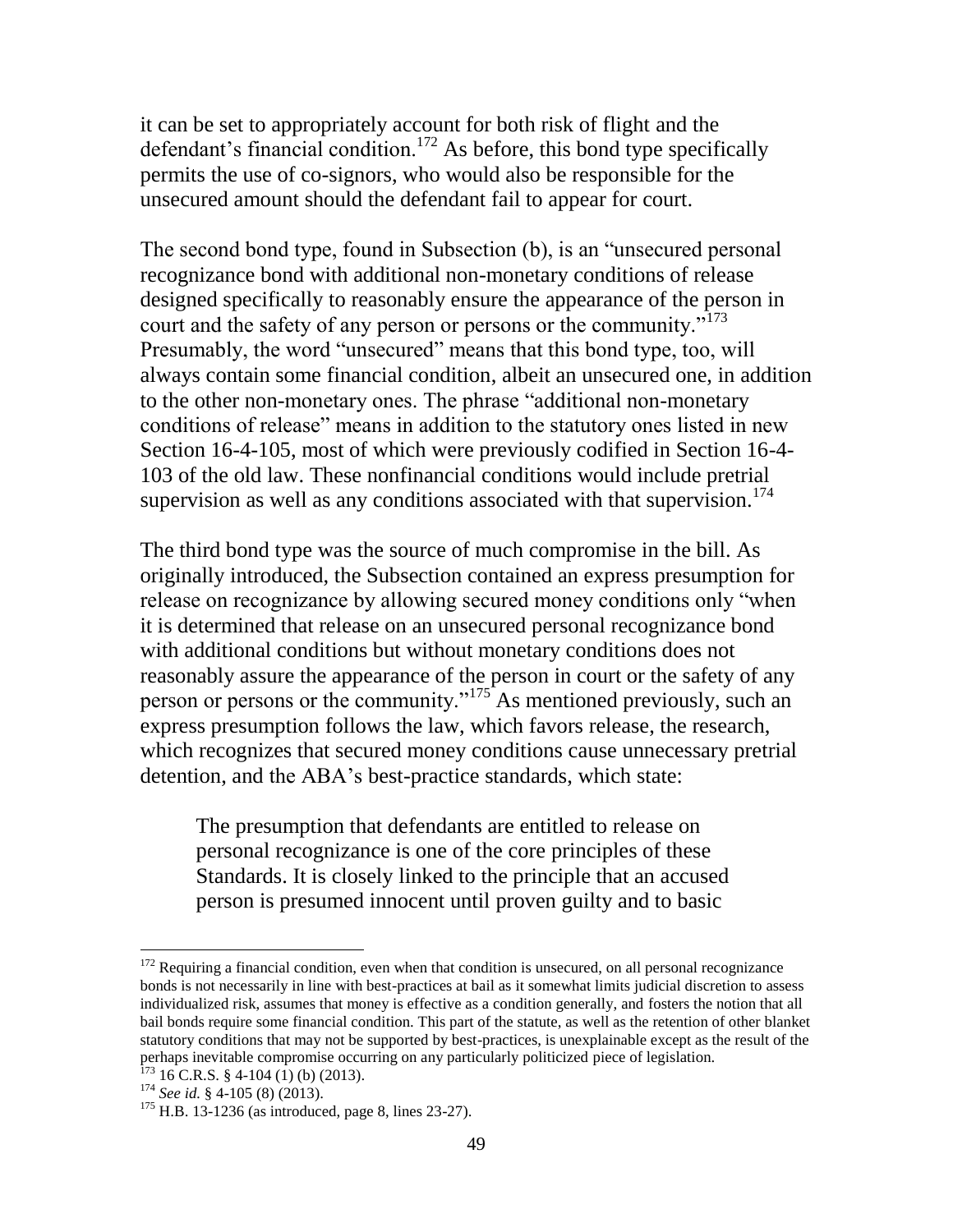it can be set to appropriately account for both risk of flight and the defendant's financial condition.[172] As before, this bond type specifically permits the use of co-signors, who would also be responsible for the unsecured amount should the defendant fail to appear for court.

The second bond type, found in Subsection (b), is an "unsecured personal recognizance bond with additional non-monetary conditions of release designed specifically to reasonably ensure the appearance of the person in court and the safety of any person or persons or the community."[173] Presumably, the word "unsecured" means that this bond type, too, will always contain some financial condition, albeit an unsecured one, in addition to the other non-monetary ones. The phrase "additional non-monetary conditions of release" means in addition to the statutory ones listed in new Section 16-4-105, most of which were previously codified in Section 16-4-103 of the old law. These nonfinancial conditions would include pretrial supervision as well as any conditions associated with that supervision.[174]

The third bond type was the source of much compromise in the bill. As originally introduced, the Subsection contained an express presumption for release on recognizance by allowing secured money conditions only "when it is determined that release on an unsecured personal recognizance bond with additional conditions but without monetary conditions does not reasonably assure the appearance of the person in court or the safety of any person or persons or the community."[175] As mentioned previously, such an express presumption follows the law, which favors release, the research, which recognizes that secured money conditions cause unnecessary pretrial detention, and the ABA's best-practice standards, which state:

> The presumption that defendants are entitled to release on personal recognizance is one of the core principles of these Standards. It is closely linked to the principle that an accused person is presumed innocent until proven guilty and to basic

---

[172] Requiring a financial condition, even when that condition is unsecured, on all personal recognizance bonds is not necessarily in line with best-practices at bail as it somewhat limits judicial discretion to assess individualized risk, assumes that money is effective as a condition generally, and fosters the notion that all bail bonds require some financial condition. This part of the statute, as well as the retention of other blanket statutory conditions that may not be supported by best-practices, is unexplainable except as the result of the perhaps inevitable compromise occurring on any particularly politicized piece of legislation.

[173] 16 C.R.S. § 4-104 (1) (b) (2013).

[174] *See id.* § 4-105 (8) (2013).

[175] H.B. 13-1236 (as introduced, page 8, lines 23-27).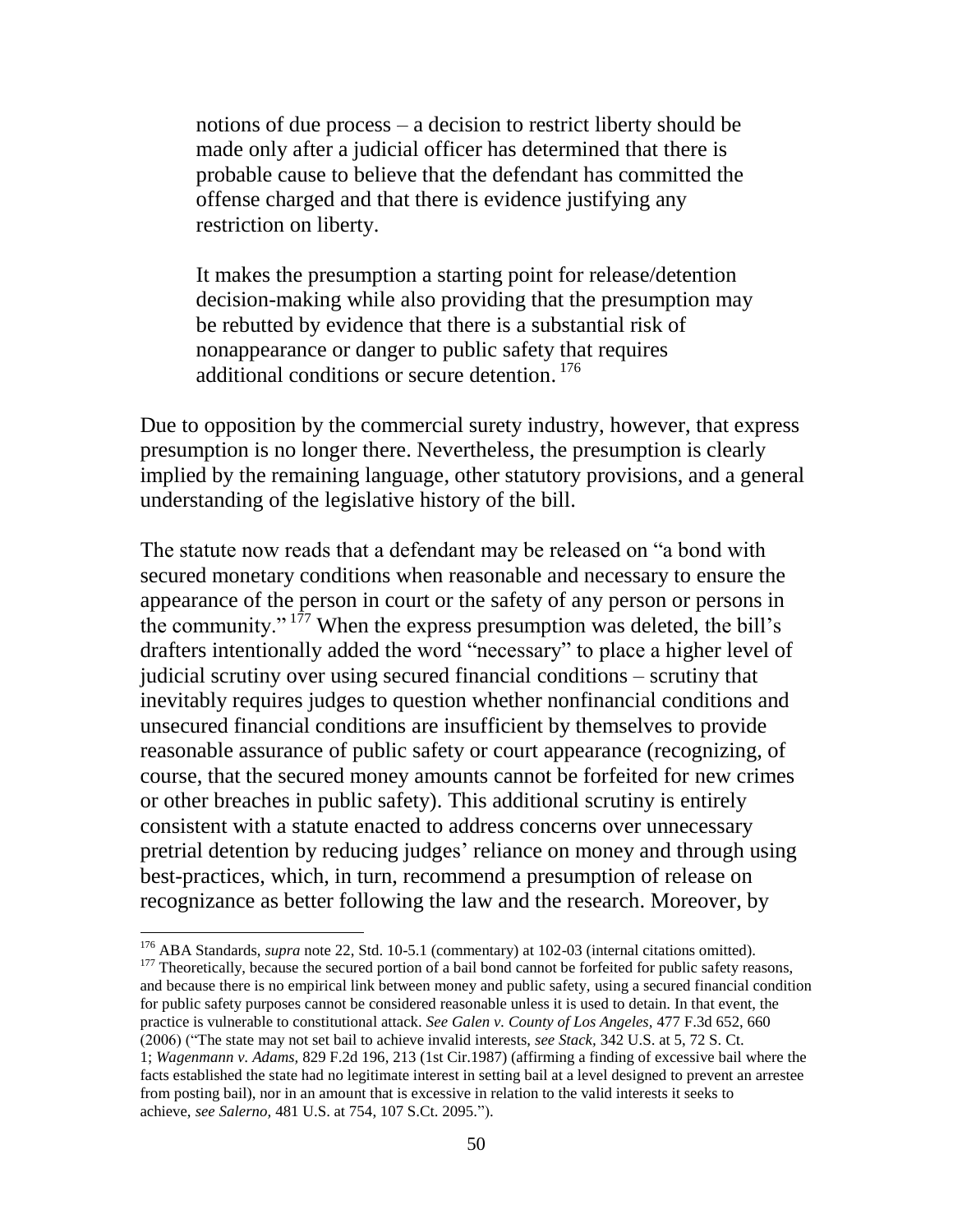> notions of due process – a decision to restrict liberty should be made only after a judicial officer has determined that there is probable cause to believe that the defendant has committed the offense charged and that there is evidence justifying any restriction on liberty.
>
> It makes the presumption a starting point for release/detention decision-making while also providing that the presumption may be rebutted by evidence that there is a substantial risk of nonappearance or danger to public safety that requires additional conditions or secure detention. [176]

Due to opposition by the commercial surety industry, however, that express presumption is no longer there. Nevertheless, the presumption is clearly implied by the remaining language, other statutory provisions, and a general understanding of the legislative history of the bill.

The statute now reads that a defendant may be released on "a bond with secured monetary conditions when reasonable and necessary to ensure the appearance of the person in court or the safety of any person or persons in the community." [177] When the express presumption was deleted, the bill's drafters intentionally added the word "necessary" to place a higher level of judicial scrutiny over using secured financial conditions – scrutiny that inevitably requires judges to question whether nonfinancial conditions and unsecured financial conditions are insufficient by themselves to provide reasonable assurance of public safety or court appearance (recognizing, of course, that the secured money amounts cannot be forfeited for new crimes or other breaches in public safety). This additional scrutiny is entirely consistent with a statute enacted to address concerns over unnecessary pretrial detention by reducing judges' reliance on money and through using best-practices, which, in turn, recommend a presumption of release on recognizance as better following the law and the research. Moreover, by

---

[176] ABA Standards, *supra* note 22, Std. 10-5.1 (commentary) at 102-03 (internal citations omitted).

[177] Theoretically, because the secured portion of a bail bond cannot be forfeited for public safety reasons, and because there is no empirical link between money and public safety, using a secured financial condition for public safety purposes cannot be considered reasonable unless it is used to detain. In that event, the practice is vulnerable to constitutional attack. *See Galen v. County of Los Angeles*, 477 F.3d 652, 660 (2006) ("The state may not set bail to achieve invalid interests, *see Stack*, 342 U.S. at 5, 72 S. Ct. 1; *Wagenmann v. Adams*, 829 F.2d 196, 213 (1st Cir.1987) (affirming a finding of excessive bail where the facts established the state had no legitimate interest in setting bail at a level designed to prevent an arrestee from posting bail), nor in an amount that is excessive in relation to the valid interests it seeks to achieve, *see Salerno*, 481 U.S. at 754, 107 S.Ct. 2095.").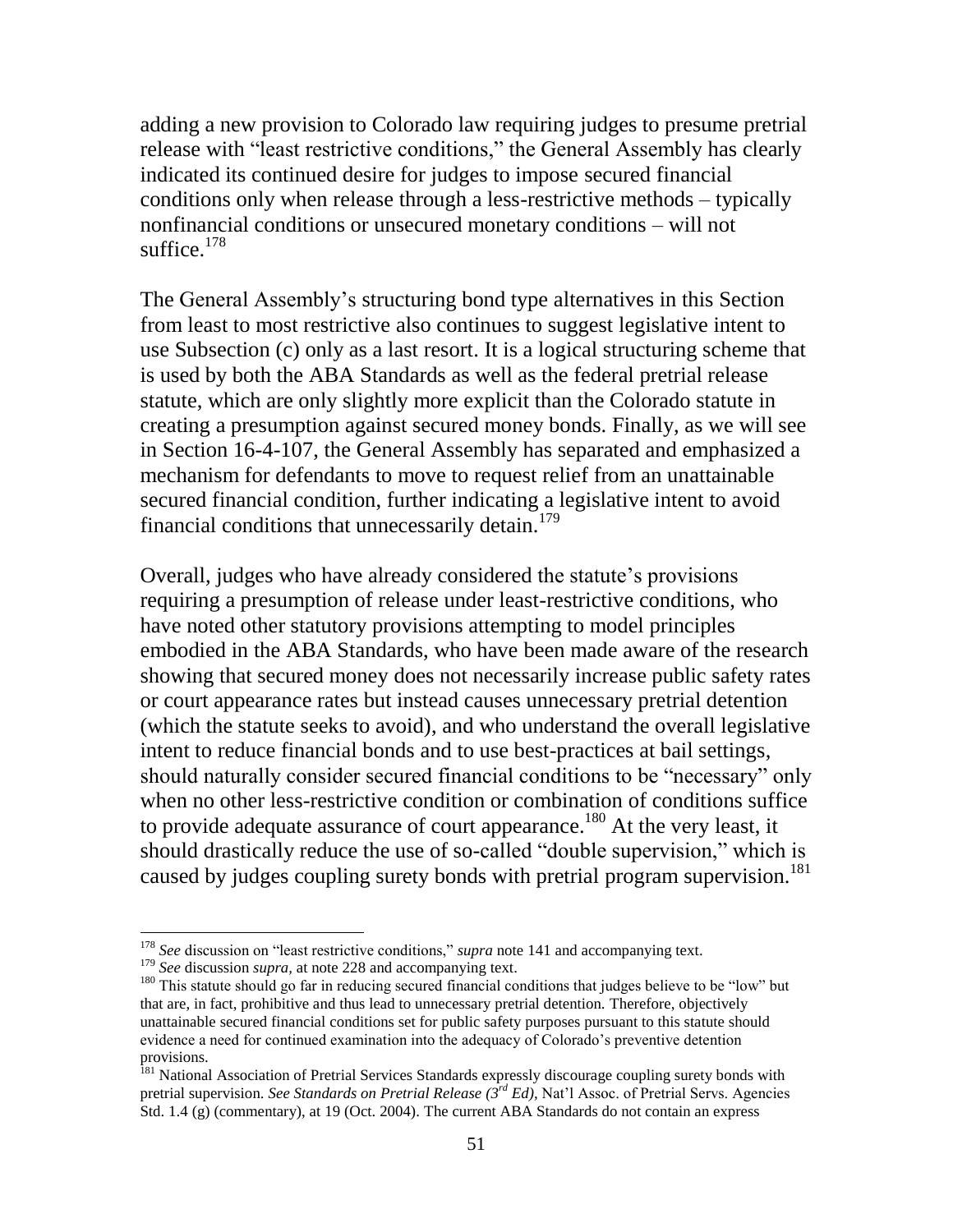adding a new provision to Colorado law requiring judges to presume pretrial release with "least restrictive conditions," the General Assembly has clearly indicated its continued desire for judges to impose secured financial conditions only when release through a less-restrictive methods – typically nonfinancial conditions or unsecured monetary conditions – will not suffice.[178]

The General Assembly's structuring bond type alternatives in this Section from least to most restrictive also continues to suggest legislative intent to use Subsection (c) only as a last resort. It is a logical structuring scheme that is used by both the ABA Standards as well as the federal pretrial release statute, which are only slightly more explicit than the Colorado statute in creating a presumption against secured money bonds. Finally, as we will see in Section 16-4-107, the General Assembly has separated and emphasized a mechanism for defendants to move to request relief from an unattainable secured financial condition, further indicating a legislative intent to avoid financial conditions that unnecessarily detain.[179]

Overall, judges who have already considered the statute's provisions requiring a presumption of release under least-restrictive conditions, who have noted other statutory provisions attempting to model principles embodied in the ABA Standards, who have been made aware of the research showing that secured money does not necessarily increase public safety rates or court appearance rates but instead causes unnecessary pretrial detention (which the statute seeks to avoid), and who understand the overall legislative intent to reduce financial bonds and to use best-practices at bail settings, should naturally consider secured financial conditions to be "necessary" only when no other less-restrictive condition or combination of conditions suffice to provide adequate assurance of court appearance.[180] At the very least, it should drastically reduce the use of so-called "double supervision," which is caused by judges coupling surety bonds with pretrial program supervision.[181]

---

[178] *See* discussion on "least restrictive conditions," *supra* note 141 and accompanying text.

[179] *See* discussion *supra,* at note 228 and accompanying text.

[180] This statute should go far in reducing secured financial conditions that judges believe to be "low" but that are, in fact, prohibitive and thus lead to unnecessary pretrial detention. Therefore, objectively unattainable secured financial conditions set for public safety purposes pursuant to this statute should evidence a need for continued examination into the adequacy of Colorado's preventive detention provisions.

[181] National Association of Pretrial Services Standards expressly discourage coupling surety bonds with pretrial supervision. *See Standards on Pretrial Release (3rd Ed),* Nat'l Assoc. of Pretrial Servs. Agencies Std. 1.4 (g) (commentary), at 19 (Oct. 2004). The current ABA Standards do not contain an express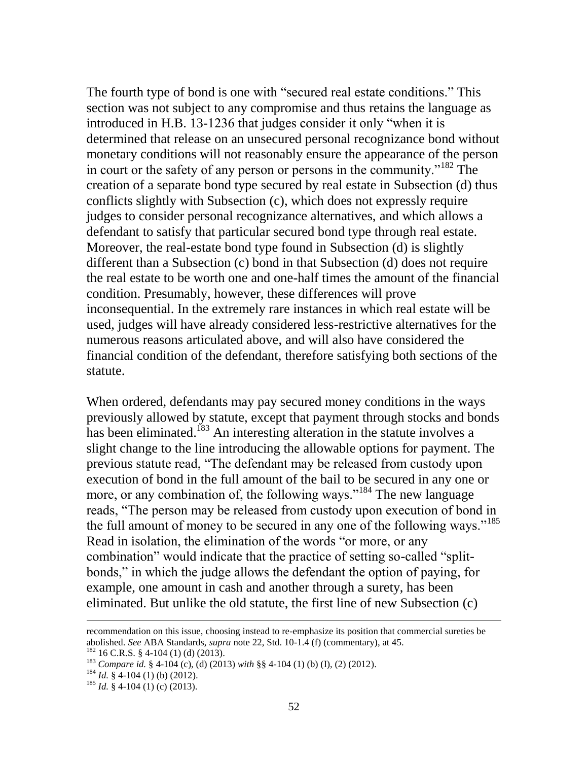The fourth type of bond is one with "secured real estate conditions." This section was not subject to any compromise and thus retains the language as introduced in H.B. 13-1236 that judges consider it only "when it is determined that release on an unsecured personal recognizance bond without monetary conditions will not reasonably ensure the appearance of the person in court or the safety of any person or persons in the community."[182] The creation of a separate bond type secured by real estate in Subsection (d) thus conflicts slightly with Subsection (c), which does not expressly require judges to consider personal recognizance alternatives, and which allows a defendant to satisfy that particular secured bond type through real estate. Moreover, the real-estate bond type found in Subsection (d) is slightly different than a Subsection (c) bond in that Subsection (d) does not require the real estate to be worth one and one-half times the amount of the financial condition. Presumably, however, these differences will prove inconsequential. In the extremely rare instances in which real estate will be used, judges will have already considered less-restrictive alternatives for the numerous reasons articulated above, and will also have considered the financial condition of the defendant, therefore satisfying both sections of the statute.

When ordered, defendants may pay secured money conditions in the ways previously allowed by statute, except that payment through stocks and bonds has been eliminated.[183] An interesting alteration in the statute involves a slight change to the line introducing the allowable options for payment. The previous statute read, "The defendant may be released from custody upon execution of bond in the full amount of the bail to be secured in any one or more, or any combination of, the following ways."[184] The new language reads, "The person may be released from custody upon execution of bond in the full amount of money to be secured in any one of the following ways."[185] Read in isolation, the elimination of the words "or more, or any combination" would indicate that the practice of setting so-called "split-bonds," in which the judge allows the defendant the option of paying, for example, one amount in cash and another through a surety, has been eliminated. But unlike the old statute, the first line of new Subsection (c)

---

recommendation on this issue, choosing instead to re-emphasize its position that commercial sureties be abolished. *See* ABA Standards, *supra* note 22, Std. 10-1.4 (f) (commentary), at 45.

[182] 16 C.R.S. § 4-104 (1) (d) (2013).

[183] *Compare id.* § 4-104 (c), (d) (2013) *with* §§ 4-104 (1) (b) (I), (2) (2012).

[184] *Id.* § 4-104 (1) (b) (2012).

[185] *Id.* § 4-104 (1) (c) (2013).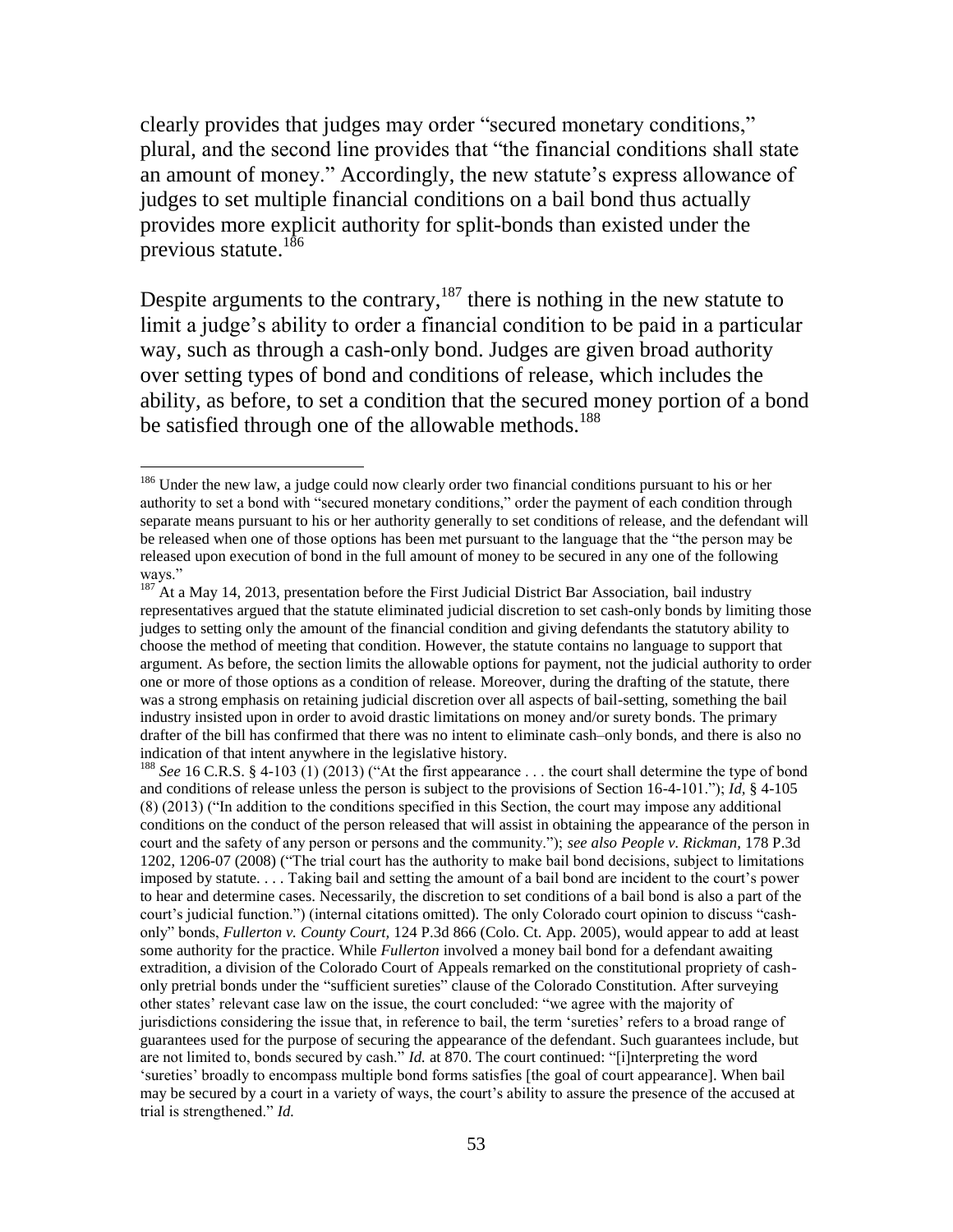clearly provides that judges may order "secured monetary conditions," plural, and the second line provides that "the financial conditions shall state an amount of money." Accordingly, the new statute's express allowance of judges to set multiple financial conditions on a bail bond thus actually provides more explicit authority for split-bonds than existed under the previous statute.[186]

Despite arguments to the contrary,[187] there is nothing in the new statute to limit a judge's ability to order a financial condition to be paid in a particular way, such as through a cash-only bond. Judges are given broad authority over setting types of bond and conditions of release, which includes the ability, as before, to set a condition that the secured money portion of a bond be satisfied through one of the allowable methods.[188]

---

[186] Under the new law, a judge could now clearly order two financial conditions pursuant to his or her authority to set a bond with "secured monetary conditions," order the payment of each condition through separate means pursuant to his or her authority generally to set conditions of release, and the defendant will be released when one of those options has been met pursuant to the language that the "the person may be released upon execution of bond in the full amount of money to be secured in any one of the following ways."

[187] At a May 14, 2013, presentation before the First Judicial District Bar Association, bail industry representatives argued that the statute eliminated judicial discretion to set cash-only bonds by limiting those judges to setting only the amount of the financial condition and giving defendants the statutory ability to choose the method of meeting that condition. However, the statute contains no language to support that argument. As before, the section limits the allowable options for payment, not the judicial authority to order one or more of those options as a condition of release. Moreover, during the drafting of the statute, there was a strong emphasis on retaining judicial discretion over all aspects of bail-setting, something the bail industry insisted upon in order to avoid drastic limitations on money and/or surety bonds. The primary drafter of the bill has confirmed that there was no intent to eliminate cash–only bonds, and there is also no indication of that intent anywhere in the legislative history.

[188] *See* 16 C.R.S. § 4-103 (1) (2013) ("At the first appearance . . . the court shall determine the type of bond and conditions of release unless the person is subject to the provisions of Section 16-4-101."); *Id*, § 4-105 (8) (2013) ("In addition to the conditions specified in this Section, the court may impose any additional conditions on the conduct of the person released that will assist in obtaining the appearance of the person in court and the safety of any person or persons and the community."); *see also People v. Rickman,* 178 P.3d 1202, 1206-07 (2008) ("The trial court has the authority to make bail bond decisions, subject to limitations imposed by statute. . . . Taking bail and setting the amount of a bail bond are incident to the court's power to hear and determine cases. Necessarily, the discretion to set conditions of a bail bond is also a part of the court's judicial function.") (internal citations omitted). The only Colorado court opinion to discuss "cash-only" bonds, *Fullerton v. County Court,* 124 P.3d 866 (Colo. Ct. App. 2005), would appear to add at least some authority for the practice. While *Fullerton* involved a money bail bond for a defendant awaiting extradition, a division of the Colorado Court of Appeals remarked on the constitutional propriety of cash-only pretrial bonds under the "sufficient sureties" clause of the Colorado Constitution. After surveying other states' relevant case law on the issue, the court concluded: "we agree with the majority of jurisdictions considering the issue that, in reference to bail, the term 'sureties' refers to a broad range of guarantees used for the purpose of securing the appearance of the defendant. Such guarantees include, but are not limited to, bonds secured by cash." *Id.* at 870. The court continued: "[i]nterpreting the word 'sureties' broadly to encompass multiple bond forms satisfies [the goal of court appearance]. When bail may be secured by a court in a variety of ways, the court's ability to assure the presence of the accused at trial is strengthened." *Id.*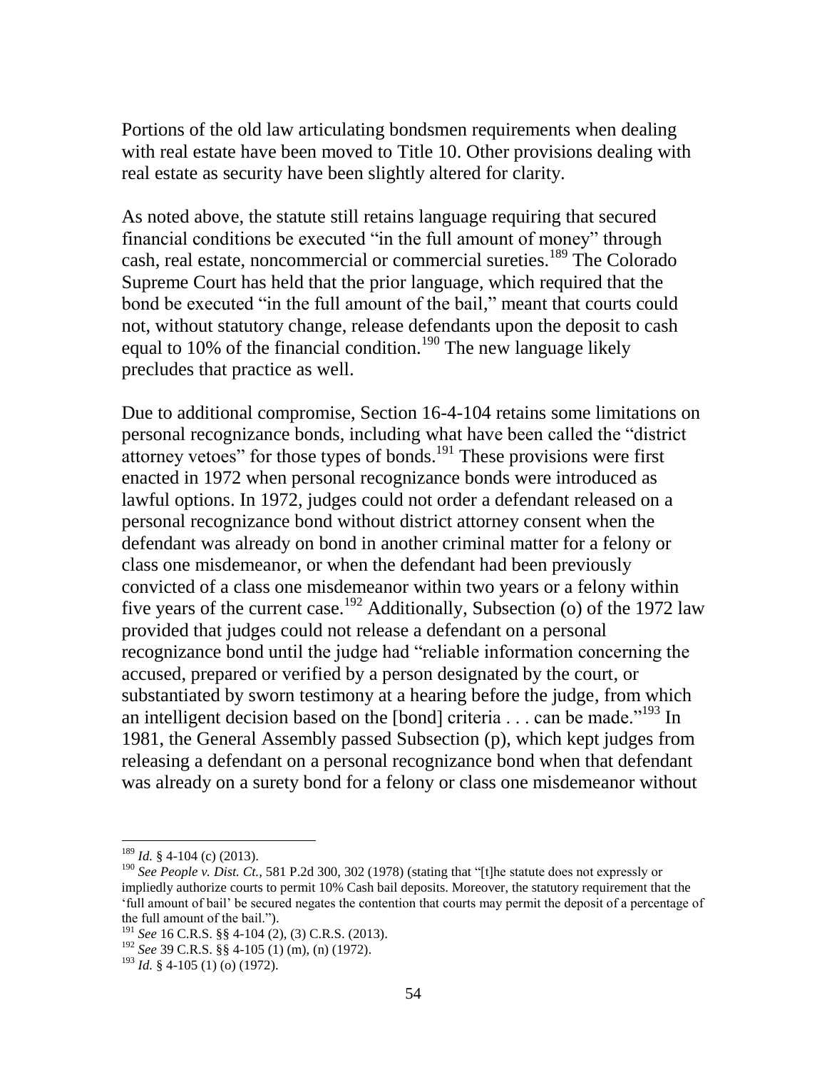Portions of the old law articulating bondsmen requirements when dealing with real estate have been moved to Title 10. Other provisions dealing with real estate as security have been slightly altered for clarity.

As noted above, the statute still retains language requiring that secured financial conditions be executed "in the full amount of money" through cash, real estate, noncommercial or commercial sureties.[189] The Colorado Supreme Court has held that the prior language, which required that the bond be executed "in the full amount of the bail," meant that courts could not, without statutory change, release defendants upon the deposit to cash equal to 10% of the financial condition.[190] The new language likely precludes that practice as well.

Due to additional compromise, Section 16-4-104 retains some limitations on personal recognizance bonds, including what have been called the "district attorney vetoes" for those types of bonds.[191] These provisions were first enacted in 1972 when personal recognizance bonds were introduced as lawful options. In 1972, judges could not order a defendant released on a personal recognizance bond without district attorney consent when the defendant was already on bond in another criminal matter for a felony or class one misdemeanor, or when the defendant had been previously convicted of a class one misdemeanor within two years or a felony within five years of the current case.[192] Additionally, Subsection (o) of the 1972 law provided that judges could not release a defendant on a personal recognizance bond until the judge had "reliable information concerning the accused, prepared or verified by a person designated by the court, or substantiated by sworn testimony at a hearing before the judge, from which an intelligent decision based on the [bond] criteria . . . can be made."[193] In 1981, the General Assembly passed Subsection (p), which kept judges from releasing a defendant on a personal recognizance bond when that defendant was already on a surety bond for a felony or class one misdemeanor without

---

[189] *Id.* § 4-104 (c) (2013).

[190] *See People v. Dist. Ct.*, 581 P.2d 300, 302 (1978) (stating that "[t]he statute does not expressly or impliedly authorize courts to permit 10% Cash bail deposits. Moreover, the statutory requirement that the 'full amount of bail' be secured negates the contention that courts may permit the deposit of a percentage of the full amount of the bail.").

[191] *See* 16 C.R.S. §§ 4-104 (2), (3) C.R.S. (2013).

[192] *See* 39 C.R.S. §§ 4-105 (1) (m), (n) (1972).

[193] *Id.* § 4-105 (1) (o) (1972).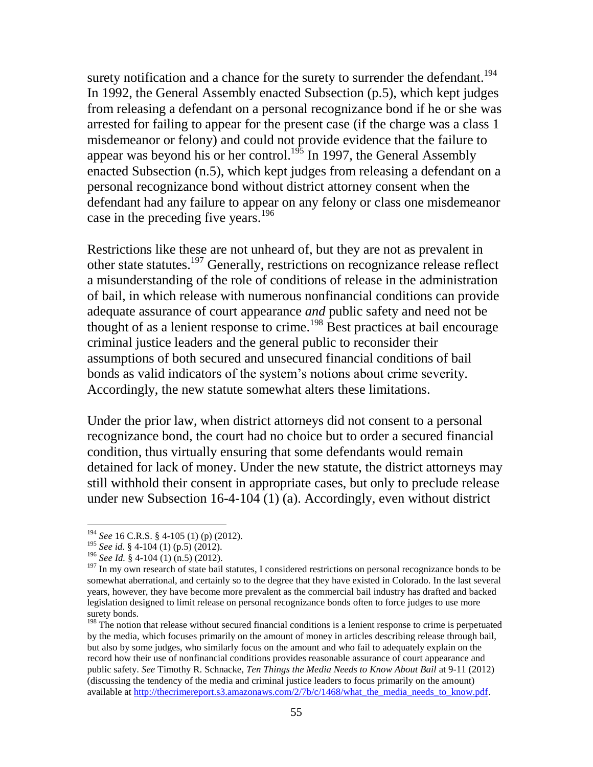surety notification and a chance for the surety to surrender the defendant.[194] In 1992, the General Assembly enacted Subsection (p.5), which kept judges from releasing a defendant on a personal recognizance bond if he or she was arrested for failing to appear for the present case (if the charge was a class 1 misdemeanor or felony) and could not provide evidence that the failure to appear was beyond his or her control.[195] In 1997, the General Assembly enacted Subsection (n.5), which kept judges from releasing a defendant on a personal recognizance bond without district attorney consent when the defendant had any failure to appear on any felony or class one misdemeanor case in the preceding five years.[196]

Restrictions like these are not unheard of, but they are not as prevalent in other state statutes.[197] Generally, restrictions on recognizance release reflect a misunderstanding of the role of conditions of release in the administration of bail, in which release with numerous nonfinancial conditions can provide adequate assurance of court appearance *and* public safety and need not be thought of as a lenient response to crime.[198] Best practices at bail encourage criminal justice leaders and the general public to reconsider their assumptions of both secured and unsecured financial conditions of bail bonds as valid indicators of the system's notions about crime severity. Accordingly, the new statute somewhat alters these limitations.

Under the prior law, when district attorneys did not consent to a personal recognizance bond, the court had no choice but to order a secured financial condition, thus virtually ensuring that some defendants would remain detained for lack of money. Under the new statute, the district attorneys may still withhold their consent in appropriate cases, but only to preclude release under new Subsection 16-4-104 (1) (a). Accordingly, even without district

---

[194] *See* 16 C.R.S. § 4-105 (1) (p) (2012).

[195] *See id.* § 4-104 (1) (p.5) (2012).

[196] *See Id.* § 4-104 (1) (n.5) (2012).

[197] In my own research of state bail statutes, I considered restrictions on personal recognizance bonds to be somewhat aberrational, and certainly so to the degree that they have existed in Colorado. In the last several years, however, they have become more prevalent as the commercial bail industry has drafted and backed legislation designed to limit release on personal recognizance bonds often to force judges to use more surety bonds.

[198] The notion that release without secured financial conditions is a lenient response to crime is perpetuated by the media, which focuses primarily on the amount of money in articles describing release through bail, but also by some judges, who similarly focus on the amount and who fail to adequately explain on the record how their use of nonfinancial conditions provides reasonable assurance of court appearance and public safety. *See* Timothy R. Schnacke, *Ten Things the Media Needs to Know About Bail* at 9-11 (2012) (discussing the tendency of the media and criminal justice leaders to focus primarily on the amount) available at http://thecrimereport.s3.amazonaws.com/2/7b/c/1468/what_the_media_needs_to_know.pdf.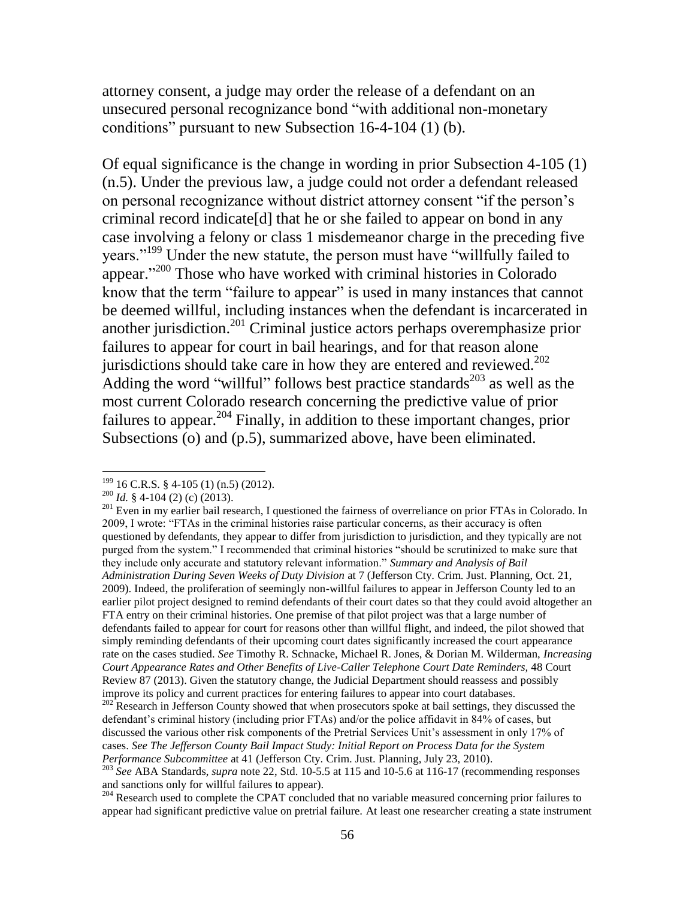attorney consent, a judge may order the release of a defendant on an unsecured personal recognizance bond "with additional non-monetary conditions" pursuant to new Subsection 16-4-104 (1) (b).

Of equal significance is the change in wording in prior Subsection 4-105 (1) (n.5). Under the previous law, a judge could not order a defendant released on personal recognizance without district attorney consent "if the person's criminal record indicate[d] that he or she failed to appear on bond in any case involving a felony or class 1 misdemeanor charge in the preceding five years."[199] Under the new statute, the person must have "willfully failed to appear."[200] Those who have worked with criminal histories in Colorado know that the term "failure to appear" is used in many instances that cannot be deemed willful, including instances when the defendant is incarcerated in another jurisdiction.[201] Criminal justice actors perhaps overemphasize prior failures to appear for court in bail hearings, and for that reason alone jurisdictions should take care in how they are entered and reviewed.[202] Adding the word "willful" follows best practice standards[203] as well as the most current Colorado research concerning the predictive value of prior failures to appear.[204] Finally, in addition to these important changes, prior Subsections (o) and (p.5), summarized above, have been eliminated.

---

[199] 16 C.R.S. § 4-105 (1) (n.5) (2012).

[200] *Id.* § 4-104 (2) (c) (2013).

[201] Even in my earlier bail research, I questioned the fairness of overreliance on prior FTAs in Colorado. In 2009, I wrote: "FTAs in the criminal histories raise particular concerns, as their accuracy is often questioned by defendants, they appear to differ from jurisdiction to jurisdiction, and they typically are not purged from the system." I recommended that criminal histories "should be scrutinized to make sure that they include only accurate and statutory relevant information." *Summary and Analysis of Bail Administration During Seven Weeks of Duty Division* at 7 (Jefferson Cty. Crim. Just. Planning, Oct. 21, 2009). Indeed, the proliferation of seemingly non-willful failures to appear in Jefferson County led to an earlier pilot project designed to remind defendants of their court dates so that they could avoid altogether an FTA entry on their criminal histories. One premise of that pilot project was that a large number of defendants failed to appear for court for reasons other than willful flight, and indeed, the pilot showed that simply reminding defendants of their upcoming court dates significantly increased the court appearance rate on the cases studied. *See* Timothy R. Schnacke, Michael R. Jones, & Dorian M. Wilderman, *Increasing Court Appearance Rates and Other Benefits of Live-Caller Telephone Court Date Reminders*, 48 Court Review 87 (2013). Given the statutory change, the Judicial Department should reassess and possibly improve its policy and current practices for entering failures to appear into court databases.

[202] Research in Jefferson County showed that when prosecutors spoke at bail settings, they discussed the defendant's criminal history (including prior FTAs) and/or the police affidavit in 84% of cases, but discussed the various other risk components of the Pretrial Services Unit's assessment in only 17% of cases. *See The Jefferson County Bail Impact Study: Initial Report on Process Data for the System Performance Subcommittee* at 41 (Jefferson Cty. Crim. Just. Planning, July 23, 2010).

[203] *See* ABA Standards, *supra* note 22, Std. 10-5.5 at 115 and 10-5.6 at 116-17 (recommending responses and sanctions only for willful failures to appear).

[204] Research used to complete the CPAT concluded that no variable measured concerning prior failures to appear had significant predictive value on pretrial failure. At least one researcher creating a state instrument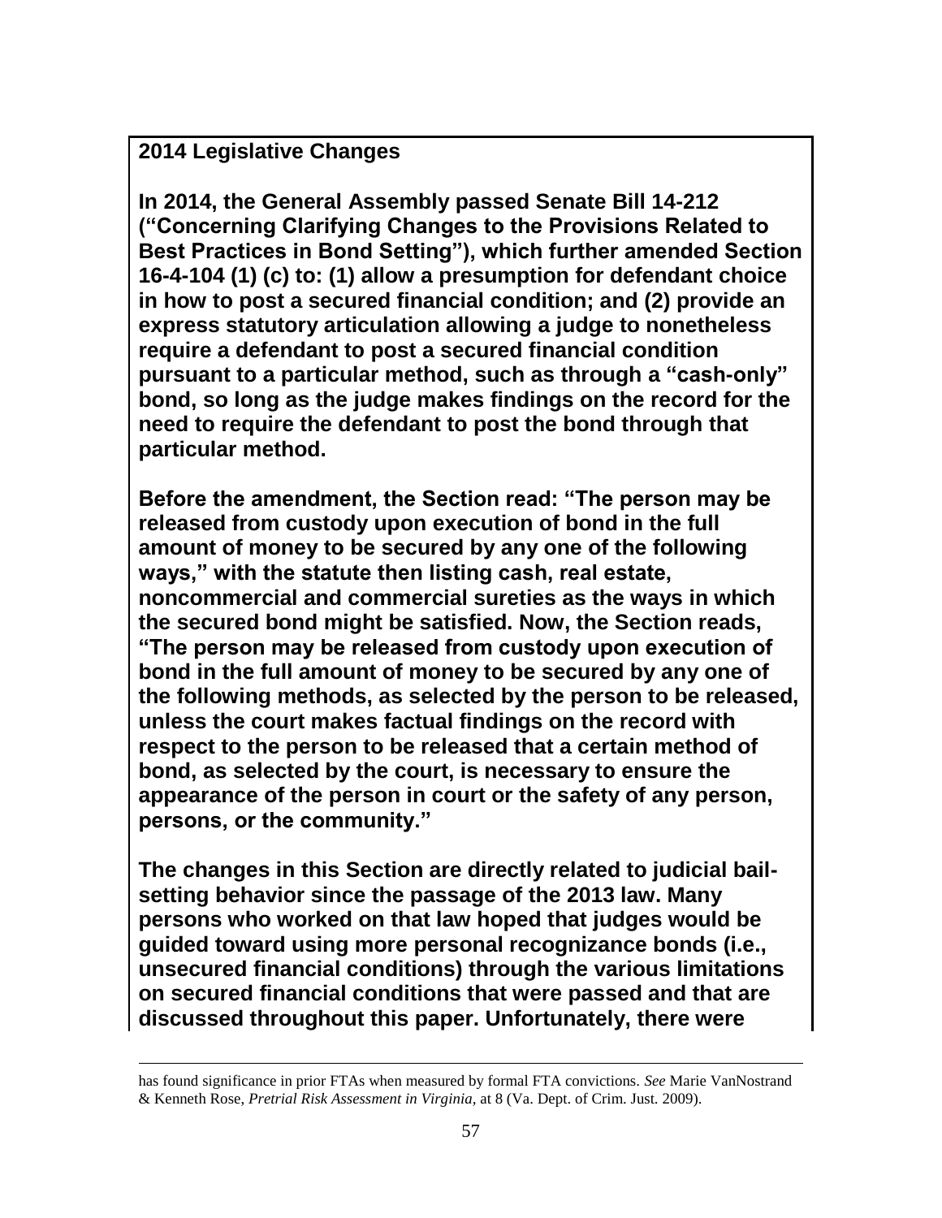**2014 Legislative Changes**

**In 2014, the General Assembly passed Senate Bill 14-212 ("Concerning Clarifying Changes to the Provisions Related to Best Practices in Bond Setting"), which further amended Section 16-4-104 (1) (c) to: (1) allow a presumption for defendant choice in how to post a secured financial condition; and (2) provide an express statutory articulation allowing a judge to nonetheless require a defendant to post a secured financial condition pursuant to a particular method, such as through a "cash-only" bond, so long as the judge makes findings on the record for the need to require the defendant to post the bond through that particular method.**

**Before the amendment, the Section read: "The person may be released from custody upon execution of bond in the full amount of money to be secured by any one of the following ways," with the statute then listing cash, real estate, noncommercial and commercial sureties as the ways in which the secured bond might be satisfied. Now, the Section reads, "The person may be released from custody upon execution of bond in the full amount of money to be secured by any one of the following methods, as selected by the person to be released, unless the court makes factual findings on the record with respect to the person to be released that a certain method of bond, as selected by the court, is necessary to ensure the appearance of the person in court or the safety of any person, persons, or the community."**

**The changes in this Section are directly related to judicial bail-setting behavior since the passage of the 2013 law. Many persons who worked on that law hoped that judges would be guided toward using more personal recognizance bonds (i.e., unsecured financial conditions) through the various limitations on secured financial conditions that were passed and that are discussed throughout this paper. Unfortunately, there were**

---

has found significance in prior FTAs when measured by formal FTA convictions. *See* Marie VanNostrand & Kenneth Rose, *Pretrial Risk Assessment in Virginia*, at 8 (Va. Dept. of Crim. Just. 2009).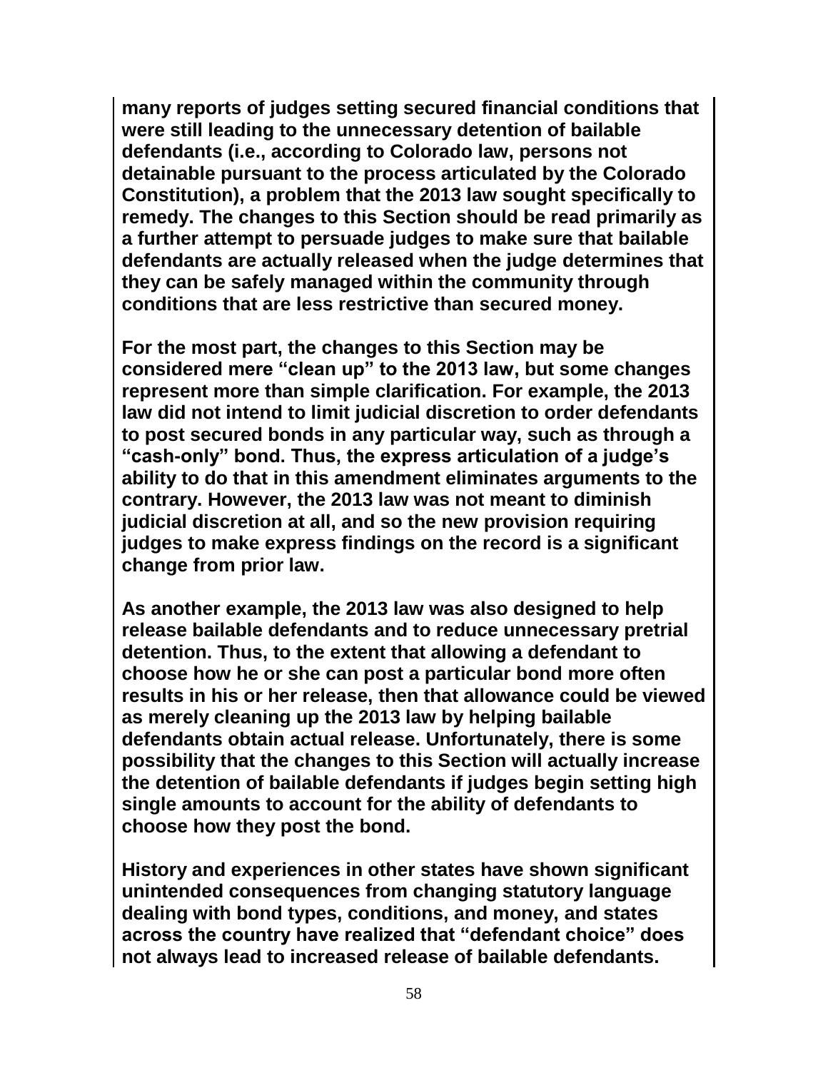**many reports of judges setting secured financial conditions that were still leading to the unnecessary detention of bailable defendants (i.e., according to Colorado law, persons not detainable pursuant to the process articulated by the Colorado Constitution), a problem that the 2013 law sought specifically to remedy. The changes to this Section should be read primarily as a further attempt to persuade judges to make sure that bailable defendants are actually released when the judge determines that they can be safely managed within the community through conditions that are less restrictive than secured money.**

**For the most part, the changes to this Section may be considered mere "clean up" to the 2013 law, but some changes represent more than simple clarification. For example, the 2013 law did not intend to limit judicial discretion to order defendants to post secured bonds in any particular way, such as through a "cash-only" bond. Thus, the express articulation of a judge's ability to do that in this amendment eliminates arguments to the contrary. However, the 2013 law was not meant to diminish judicial discretion at all, and so the new provision requiring judges to make express findings on the record is a significant change from prior law.**

**As another example, the 2013 law was also designed to help release bailable defendants and to reduce unnecessary pretrial detention. Thus, to the extent that allowing a defendant to choose how he or she can post a particular bond more often results in his or her release, then that allowance could be viewed as merely cleaning up the 2013 law by helping bailable defendants obtain actual release. Unfortunately, there is some possibility that the changes to this Section will actually increase the detention of bailable defendants if judges begin setting high single amounts to account for the ability of defendants to choose how they post the bond.**

**History and experiences in other states have shown significant unintended consequences from changing statutory language dealing with bond types, conditions, and money, and states across the country have realized that "defendant choice" does not always lead to increased release of bailable defendants.**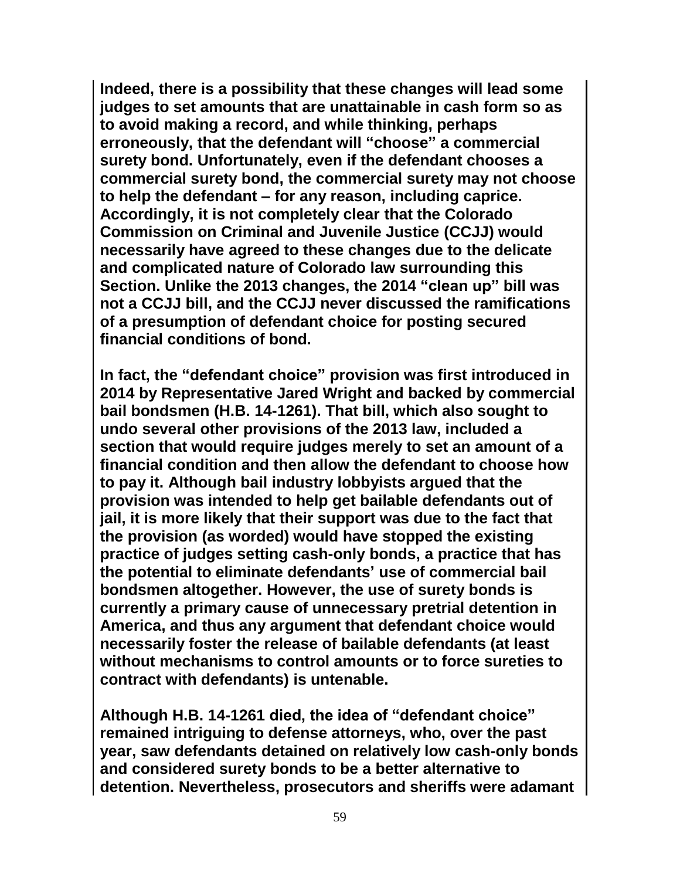**Indeed, there is a possibility that these changes will lead some judges to set amounts that are unattainable in cash form so as to avoid making a record, and while thinking, perhaps erroneously, that the defendant will "choose" a commercial surety bond. Unfortunately, even if the defendant chooses a commercial surety bond, the commercial surety may not choose to help the defendant – for any reason, including caprice. Accordingly, it is not completely clear that the Colorado Commission on Criminal and Juvenile Justice (CCJJ) would necessarily have agreed to these changes due to the delicate and complicated nature of Colorado law surrounding this Section. Unlike the 2013 changes, the 2014 "clean up" bill was not a CCJJ bill, and the CCJJ never discussed the ramifications of a presumption of defendant choice for posting secured financial conditions of bond.**

**In fact, the "defendant choice" provision was first introduced in 2014 by Representative Jared Wright and backed by commercial bail bondsmen (H.B. 14-1261). That bill, which also sought to undo several other provisions of the 2013 law, included a section that would require judges merely to set an amount of a financial condition and then allow the defendant to choose how to pay it. Although bail industry lobbyists argued that the provision was intended to help get bailable defendants out of jail, it is more likely that their support was due to the fact that the provision (as worded) would have stopped the existing practice of judges setting cash-only bonds, a practice that has the potential to eliminate defendants' use of commercial bail bondsmen altogether. However, the use of surety bonds is currently a primary cause of unnecessary pretrial detention in America, and thus any argument that defendant choice would necessarily foster the release of bailable defendants (at least without mechanisms to control amounts or to force sureties to contract with defendants) is untenable.**

**Although H.B. 14-1261 died, the idea of "defendant choice" remained intriguing to defense attorneys, who, over the past year, saw defendants detained on relatively low cash-only bonds and considered surety bonds to be a better alternative to detention. Nevertheless, prosecutors and sheriffs were adamant**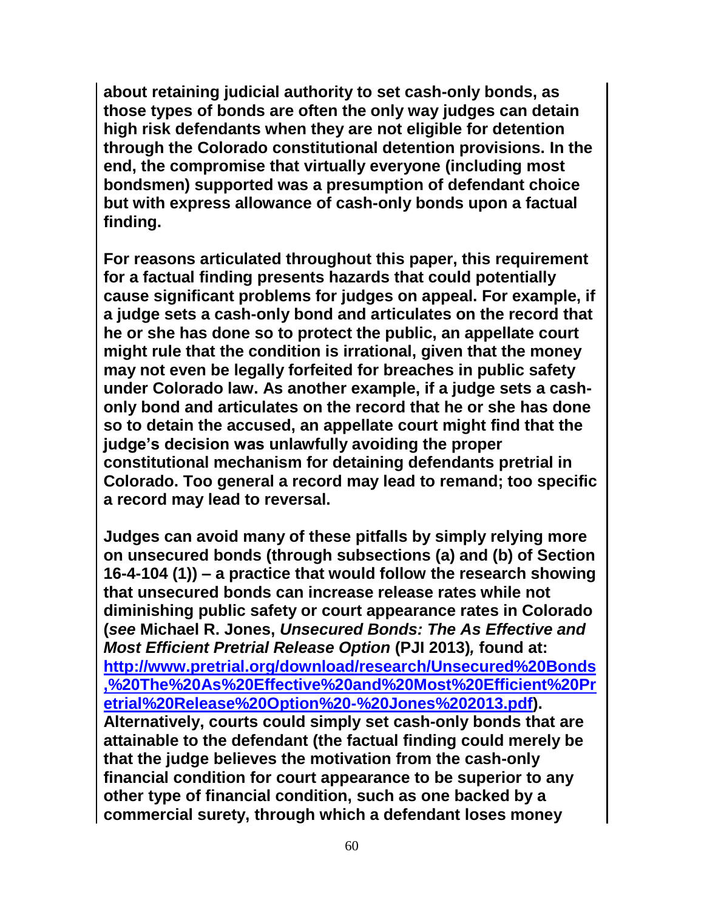**about retaining judicial authority to set cash-only bonds, as those types of bonds are often the only way judges can detain high risk defendants when they are not eligible for detention through the Colorado constitutional detention provisions. In the end, the compromise that virtually everyone (including most bondsmen) supported was a presumption of defendant choice but with express allowance of cash-only bonds upon a factual finding.**

**For reasons articulated throughout this paper, this requirement for a factual finding presents hazards that could potentially cause significant problems for judges on appeal. For example, if a judge sets a cash-only bond and articulates on the record that he or she has done so to protect the public, an appellate court might rule that the condition is irrational, given that the money may not even be legally forfeited for breaches in public safety under Colorado law. As another example, if a judge sets a cash-only bond and articulates on the record that he or she has done so to detain the accused, an appellate court might find that the judge's decision was unlawfully avoiding the proper constitutional mechanism for detaining defendants pretrial in Colorado. Too general a record may lead to remand; too specific a record may lead to reversal.**

**Judges can avoid many of these pitfalls by simply relying more on unsecured bonds (through subsections (a) and (b) of Section 16-4-104 (1)) – a practice that would follow the research showing that unsecured bonds can increase release rates while not diminishing public safety or court appearance rates in Colorado (*see* Michael R. Jones, *Unsecured Bonds: The As Effective and Most Efficient Pretrial Release Option* (PJI 2013)*,* found at: [http://www.pretrial.org/download/research/Unsecured%20Bonds,%20The%20As%20Effective%20and%20Most%20Efficient%20Pretrial%20Release%20Option%20-%20Jones%202013.pdf](http://www.pretrial.org/download/research/Unsecured%20Bonds,%20The%20As%20Effective%20and%20Most%20Efficient%20Pretrial%20Release%20Option%20-%20Jones%202013.pdf)). Alternatively, courts could simply set cash-only bonds that are attainable to the defendant (the factual finding could merely be that the judge believes the motivation from the cash-only financial condition for court appearance to be superior to any other type of financial condition, such as one backed by a commercial surety, through which a defendant loses money**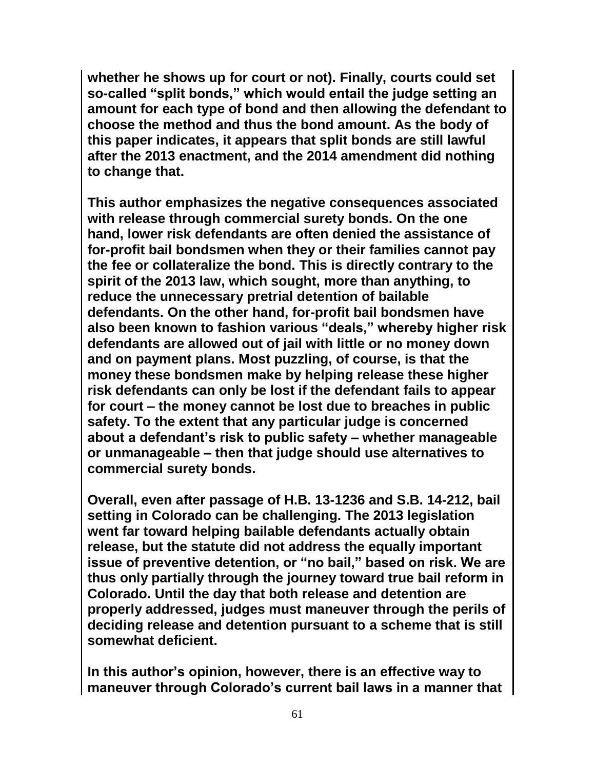**whether he shows up for court or not). Finally, courts could set so-called "split bonds," which would entail the judge setting an amount for each type of bond and then allowing the defendant to choose the method and thus the bond amount. As the body of this paper indicates, it appears that split bonds are still lawful after the 2013 enactment, and the 2014 amendment did nothing to change that.**

**This author emphasizes the negative consequences associated with release through commercial surety bonds. On the one hand, lower risk defendants are often denied the assistance of for-profit bail bondsmen when they or their families cannot pay the fee or collateralize the bond. This is directly contrary to the spirit of the 2013 law, which sought, more than anything, to reduce the unnecessary pretrial detention of bailable defendants. On the other hand, for-profit bail bondsmen have also been known to fashion various "deals," whereby higher risk defendants are allowed out of jail with little or no money down and on payment plans. Most puzzling, of course, is that the money these bondsmen make by helping release these higher risk defendants can only be lost if the defendant fails to appear for court – the money cannot be lost due to breaches in public safety. To the extent that any particular judge is concerned about a defendant's risk to public safety – whether manageable or unmanageable – then that judge should use alternatives to commercial surety bonds.**

**Overall, even after passage of H.B. 13-1236 and S.B. 14-212, bail setting in Colorado can be challenging. The 2013 legislation went far toward helping bailable defendants actually obtain release, but the statute did not address the equally important issue of preventive detention, or "no bail," based on risk. We are thus only partially through the journey toward true bail reform in Colorado. Until the day that both release and detention are properly addressed, judges must maneuver through the perils of deciding release and detention pursuant to a scheme that is still somewhat deficient.**

**In this author's opinion, however, there is an effective way to maneuver through Colorado's current bail laws in a manner that**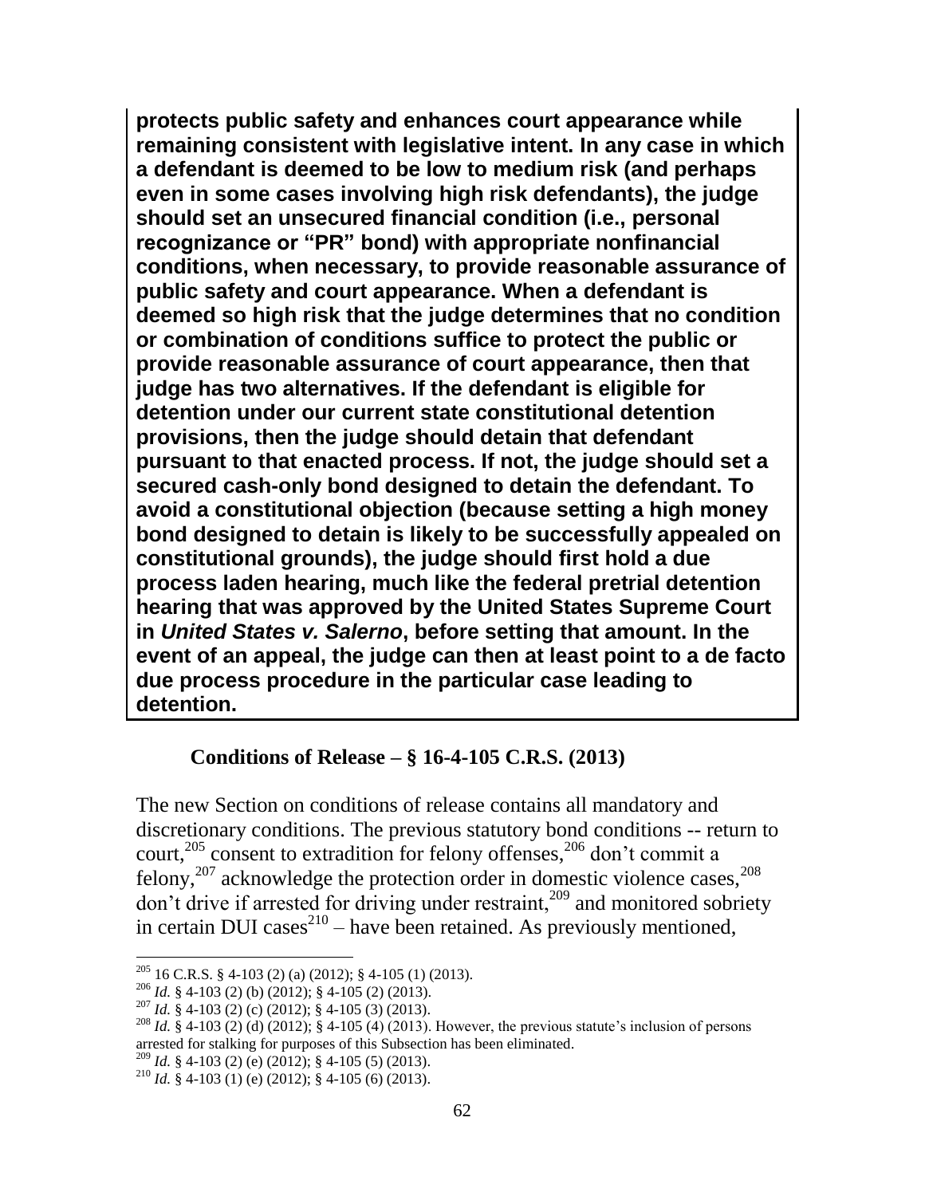**protects public safety and enhances court appearance while remaining consistent with legislative intent. In any case in which a defendant is deemed to be low to medium risk (and perhaps even in some cases involving high risk defendants), the judge should set an unsecured financial condition (i.e., personal recognizance or "PR" bond) with appropriate nonfinancial conditions, when necessary, to provide reasonable assurance of public safety and court appearance. When a defendant is deemed so high risk that the judge determines that no condition or combination of conditions suffice to protect the public or provide reasonable assurance of court appearance, then that judge has two alternatives. If the defendant is eligible for detention under our current state constitutional detention provisions, then the judge should detain that defendant pursuant to that enacted process. If not, the judge should set a secured cash-only bond designed to detain the defendant. To avoid a constitutional objection (because setting a high money bond designed to detain is likely to be successfully appealed on constitutional grounds), the judge should first hold a due process laden hearing, much like the federal pretrial detention hearing that was approved by the United States Supreme Court in *United States v. Salerno*, before setting that amount. In the event of an appeal, the judge can then at least point to a de facto due process procedure in the particular case leading to detention.**

### Conditions of Release – § 16-4-105 C.R.S. (2013)

The new Section on conditions of release contains all mandatory and discretionary conditions. The previous statutory bond conditions -- return to court,[205] consent to extradition for felony offenses,[206] don't commit a felony,[207] acknowledge the protection order in domestic violence cases,[208] don't drive if arrested for driving under restraint,[209] and monitored sobriety in certain DUI cases[210] – have been retained. As previously mentioned,

---

[205] 16 C.R.S. § 4-103 (2) (a) (2012); § 4-105 (1) (2013).

[206] *Id.* § 4-103 (2) (b) (2012); § 4-105 (2) (2013).

[207] *Id.* § 4-103 (2) (c) (2012); § 4-105 (3) (2013).

[208] *Id.* § 4-103 (2) (d) (2012); § 4-105 (4) (2013). However, the previous statute's inclusion of persons arrested for stalking for purposes of this Subsection has been eliminated.

[209] *Id.* § 4-103 (2) (e) (2012); § 4-105 (5) (2013).

[210] *Id.* § 4-103 (1) (e) (2012); § 4-105 (6) (2013).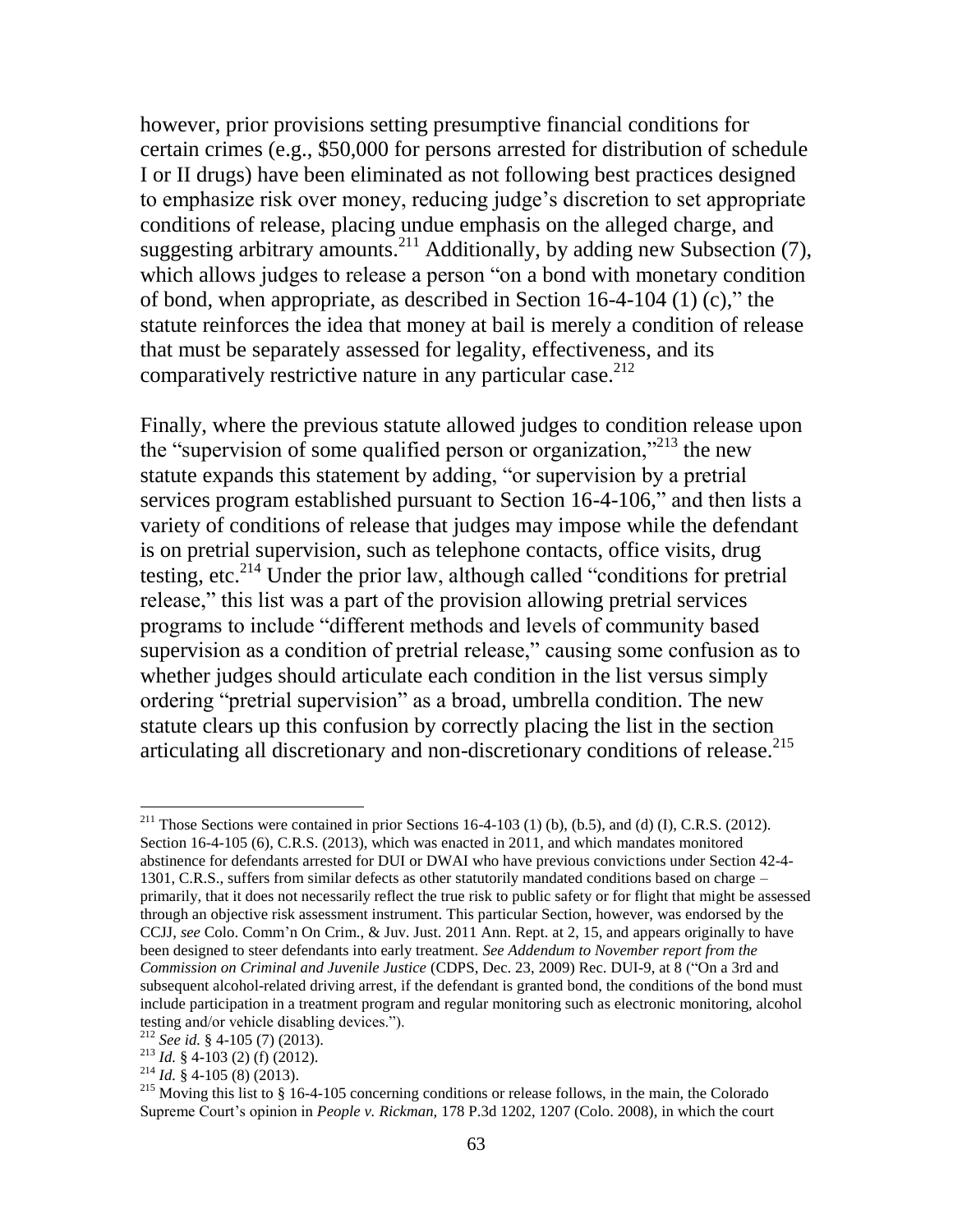however, prior provisions setting presumptive financial conditions for certain crimes (e.g., $50,000 for persons arrested for distribution of schedule I or II drugs) have been eliminated as not following best practices designed to emphasize risk over money, reducing judge's discretion to set appropriate conditions of release, placing undue emphasis on the alleged charge, and suggesting arbitrary amounts.[211] Additionally, by adding new Subsection (7), which allows judges to release a person "on a bond with monetary condition of bond, when appropriate, as described in Section 16-4-104 (1) (c)," the statute reinforces the idea that money at bail is merely a condition of release that must be separately assessed for legality, effectiveness, and its comparatively restrictive nature in any particular case.[212]

Finally, where the previous statute allowed judges to condition release upon the "supervision of some qualified person or organization,"[213] the new statute expands this statement by adding, "or supervision by a pretrial services program established pursuant to Section 16-4-106," and then lists a variety of conditions of release that judges may impose while the defendant is on pretrial supervision, such as telephone contacts, office visits, drug testing, etc.[214] Under the prior law, although called "conditions for pretrial release," this list was a part of the provision allowing pretrial services programs to include "different methods and levels of community based supervision as a condition of pretrial release," causing some confusion as to whether judges should articulate each condition in the list versus simply ordering "pretrial supervision" as a broad, umbrella condition. The new statute clears up this confusion by correctly placing the list in the section articulating all discretionary and non-discretionary conditions of release.[215]

---

[211] Those Sections were contained in prior Sections 16-4-103 (1) (b), (b.5), and (d) (I), C.R.S. (2012). Section 16-4-105 (6), C.R.S. (2013), which was enacted in 2011, and which mandates monitored abstinence for defendants arrested for DUI or DWAI who have previous convictions under Section 42-4-1301, C.R.S., suffers from similar defects as other statutorily mandated conditions based on charge – primarily, that it does not necessarily reflect the true risk to public safety or for flight that might be assessed through an objective risk assessment instrument. This particular Section, however, was endorsed by the CCJJ, *see* Colo. Comm'n On Crim., & Juv. Just. 2011 Ann. Rept. at 2, 15, and appears originally to have been designed to steer defendants into early treatment. *See Addendum to November report from the Commission on Criminal and Juvenile Justice* (CDPS, Dec. 23, 2009) Rec. DUI-9, at 8 ("On a 3rd and subsequent alcohol-related driving arrest, if the defendant is granted bond, the conditions of the bond must include participation in a treatment program and regular monitoring such as electronic monitoring, alcohol testing and/or vehicle disabling devices.").

[212] *See id.* § 4-105 (7) (2013).

[213] *Id.* § 4-103 (2) (f) (2012).

[214] *Id.* § 4-105 (8) (2013).

[215] Moving this list to § 16-4-105 concerning conditions or release follows, in the main, the Colorado Supreme Court's opinion in *People v. Rickman*, 178 P.3d 1202, 1207 (Colo. 2008), in which the court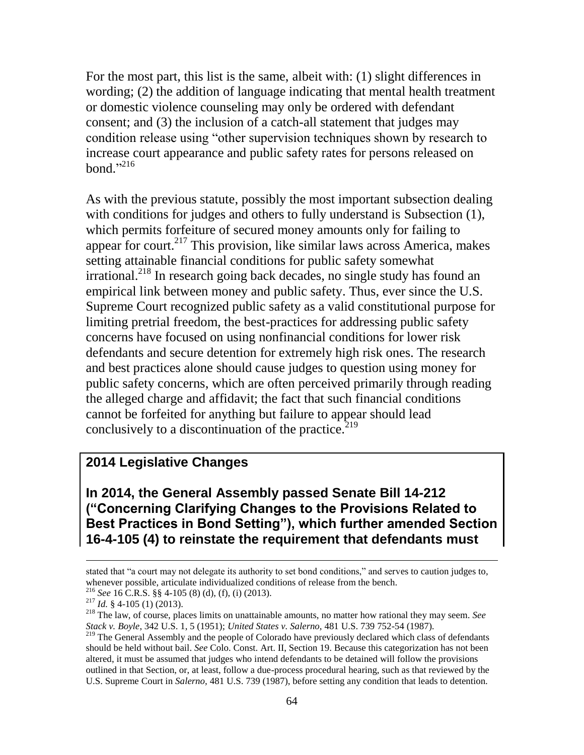For the most part, this list is the same, albeit with: (1) slight differences in wording; (2) the addition of language indicating that mental health treatment or domestic violence counseling may only be ordered with defendant consent; and (3) the inclusion of a catch-all statement that judges may condition release using "other supervision techniques shown by research to increase court appearance and public safety rates for persons released on bond."[216]

As with the previous statute, possibly the most important subsection dealing with conditions for judges and others to fully understand is Subsection (1), which permits forfeiture of secured money amounts only for failing to appear for court.[217] This provision, like similar laws across America, makes setting attainable financial conditions for public safety somewhat irrational.[218] In research going back decades, no single study has found an empirical link between money and public safety. Thus, ever since the U.S. Supreme Court recognized public safety as a valid constitutional purpose for limiting pretrial freedom, the best-practices for addressing public safety concerns have focused on using nonfinancial conditions for lower risk defendants and secure detention for extremely high risk ones. The research and best practices alone should cause judges to question using money for public safety concerns, which are often perceived primarily through reading the alleged charge and affidavit; the fact that such financial conditions cannot be forfeited for anything but failure to appear should lead conclusively to a discontinuation of the practice.[219]

**2014 Legislative Changes**

**In 2014, the General Assembly passed Senate Bill 14-212 ("Concerning Clarifying Changes to the Provisions Related to Best Practices in Bond Setting"), which further amended Section 16-4-105 (4) to reinstate the requirement that defendants must**

---

stated that "a court may not delegate its authority to set bond conditions," and serves to caution judges to, whenever possible, articulate individualized conditions of release from the bench.

[216] *See* 16 C.R.S. §§ 4-105 (8) (d), (f), (i) (2013).

[217] *Id.* § 4-105 (1) (2013).

[218] The law, of course, places limits on unattainable amounts, no matter how rational they may seem. *See Stack v. Boyle*, 342 U.S. 1, 5 (1951); *United States v. Salerno*, 481 U.S. 739 752-54 (1987).

[219] The General Assembly and the people of Colorado have previously declared which class of defendants should be held without bail. *See* Colo. Const. Art. II, Section 19. Because this categorization has not been altered, it must be assumed that judges who intend defendants to be detained will follow the provisions outlined in that Section, or, at least, follow a due-process procedural hearing, such as that reviewed by the U.S. Supreme Court in *Salerno*, 481 U.S. 739 (1987), before setting any condition that leads to detention.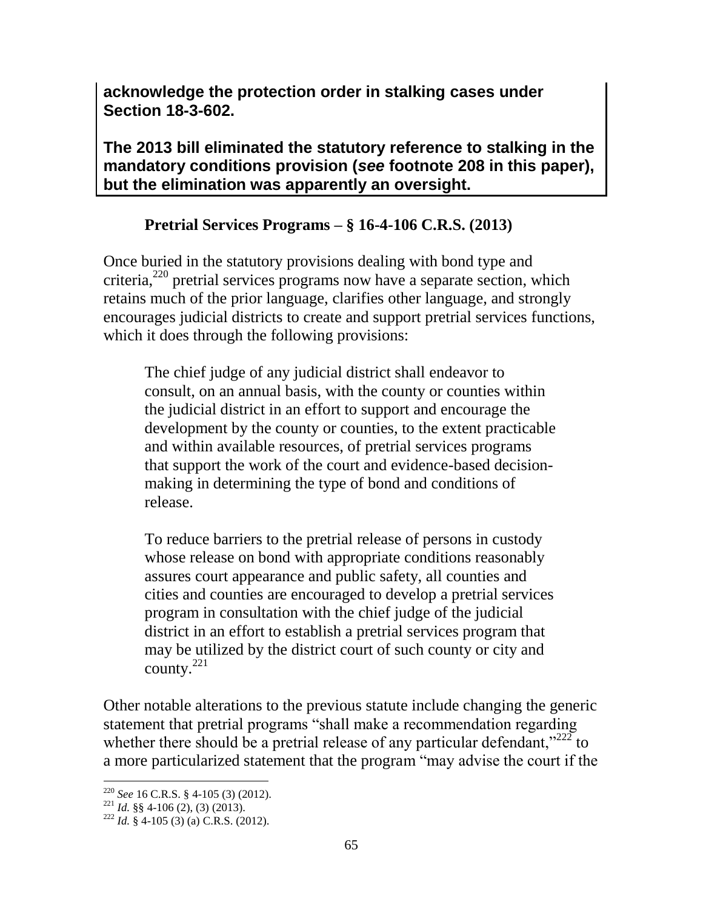**acknowledge the protection order in stalking cases under Section 18-3-602.**

**The 2013 bill eliminated the statutory reference to stalking in the mandatory conditions provision (*see* footnote 208 in this paper), but the elimination was apparently an oversight.**

### Pretrial Services Programs – § 16-4-106 C.R.S. (2013)

Once buried in the statutory provisions dealing with bond type and criteria,[220] pretrial services programs now have a separate section, which retains much of the prior language, clarifies other language, and strongly encourages judicial districts to create and support pretrial services functions, which it does through the following provisions:

> The chief judge of any judicial district shall endeavor to consult, on an annual basis, with the county or counties within the judicial district in an effort to support and encourage the development by the county or counties, to the extent practicable and within available resources, of pretrial services programs that support the work of the court and evidence-based decision-making in determining the type of bond and conditions of release.
>
> To reduce barriers to the pretrial release of persons in custody whose release on bond with appropriate conditions reasonably assures court appearance and public safety, all counties and cities and counties are encouraged to develop a pretrial services program in consultation with the chief judge of the judicial district in an effort to establish a pretrial services program that may be utilized by the district court of such county or city and county.[221]

Other notable alterations to the previous statute include changing the generic statement that pretrial programs "shall make a recommendation regarding whether there should be a pretrial release of any particular defendant,"[222] to a more particularized statement that the program "may advise the court if the

---

[220] *See* 16 C.R.S. § 4-105 (3) (2012).
[221] *Id.* §§ 4-106 (2), (3) (2013).
[222] *Id.* § 4-105 (3) (a) C.R.S. (2012).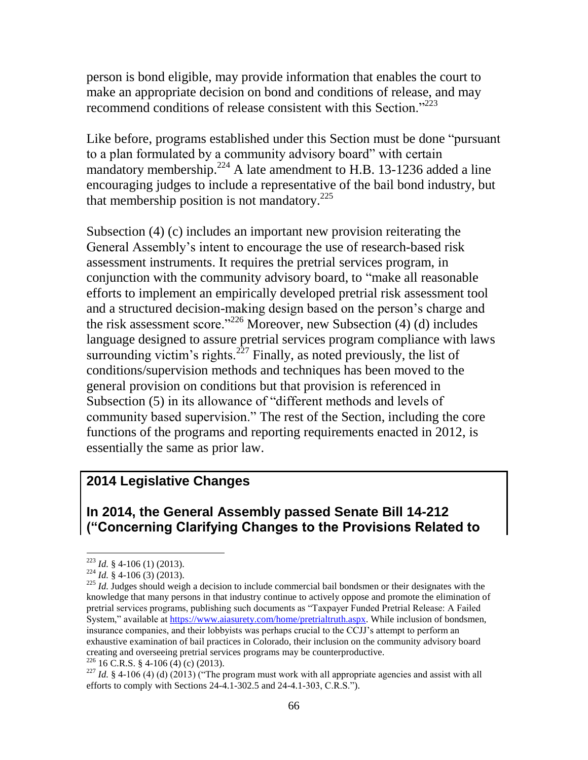person is bond eligible, may provide information that enables the court to make an appropriate decision on bond and conditions of release, and may recommend conditions of release consistent with this Section."[223]

Like before, programs established under this Section must be done "pursuant to a plan formulated by a community advisory board" with certain mandatory membership.[224] A late amendment to H.B. 13-1236 added a line encouraging judges to include a representative of the bail bond industry, but that membership position is not mandatory.[225]

Subsection (4) (c) includes an important new provision reiterating the General Assembly's intent to encourage the use of research-based risk assessment instruments. It requires the pretrial services program, in conjunction with the community advisory board, to "make all reasonable efforts to implement an empirically developed pretrial risk assessment tool and a structured decision-making design based on the person's charge and the risk assessment score."[226] Moreover, new Subsection (4) (d) includes language designed to assure pretrial services program compliance with laws surrounding victim's rights.[227] Finally, as noted previously, the list of conditions/supervision methods and techniques has been moved to the general provision on conditions but that provision is referenced in Subsection (5) in its allowance of "different methods and levels of community based supervision." The rest of the Section, including the core functions of the programs and reporting requirements enacted in 2012, is essentially the same as prior law.

**2014 Legislative Changes**

**In 2014, the General Assembly passed Senate Bill 14-212 ("Concerning Clarifying Changes to the Provisions Related to**

---

[223] *Id.* § 4-106 (1) (2013).

[224] *Id.* § 4-106 (3) (2013).

[225] *Id.* Judges should weigh a decision to include commercial bail bondsmen or their designates with the knowledge that many persons in that industry continue to actively oppose and promote the elimination of pretrial services programs, publishing such documents as "Taxpayer Funded Pretrial Release: A Failed System," available at https://www.aiasurety.com/home/pretrialtruth.aspx. While inclusion of bondsmen, insurance companies, and their lobbyists was perhaps crucial to the CCJJ's attempt to perform an exhaustive examination of bail practices in Colorado, their inclusion on the community advisory board creating and overseeing pretrial services programs may be counterproductive.

[226] 16 C.R.S. § 4-106 (4) (c) (2013).

[227] *Id.* § 4-106 (4) (d) (2013) ("The program must work with all appropriate agencies and assist with all efforts to comply with Sections 24-4.1-302.5 and 24-4.1-303, C.R.S.").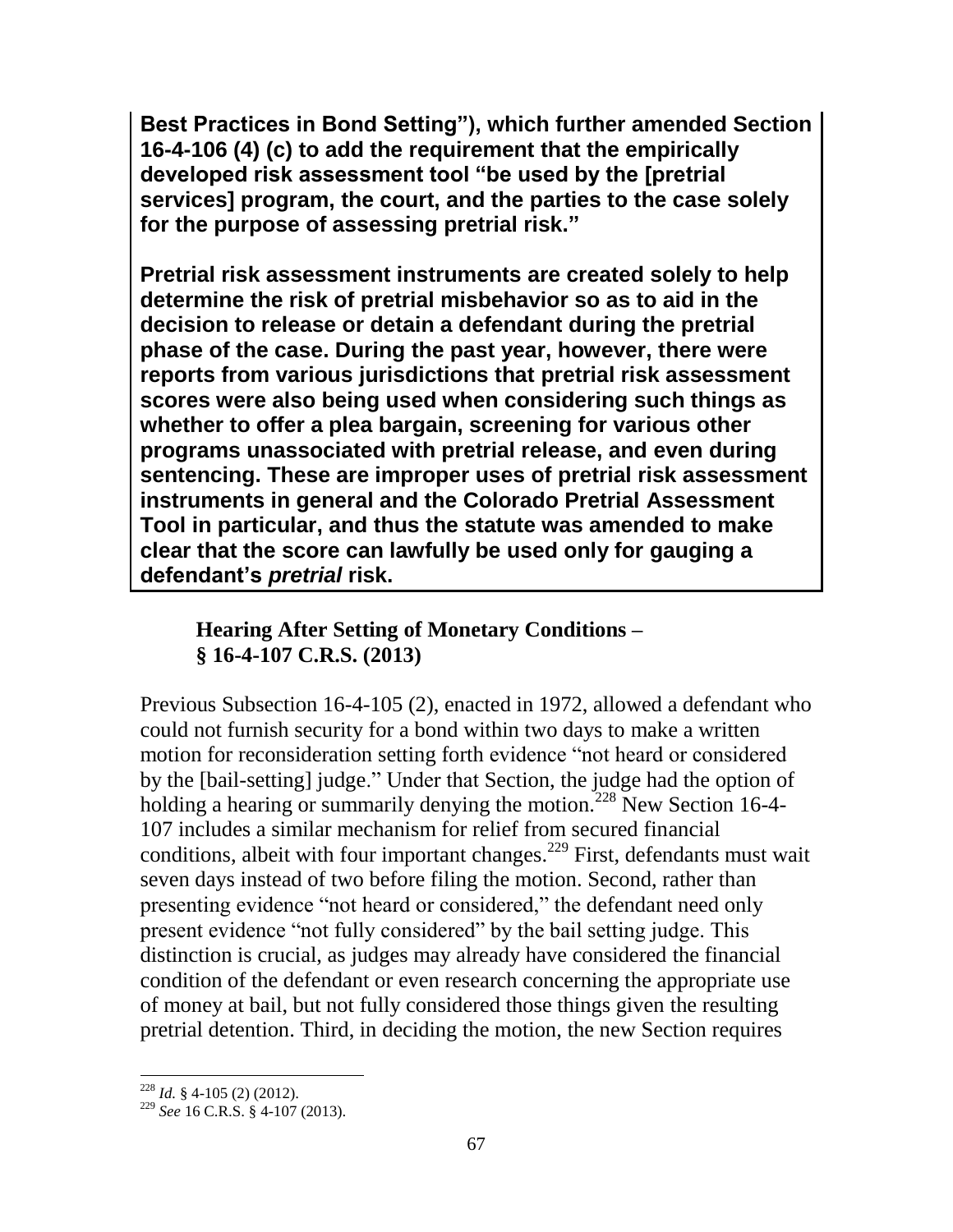**Best Practices in Bond Setting"), which further amended Section 16-4-106 (4) (c) to add the requirement that the empirically developed risk assessment tool "be used by the [pretrial services] program, the court, and the parties to the case solely for the purpose of assessing pretrial risk."**

**Pretrial risk assessment instruments are created solely to help determine the risk of pretrial misbehavior so as to aid in the decision to release or detain a defendant during the pretrial phase of the case. During the past year, however, there were reports from various jurisdictions that pretrial risk assessment scores were also being used when considering such things as whether to offer a plea bargain, screening for various other programs unassociated with pretrial release, and even during sentencing. These are improper uses of pretrial risk assessment instruments in general and the Colorado Pretrial Assessment Tool in particular, and thus the statute was amended to make clear that the score can lawfully be used only for gauging a defendant's *pretrial* risk.**

### Hearing After Setting of Monetary Conditions – § 16-4-107 C.R.S. (2013)

Previous Subsection 16-4-105 (2), enacted in 1972, allowed a defendant who could not furnish security for a bond within two days to make a written motion for reconsideration setting forth evidence "not heard or considered by the [bail-setting] judge." Under that Section, the judge had the option of holding a hearing or summarily denying the motion.[228] New Section 16-4-107 includes a similar mechanism for relief from secured financial conditions, albeit with four important changes.[229] First, defendants must wait seven days instead of two before filing the motion. Second, rather than presenting evidence "not heard or considered," the defendant need only present evidence "not fully considered" by the bail setting judge. This distinction is crucial, as judges may already have considered the financial condition of the defendant or even research concerning the appropriate use of money at bail, but not fully considered those things given the resulting pretrial detention. Third, in deciding the motion, the new Section requires

---

[228] *Id.* § 4-105 (2) (2012).

[229] *See* 16 C.R.S. § 4-107 (2013).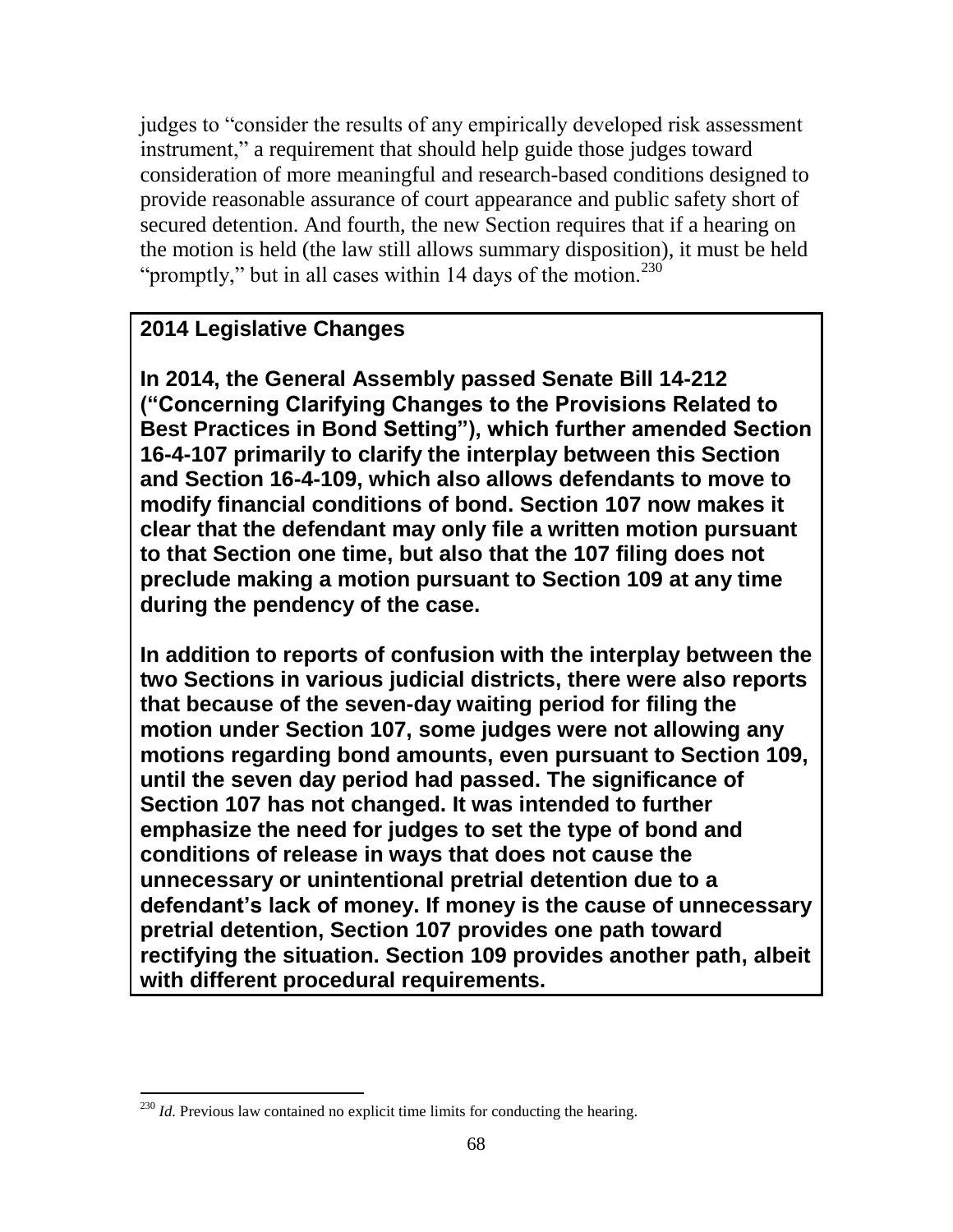judges to "consider the results of any empirically developed risk assessment instrument," a requirement that should help guide those judges toward consideration of more meaningful and research-based conditions designed to provide reasonable assurance of court appearance and public safety short of secured detention. And fourth, the new Section requires that if a hearing on the motion is held (the law still allows summary disposition), it must be held "promptly," but in all cases within 14 days of the motion.[230]

**2014 Legislative Changes**

**In 2014, the General Assembly passed Senate Bill 14-212 ("Concerning Clarifying Changes to the Provisions Related to Best Practices in Bond Setting"), which further amended Section 16-4-107 primarily to clarify the interplay between this Section and Section 16-4-109, which also allows defendants to move to modify financial conditions of bond. Section 107 now makes it clear that the defendant may only file a written motion pursuant to that Section one time, but also that the 107 filing does not preclude making a motion pursuant to Section 109 at any time during the pendency of the case.**

**In addition to reports of confusion with the interplay between the two Sections in various judicial districts, there were also reports that because of the seven-day waiting period for filing the motion under Section 107, some judges were not allowing any motions regarding bond amounts, even pursuant to Section 109, until the seven day period had passed. The significance of Section 107 has not changed. It was intended to further emphasize the need for judges to set the type of bond and conditions of release in ways that does not cause the unnecessary or unintentional pretrial detention due to a defendant's lack of money. If money is the cause of unnecessary pretrial detention, Section 107 provides one path toward rectifying the situation. Section 109 provides another path, albeit with different procedural requirements.**

---

[230] *Id.* Previous law contained no explicit time limits for conducting the hearing.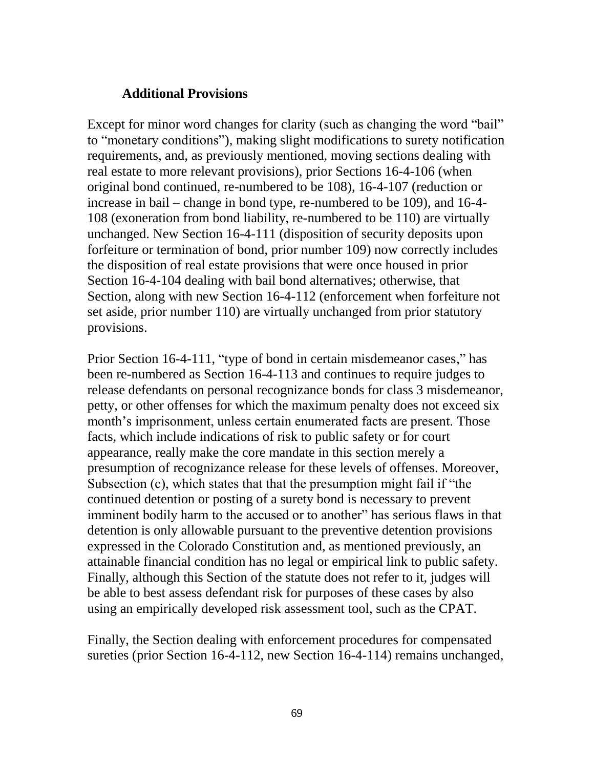### Additional Provisions

Except for minor word changes for clarity (such as changing the word "bail" to "monetary conditions"), making slight modifications to surety notification requirements, and, as previously mentioned, moving sections dealing with real estate to more relevant provisions), prior Sections 16-4-106 (when original bond continued, re-numbered to be 108), 16-4-107 (reduction or increase in bail – change in bond type, re-numbered to be 109), and 16-4-108 (exoneration from bond liability, re-numbered to be 110) are virtually unchanged. New Section 16-4-111 (disposition of security deposits upon forfeiture or termination of bond, prior number 109) now correctly includes the disposition of real estate provisions that were once housed in prior Section 16-4-104 dealing with bail bond alternatives; otherwise, that Section, along with new Section 16-4-112 (enforcement when forfeiture not set aside, prior number 110) are virtually unchanged from prior statutory provisions.

Prior Section 16-4-111, "type of bond in certain misdemeanor cases," has been re-numbered as Section 16-4-113 and continues to require judges to release defendants on personal recognizance bonds for class 3 misdemeanor, petty, or other offenses for which the maximum penalty does not exceed six month's imprisonment, unless certain enumerated facts are present. Those facts, which include indications of risk to public safety or for court appearance, really make the core mandate in this section merely a presumption of recognizance release for these levels of offenses. Moreover, Subsection (c), which states that that the presumption might fail if "the continued detention or posting of a surety bond is necessary to prevent imminent bodily harm to the accused or to another" has serious flaws in that detention is only allowable pursuant to the preventive detention provisions expressed in the Colorado Constitution and, as mentioned previously, an attainable financial condition has no legal or empirical link to public safety. Finally, although this Section of the statute does not refer to it, judges will be able to best assess defendant risk for purposes of these cases by also using an empirically developed risk assessment tool, such as the CPAT.

Finally, the Section dealing with enforcement procedures for compensated sureties (prior Section 16-4-112, new Section 16-4-114) remains unchanged,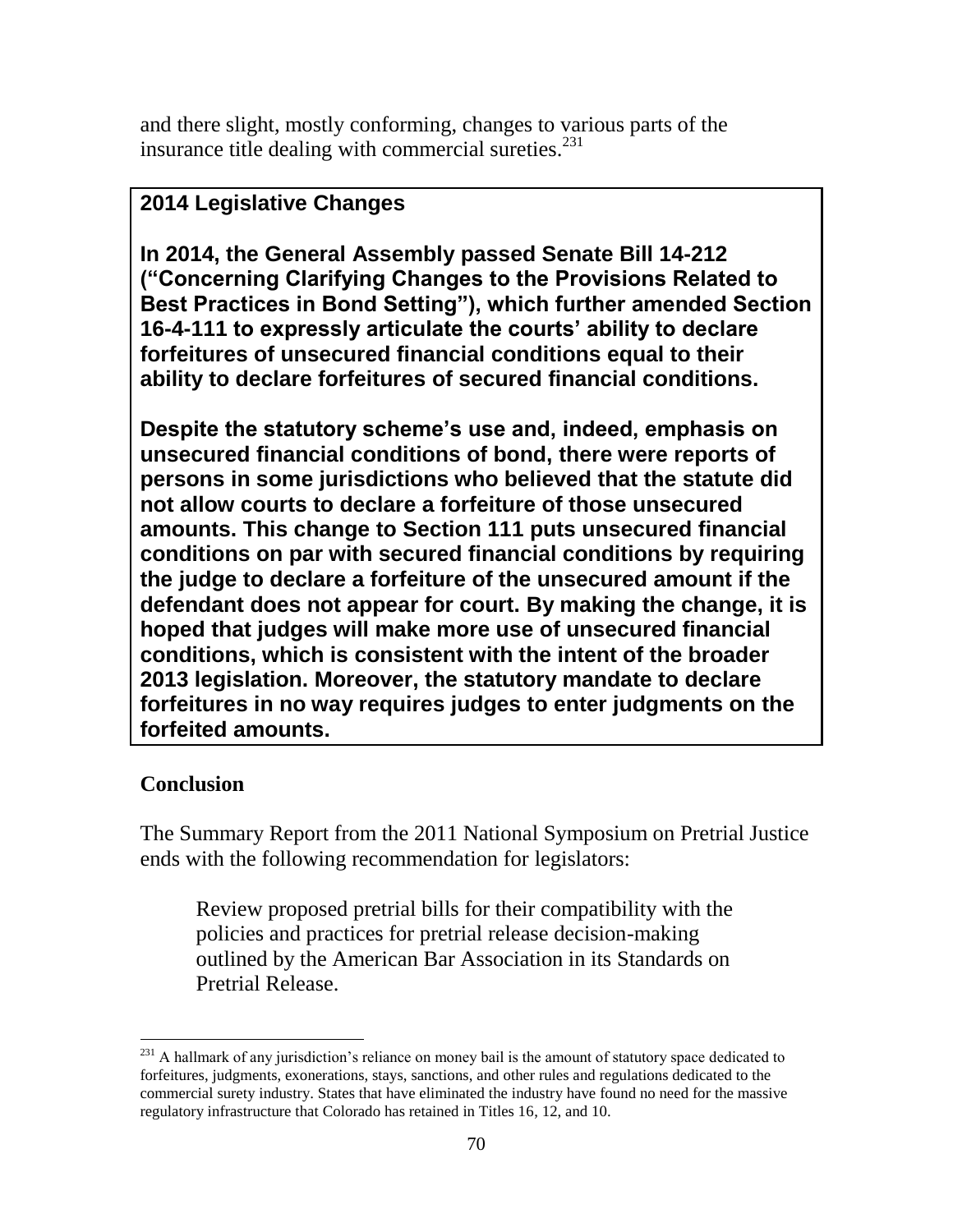and there slight, mostly conforming, changes to various parts of the insurance title dealing with commercial sureties.[231]

**2014 Legislative Changes**

**In 2014, the General Assembly passed Senate Bill 14-212 ("Concerning Clarifying Changes to the Provisions Related to Best Practices in Bond Setting"), which further amended Section 16-4-111 to expressly articulate the courts' ability to declare forfeitures of unsecured financial conditions equal to their ability to declare forfeitures of secured financial conditions.**

**Despite the statutory scheme's use and, indeed, emphasis on unsecured financial conditions of bond, there were reports of persons in some jurisdictions who believed that the statute did not allow courts to declare a forfeiture of those unsecured amounts. This change to Section 111 puts unsecured financial conditions on par with secured financial conditions by requiring the judge to declare a forfeiture of the unsecured amount if the defendant does not appear for court. By making the change, it is hoped that judges will make more use of unsecured financial conditions, which is consistent with the intent of the broader 2013 legislation. Moreover, the statutory mandate to declare forfeitures in no way requires judges to enter judgments on the forfeited amounts.**

## Conclusion

The Summary Report from the 2011 National Symposium on Pretrial Justice ends with the following recommendation for legislators:

> Review proposed pretrial bills for their compatibility with the policies and practices for pretrial release decision-making outlined by the American Bar Association in its Standards on Pretrial Release.

[231] A hallmark of any jurisdiction's reliance on money bail is the amount of statutory space dedicated to forfeitures, judgments, exonerations, stays, sanctions, and other rules and regulations dedicated to the commercial surety industry. States that have eliminated the industry have found no need for the massive regulatory infrastructure that Colorado has retained in Titles 16, 12, and 10.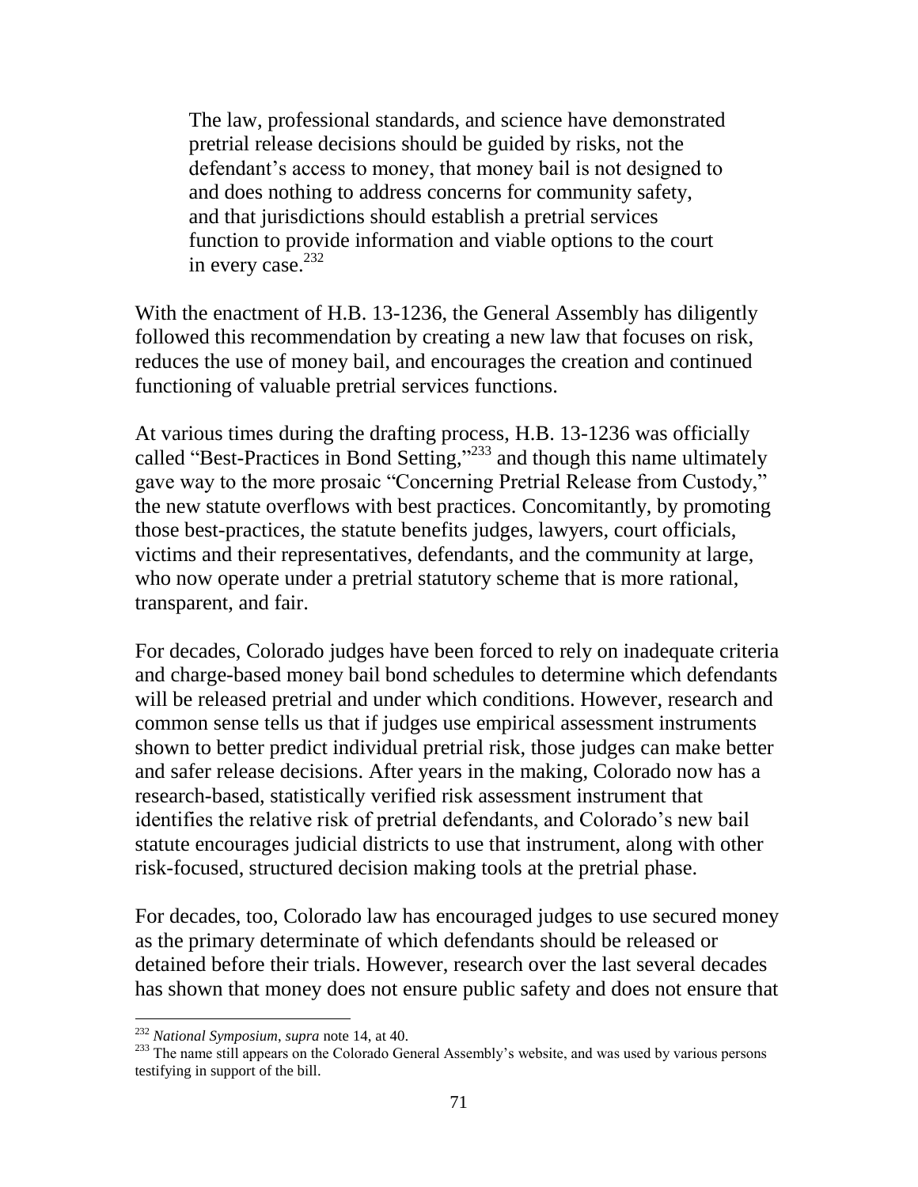> The law, professional standards, and science have demonstrated pretrial release decisions should be guided by risks, not the defendant's access to money, that money bail is not designed to and does nothing to address concerns for community safety, and that jurisdictions should establish a pretrial services function to provide information and viable options to the court in every case.[232]

With the enactment of H.B. 13-1236, the General Assembly has diligently followed this recommendation by creating a new law that focuses on risk, reduces the use of money bail, and encourages the creation and continued functioning of valuable pretrial services functions.

At various times during the drafting process, H.B. 13-1236 was officially called "Best-Practices in Bond Setting,"[233] and though this name ultimately gave way to the more prosaic "Concerning Pretrial Release from Custody," the new statute overflows with best practices. Concomitantly, by promoting those best-practices, the statute benefits judges, lawyers, court officials, victims and their representatives, defendants, and the community at large, who now operate under a pretrial statutory scheme that is more rational, transparent, and fair.

For decades, Colorado judges have been forced to rely on inadequate criteria and charge-based money bail bond schedules to determine which defendants will be released pretrial and under which conditions. However, research and common sense tells us that if judges use empirical assessment instruments shown to better predict individual pretrial risk, those judges can make better and safer release decisions. After years in the making, Colorado now has a research-based, statistically verified risk assessment instrument that identifies the relative risk of pretrial defendants, and Colorado's new bail statute encourages judicial districts to use that instrument, along with other risk-focused, structured decision making tools at the pretrial phase.

For decades, too, Colorado law has encouraged judges to use secured money as the primary determinate of which defendants should be released or detained before their trials. However, research over the last several decades has shown that money does not ensure public safety and does not ensure that

---

[232] *National Symposium*, *supra* note 14, at 40.

[233] The name still appears on the Colorado General Assembly's website, and was used by various persons testifying in support of the bill.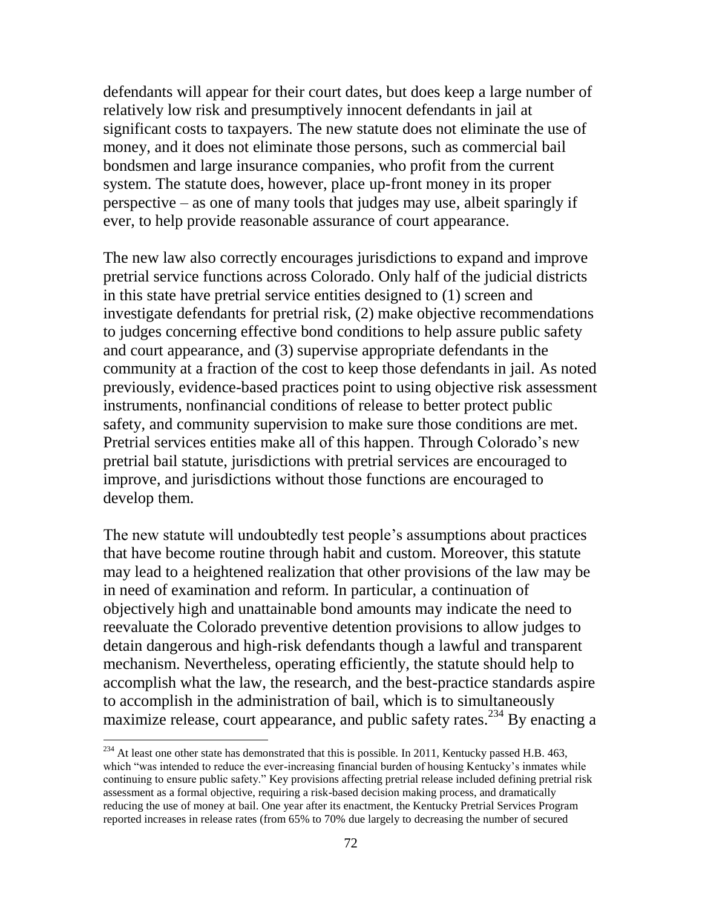defendants will appear for their court dates, but does keep a large number of relatively low risk and presumptively innocent defendants in jail at significant costs to taxpayers. The new statute does not eliminate the use of money, and it does not eliminate those persons, such as commercial bail bondsmen and large insurance companies, who profit from the current system. The statute does, however, place up-front money in its proper perspective – as one of many tools that judges may use, albeit sparingly if ever, to help provide reasonable assurance of court appearance.

The new law also correctly encourages jurisdictions to expand and improve pretrial service functions across Colorado. Only half of the judicial districts in this state have pretrial service entities designed to (1) screen and investigate defendants for pretrial risk, (2) make objective recommendations to judges concerning effective bond conditions to help assure public safety and court appearance, and (3) supervise appropriate defendants in the community at a fraction of the cost to keep those defendants in jail. As noted previously, evidence-based practices point to using objective risk assessment instruments, nonfinancial conditions of release to better protect public safety, and community supervision to make sure those conditions are met. Pretrial services entities make all of this happen. Through Colorado's new pretrial bail statute, jurisdictions with pretrial services are encouraged to improve, and jurisdictions without those functions are encouraged to develop them.

The new statute will undoubtedly test people's assumptions about practices that have become routine through habit and custom. Moreover, this statute may lead to a heightened realization that other provisions of the law may be in need of examination and reform. In particular, a continuation of objectively high and unattainable bond amounts may indicate the need to reevaluate the Colorado preventive detention provisions to allow judges to detain dangerous and high-risk defendants though a lawful and transparent mechanism. Nevertheless, operating efficiently, the statute should help to accomplish what the law, the research, and the best-practice standards aspire to accomplish in the administration of bail, which is to simultaneously maximize release, court appearance, and public safety rates.[234] By enacting a

[234] At least one other state has demonstrated that this is possible. In 2011, Kentucky passed H.B. 463, which "was intended to reduce the ever-increasing financial burden of housing Kentucky's inmates while continuing to ensure public safety." Key provisions affecting pretrial release included defining pretrial risk assessment as a formal objective, requiring a risk-based decision making process, and dramatically reducing the use of money at bail. One year after its enactment, the Kentucky Pretrial Services Program reported increases in release rates (from 65% to 70% due largely to decreasing the number of secured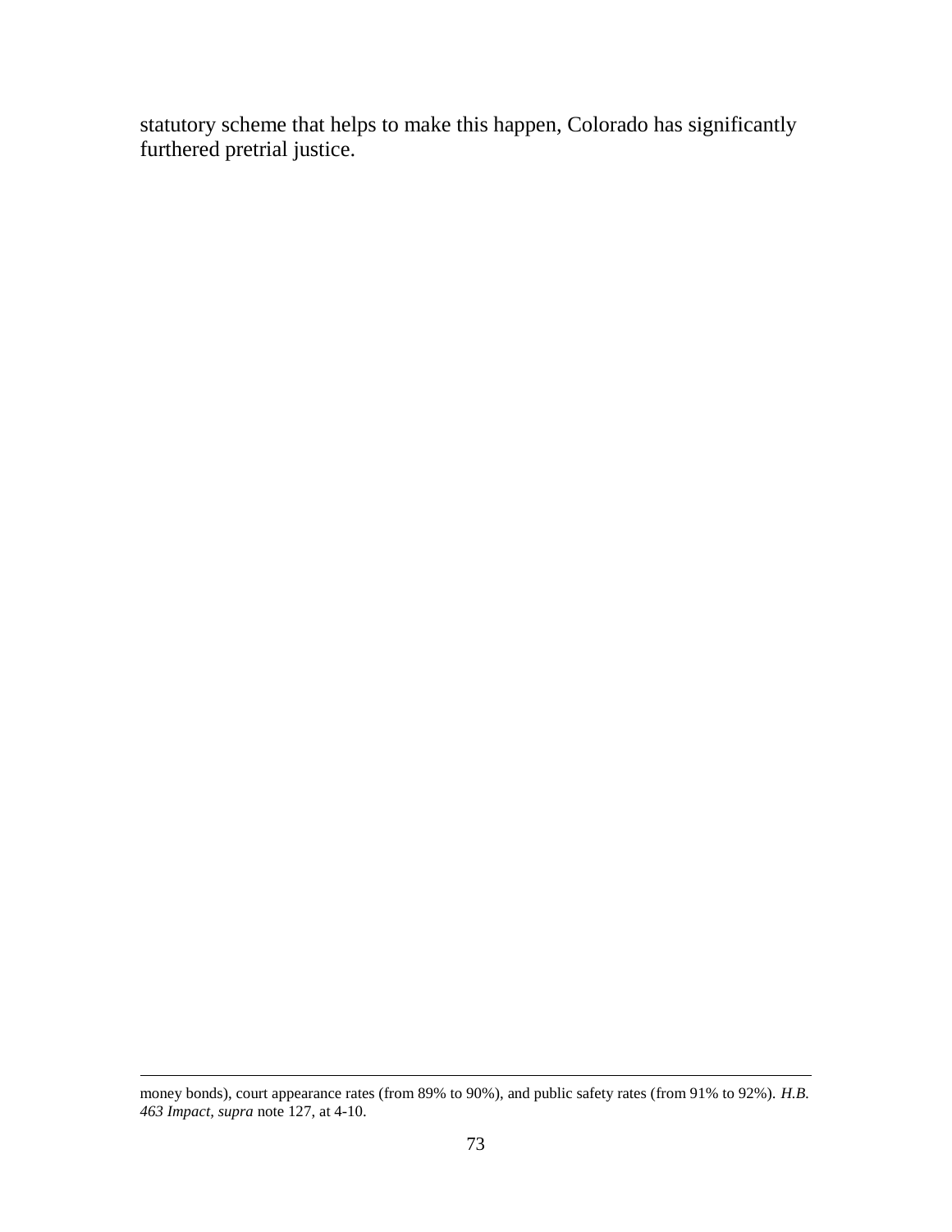statutory scheme that helps to make this happen, Colorado has significantly furthered pretrial justice.

---

money bonds), court appearance rates (from 89% to 90%), and public safety rates (from 91% to 92%). *H.B. 463 Impact*, *supra* note 127, at 4-10.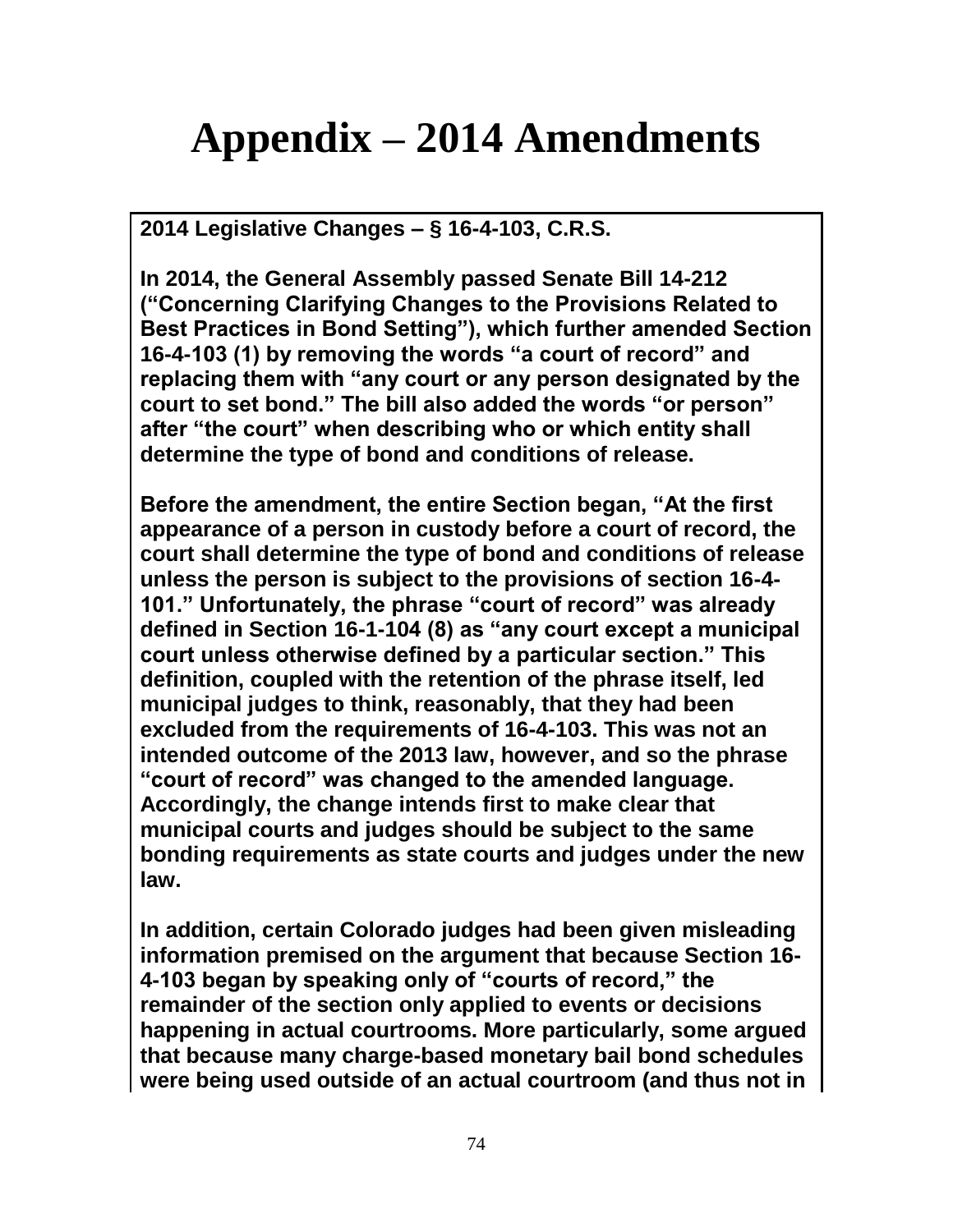# Appendix – 2014 Amendments

**2014 Legislative Changes – § 16-4-103, C.R.S.**

**In 2014, the General Assembly passed Senate Bill 14-212 ("Concerning Clarifying Changes to the Provisions Related to Best Practices in Bond Setting"), which further amended Section 16-4-103 (1) by removing the words "a court of record" and replacing them with "any court or any person designated by the court to set bond." The bill also added the words "or person" after "the court" when describing who or which entity shall determine the type of bond and conditions of release.**

**Before the amendment, the entire Section began, "At the first appearance of a person in custody before a court of record, the court shall determine the type of bond and conditions of release unless the person is subject to the provisions of section 16-4-101." Unfortunately, the phrase "court of record" was already defined in Section 16-1-104 (8) as "any court except a municipal court unless otherwise defined by a particular section." This definition, coupled with the retention of the phrase itself, led municipal judges to think, reasonably, that they had been excluded from the requirements of 16-4-103. This was not an intended outcome of the 2013 law, however, and so the phrase "court of record" was changed to the amended language. Accordingly, the change intends first to make clear that municipal courts and judges should be subject to the same bonding requirements as state courts and judges under the new law.**

**In addition, certain Colorado judges had been given misleading information premised on the argument that because Section 16-4-103 began by speaking only of "courts of record," the remainder of the section only applied to events or decisions happening in actual courtrooms. More particularly, some argued that because many charge-based monetary bail bond schedules were being used outside of an actual courtroom (and thus not in**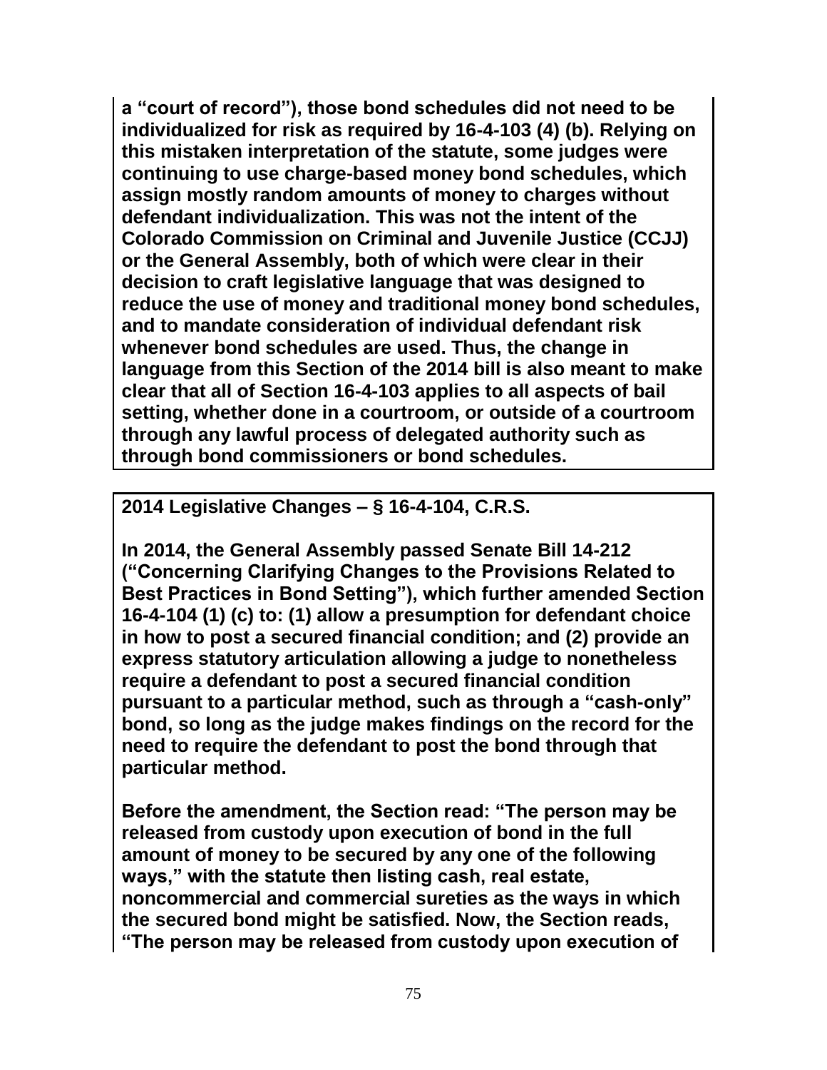**a "court of record"), those bond schedules did not need to be individualized for risk as required by 16-4-103 (4) (b). Relying on this mistaken interpretation of the statute, some judges were continuing to use charge-based money bond schedules, which assign mostly random amounts of money to charges without defendant individualization. This was not the intent of the Colorado Commission on Criminal and Juvenile Justice (CCJJ) or the General Assembly, both of which were clear in their decision to craft legislative language that was designed to reduce the use of money and traditional money bond schedules, and to mandate consideration of individual defendant risk whenever bond schedules are used. Thus, the change in language from this Section of the 2014 bill is also meant to make clear that all of Section 16-4-103 applies to all aspects of bail setting, whether done in a courtroom, or outside of a courtroom through any lawful process of delegated authority such as through bond commissioners or bond schedules.**

**2014 Legislative Changes – § 16-4-104, C.R.S.**

**In 2014, the General Assembly passed Senate Bill 14-212 ("Concerning Clarifying Changes to the Provisions Related to Best Practices in Bond Setting"), which further amended Section 16-4-104 (1) (c) to: (1) allow a presumption for defendant choice in how to post a secured financial condition; and (2) provide an express statutory articulation allowing a judge to nonetheless require a defendant to post a secured financial condition pursuant to a particular method, such as through a "cash-only" bond, so long as the judge makes findings on the record for the need to require the defendant to post the bond through that particular method.**

**Before the amendment, the Section read: "The person may be released from custody upon execution of bond in the full amount of money to be secured by any one of the following ways," with the statute then listing cash, real estate, noncommercial and commercial sureties as the ways in which the secured bond might be satisfied. Now, the Section reads, "The person may be released from custody upon execution of**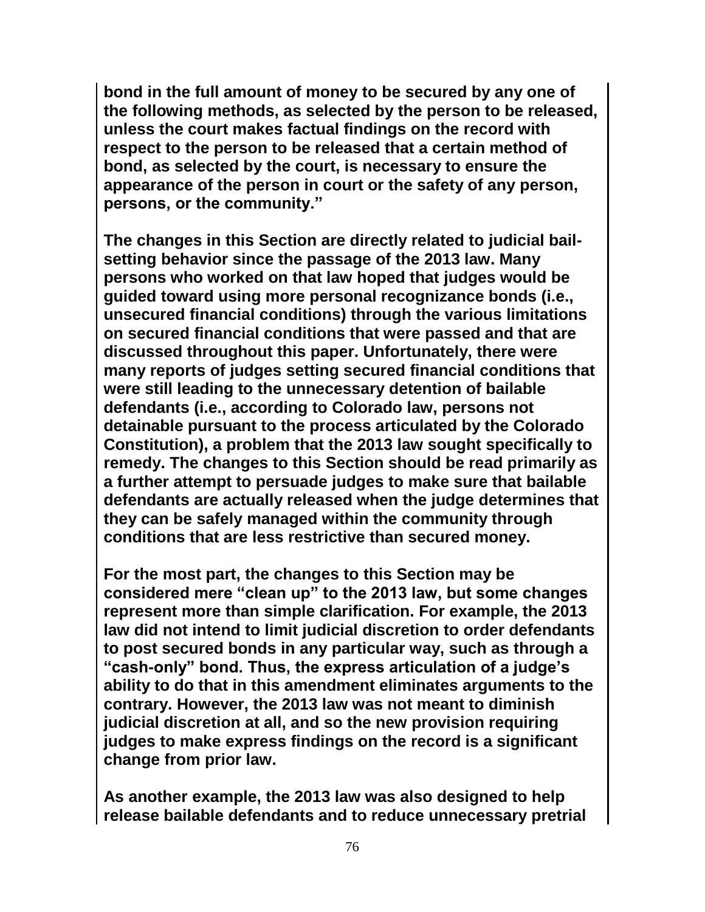**bond in the full amount of money to be secured by any one of the following methods, as selected by the person to be released, unless the court makes factual findings on the record with respect to the person to be released that a certain method of bond, as selected by the court, is necessary to ensure the appearance of the person in court or the safety of any person, persons, or the community."**

**The changes in this Section are directly related to judicial bail-setting behavior since the passage of the 2013 law. Many persons who worked on that law hoped that judges would be guided toward using more personal recognizance bonds (i.e., unsecured financial conditions) through the various limitations on secured financial conditions that were passed and that are discussed throughout this paper. Unfortunately, there were many reports of judges setting secured financial conditions that were still leading to the unnecessary detention of bailable defendants (i.e., according to Colorado law, persons not detainable pursuant to the process articulated by the Colorado Constitution), a problem that the 2013 law sought specifically to remedy. The changes to this Section should be read primarily as a further attempt to persuade judges to make sure that bailable defendants are actually released when the judge determines that they can be safely managed within the community through conditions that are less restrictive than secured money.**

**For the most part, the changes to this Section may be considered mere "clean up" to the 2013 law, but some changes represent more than simple clarification. For example, the 2013 law did not intend to limit judicial discretion to order defendants to post secured bonds in any particular way, such as through a "cash-only" bond. Thus, the express articulation of a judge's ability to do that in this amendment eliminates arguments to the contrary. However, the 2013 law was not meant to diminish judicial discretion at all, and so the new provision requiring judges to make express findings on the record is a significant change from prior law.**

**As another example, the 2013 law was also designed to help release bailable defendants and to reduce unnecessary pretrial**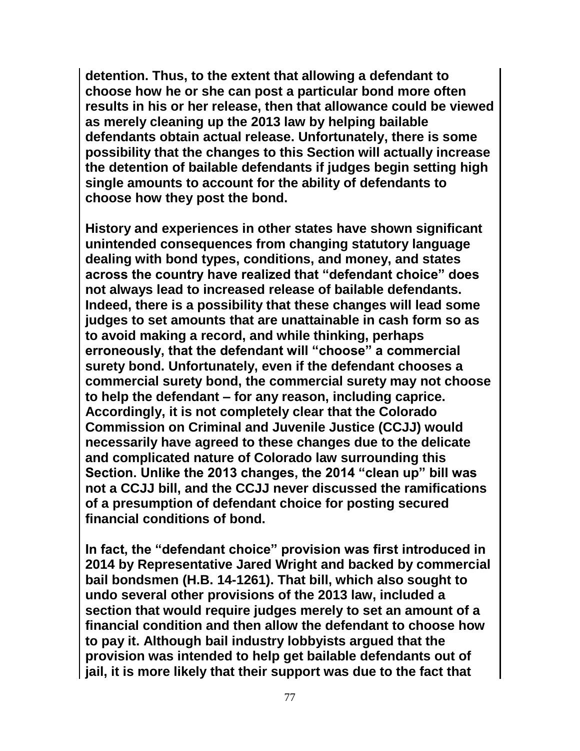**detention. Thus, to the extent that allowing a defendant to choose how he or she can post a particular bond more often results in his or her release, then that allowance could be viewed as merely cleaning up the 2013 law by helping bailable defendants obtain actual release. Unfortunately, there is some possibility that the changes to this Section will actually increase the detention of bailable defendants if judges begin setting high single amounts to account for the ability of defendants to choose how they post the bond.**

**History and experiences in other states have shown significant unintended consequences from changing statutory language dealing with bond types, conditions, and money, and states across the country have realized that "defendant choice" does not always lead to increased release of bailable defendants. Indeed, there is a possibility that these changes will lead some judges to set amounts that are unattainable in cash form so as to avoid making a record, and while thinking, perhaps erroneously, that the defendant will "choose" a commercial surety bond. Unfortunately, even if the defendant chooses a commercial surety bond, the commercial surety may not choose to help the defendant – for any reason, including caprice. Accordingly, it is not completely clear that the Colorado Commission on Criminal and Juvenile Justice (CCJJ) would necessarily have agreed to these changes due to the delicate and complicated nature of Colorado law surrounding this Section. Unlike the 2013 changes, the 2014 "clean up" bill was not a CCJJ bill, and the CCJJ never discussed the ramifications of a presumption of defendant choice for posting secured financial conditions of bond.**

**In fact, the "defendant choice" provision was first introduced in 2014 by Representative Jared Wright and backed by commercial bail bondsmen (H.B. 14-1261). That bill, which also sought to undo several other provisions of the 2013 law, included a section that would require judges merely to set an amount of a financial condition and then allow the defendant to choose how to pay it. Although bail industry lobbyists argued that the provision was intended to help get bailable defendants out of jail, it is more likely that their support was due to the fact that**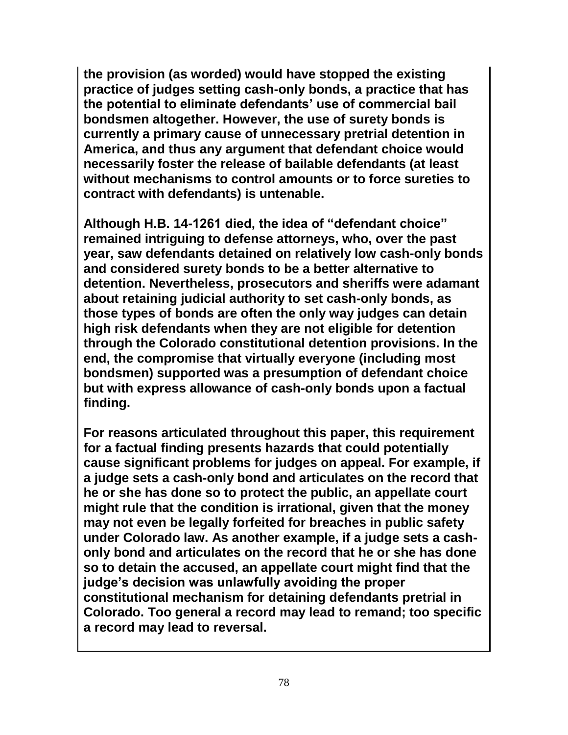**the provision (as worded) would have stopped the existing practice of judges setting cash-only bonds, a practice that has the potential to eliminate defendants' use of commercial bail bondsmen altogether. However, the use of surety bonds is currently a primary cause of unnecessary pretrial detention in America, and thus any argument that defendant choice would necessarily foster the release of bailable defendants (at least without mechanisms to control amounts or to force sureties to contract with defendants) is untenable.**

**Although H.B. 14-1261 died, the idea of "defendant choice" remained intriguing to defense attorneys, who, over the past year, saw defendants detained on relatively low cash-only bonds and considered surety bonds to be a better alternative to detention. Nevertheless, prosecutors and sheriffs were adamant about retaining judicial authority to set cash-only bonds, as those types of bonds are often the only way judges can detain high risk defendants when they are not eligible for detention through the Colorado constitutional detention provisions. In the end, the compromise that virtually everyone (including most bondsmen) supported was a presumption of defendant choice but with express allowance of cash-only bonds upon a factual finding.**

**For reasons articulated throughout this paper, this requirement for a factual finding presents hazards that could potentially cause significant problems for judges on appeal. For example, if a judge sets a cash-only bond and articulates on the record that he or she has done so to protect the public, an appellate court might rule that the condition is irrational, given that the money may not even be legally forfeited for breaches in public safety under Colorado law. As another example, if a judge sets a cash-only bond and articulates on the record that he or she has done so to detain the accused, an appellate court might find that the judge's decision was unlawfully avoiding the proper constitutional mechanism for detaining defendants pretrial in Colorado. Too general a record may lead to remand; too specific a record may lead to reversal.**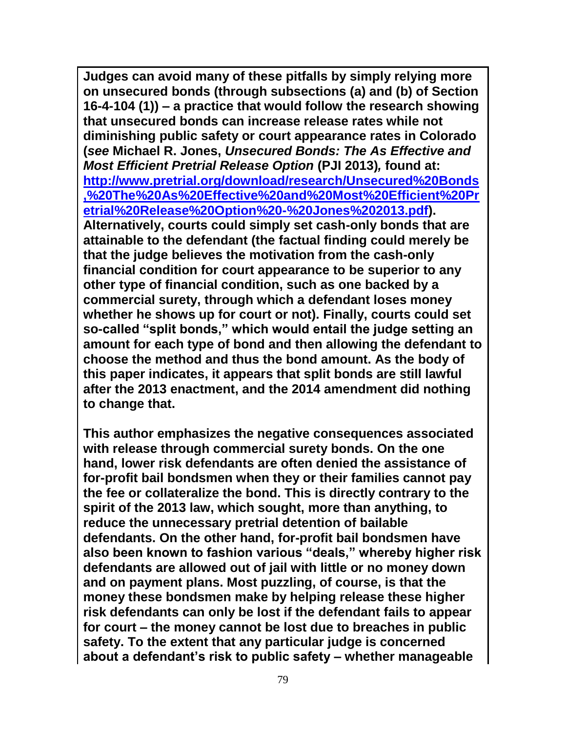**Judges can avoid many of these pitfalls by simply relying more on unsecured bonds (through subsections (a) and (b) of Section 16-4-104 (1)) – a practice that would follow the research showing that unsecured bonds can increase release rates while not diminishing public safety or court appearance rates in Colorado (*see* Michael R. Jones, *Unsecured Bonds: The As Effective and Most Efficient Pretrial Release Option* (PJI 2013)*,* found at: [http://www.pretrial.org/download/research/Unsecured%20Bonds,%20The%20As%20Effective%20and%20Most%20Efficient%20Pretrial%20Release%20Option%20-%20Jones%202013.pdf](http://www.pretrial.org/download/research/Unsecured%20Bonds,%20The%20As%20Effective%20and%20Most%20Efficient%20Pretrial%20Release%20Option%20-%20Jones%202013.pdf)). Alternatively, courts could simply set cash-only bonds that are attainable to the defendant (the factual finding could merely be that the judge believes the motivation from the cash-only financial condition for court appearance to be superior to any other type of financial condition, such as one backed by a commercial surety, through which a defendant loses money whether he shows up for court or not). Finally, courts could set so-called "split bonds," which would entail the judge setting an amount for each type of bond and then allowing the defendant to choose the method and thus the bond amount. As the body of this paper indicates, it appears that split bonds are still lawful after the 2013 enactment, and the 2014 amendment did nothing to change that.**

**This author emphasizes the negative consequences associated with release through commercial surety bonds. On the one hand, lower risk defendants are often denied the assistance of for-profit bail bondsmen when they or their families cannot pay the fee or collateralize the bond. This is directly contrary to the spirit of the 2013 law, which sought, more than anything, to reduce the unnecessary pretrial detention of bailable defendants. On the other hand, for-profit bail bondsmen have also been known to fashion various "deals," whereby higher risk defendants are allowed out of jail with little or no money down and on payment plans. Most puzzling, of course, is that the money these bondsmen make by helping release these higher risk defendants can only be lost if the defendant fails to appear for court – the money cannot be lost due to breaches in public safety. To the extent that any particular judge is concerned about a defendant's risk to public safety – whether manageable**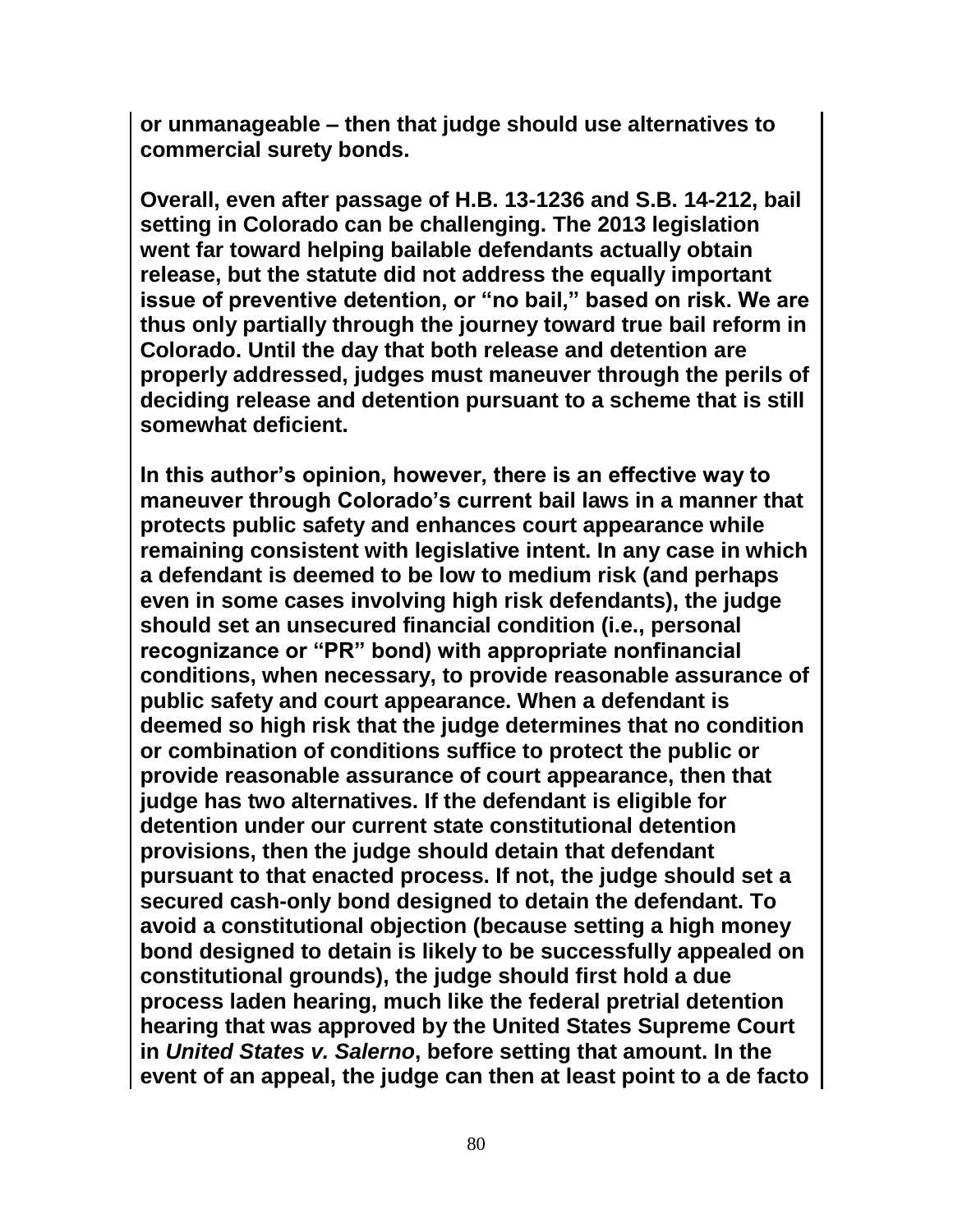**or unmanageable – then that judge should use alternatives to commercial surety bonds.**

**Overall, even after passage of H.B. 13-1236 and S.B. 14-212, bail setting in Colorado can be challenging. The 2013 legislation went far toward helping bailable defendants actually obtain release, but the statute did not address the equally important issue of preventive detention, or "no bail," based on risk. We are thus only partially through the journey toward true bail reform in Colorado. Until the day that both release and detention are properly addressed, judges must maneuver through the perils of deciding release and detention pursuant to a scheme that is still somewhat deficient.**

**In this author's opinion, however, there is an effective way to maneuver through Colorado's current bail laws in a manner that protects public safety and enhances court appearance while remaining consistent with legislative intent. In any case in which a defendant is deemed to be low to medium risk (and perhaps even in some cases involving high risk defendants), the judge should set an unsecured financial condition (i.e., personal recognizance or "PR" bond) with appropriate nonfinancial conditions, when necessary, to provide reasonable assurance of public safety and court appearance. When a defendant is deemed so high risk that the judge determines that no condition or combination of conditions suffice to protect the public or provide reasonable assurance of court appearance, then that judge has two alternatives. If the defendant is eligible for detention under our current state constitutional detention provisions, then the judge should detain that defendant pursuant to that enacted process. If not, the judge should set a secured cash-only bond designed to detain the defendant. To avoid a constitutional objection (because setting a high money bond designed to detain is likely to be successfully appealed on constitutional grounds), the judge should first hold a due process laden hearing, much like the federal pretrial detention hearing that was approved by the United States Supreme Court in *United States v. Salerno*, before setting that amount. In the event of an appeal, the judge can then at least point to a de facto**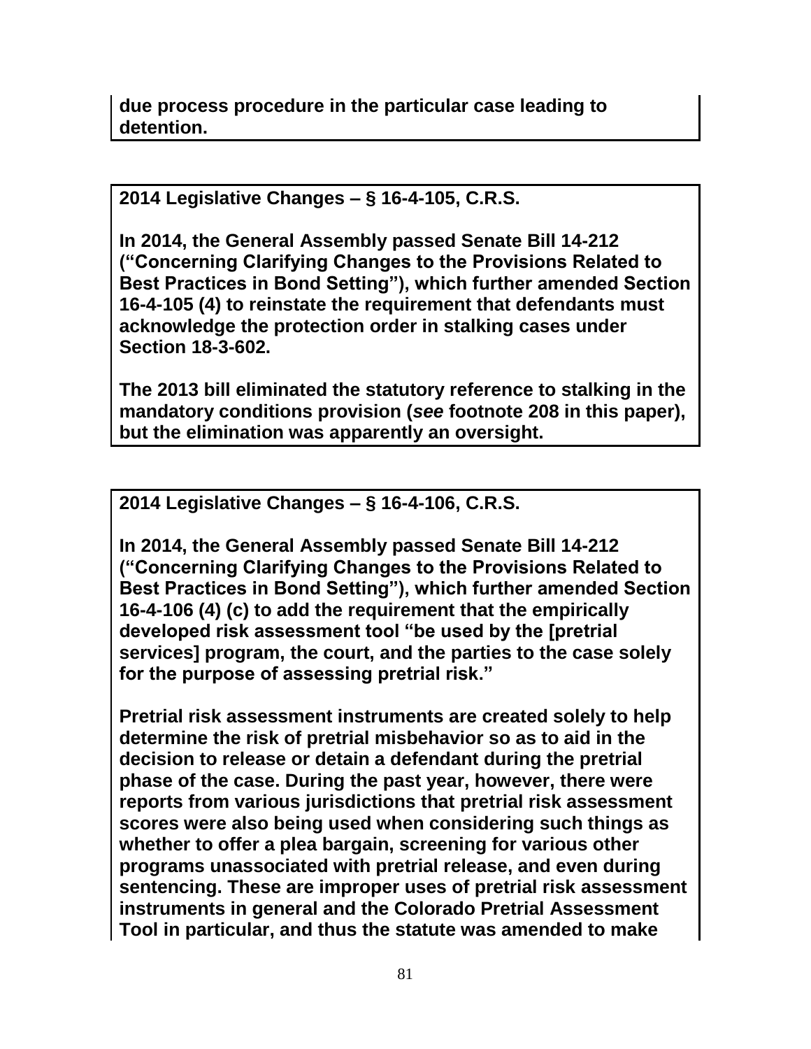**due process procedure in the particular case leading to detention.**

**2014 Legislative Changes – § 16-4-105, C.R.S.**

**In 2014, the General Assembly passed Senate Bill 14-212 ("Concerning Clarifying Changes to the Provisions Related to Best Practices in Bond Setting"), which further amended Section 16-4-105 (4) to reinstate the requirement that defendants must acknowledge the protection order in stalking cases under Section 18-3-602.**

**The 2013 bill eliminated the statutory reference to stalking in the mandatory conditions provision (*see* footnote 208 in this paper), but the elimination was apparently an oversight.**

**2014 Legislative Changes – § 16-4-106, C.R.S.**

**In 2014, the General Assembly passed Senate Bill 14-212 ("Concerning Clarifying Changes to the Provisions Related to Best Practices in Bond Setting"), which further amended Section 16-4-106 (4) (c) to add the requirement that the empirically developed risk assessment tool "be used by the [pretrial services] program, the court, and the parties to the case solely for the purpose of assessing pretrial risk."**

**Pretrial risk assessment instruments are created solely to help determine the risk of pretrial misbehavior so as to aid in the decision to release or detain a defendant during the pretrial phase of the case. During the past year, however, there were reports from various jurisdictions that pretrial risk assessment scores were also being used when considering such things as whether to offer a plea bargain, screening for various other programs unassociated with pretrial release, and even during sentencing. These are improper uses of pretrial risk assessment instruments in general and the Colorado Pretrial Assessment Tool in particular, and thus the statute was amended to make**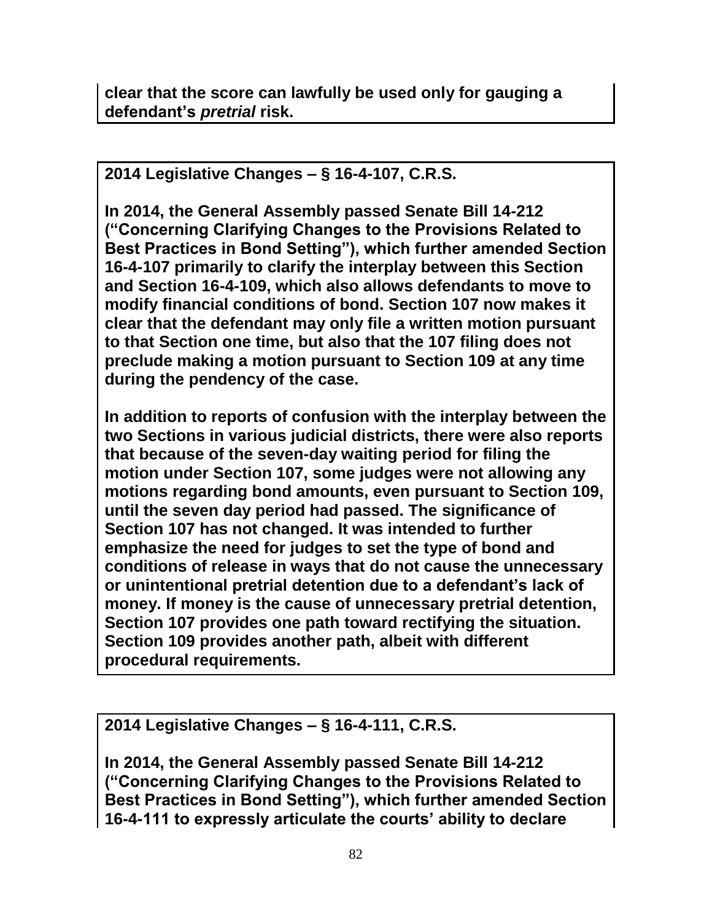**clear that the score can lawfully be used only for gauging a defendant's *pretrial* risk.**

**2014 Legislative Changes – § 16-4-107, C.R.S.**

**In 2014, the General Assembly passed Senate Bill 14-212 ("Concerning Clarifying Changes to the Provisions Related to Best Practices in Bond Setting"), which further amended Section 16-4-107 primarily to clarify the interplay between this Section and Section 16-4-109, which also allows defendants to move to modify financial conditions of bond. Section 107 now makes it clear that the defendant may only file a written motion pursuant to that Section one time, but also that the 107 filing does not preclude making a motion pursuant to Section 109 at any time during the pendency of the case.**

**In addition to reports of confusion with the interplay between the two Sections in various judicial districts, there were also reports that because of the seven-day waiting period for filing the motion under Section 107, some judges were not allowing any motions regarding bond amounts, even pursuant to Section 109, until the seven day period had passed. The significance of Section 107 has not changed. It was intended to further emphasize the need for judges to set the type of bond and conditions of release in ways that do not cause the unnecessary or unintentional pretrial detention due to a defendant's lack of money. If money is the cause of unnecessary pretrial detention, Section 107 provides one path toward rectifying the situation. Section 109 provides another path, albeit with different procedural requirements.**

**2014 Legislative Changes – § 16-4-111, C.R.S.**

**In 2014, the General Assembly passed Senate Bill 14-212 ("Concerning Clarifying Changes to the Provisions Related to Best Practices in Bond Setting"), which further amended Section 16-4-111 to expressly articulate the courts' ability to declare**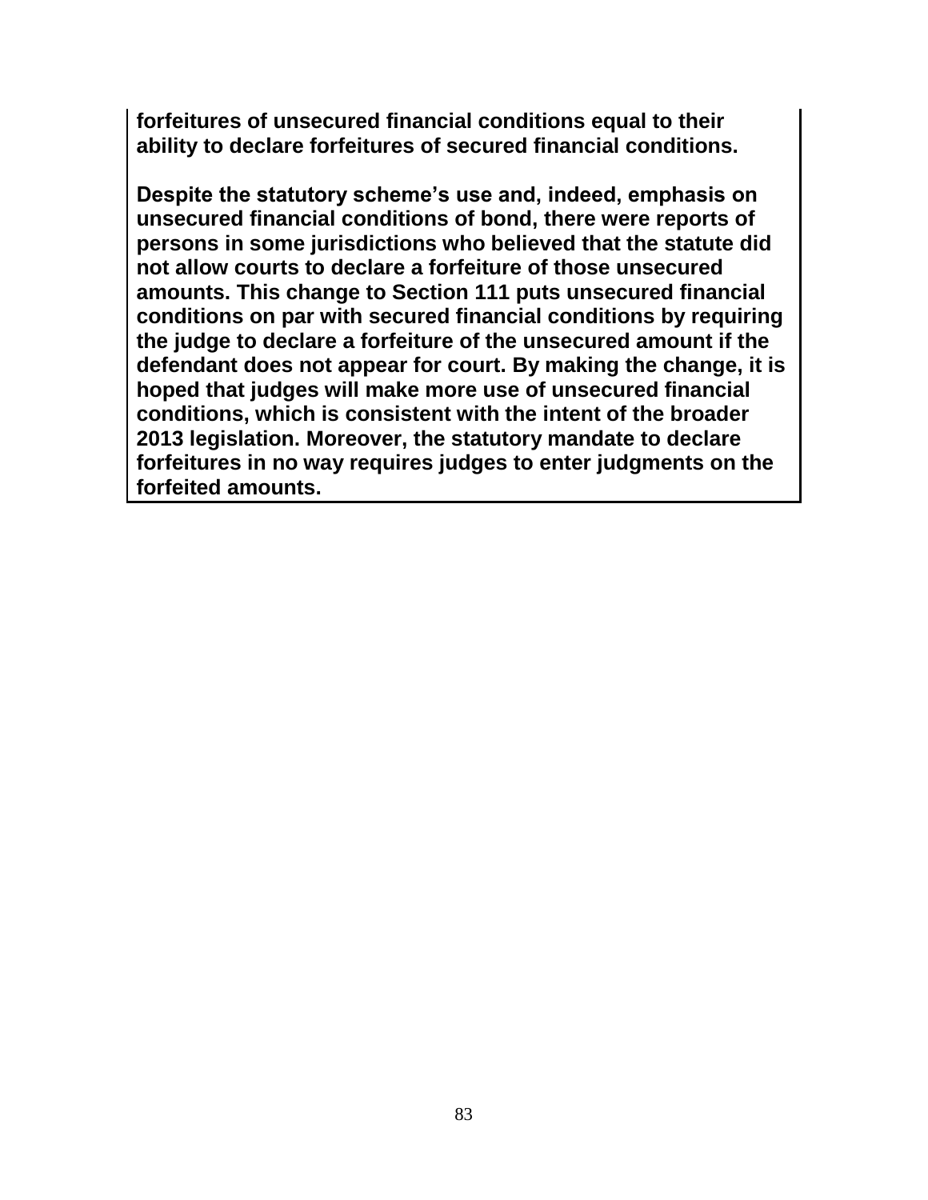**forfeitures of unsecured financial conditions equal to their ability to declare forfeitures of secured financial conditions.**

**Despite the statutory scheme's use and, indeed, emphasis on unsecured financial conditions of bond, there were reports of persons in some jurisdictions who believed that the statute did not allow courts to declare a forfeiture of those unsecured amounts. This change to Section 111 puts unsecured financial conditions on par with secured financial conditions by requiring the judge to declare a forfeiture of the unsecured amount if the defendant does not appear for court. By making the change, it is hoped that judges will make more use of unsecured financial conditions, which is consistent with the intent of the broader 2013 legislation. Moreover, the statutory mandate to declare forfeitures in no way requires judges to enter judgments on the forfeited amounts.**